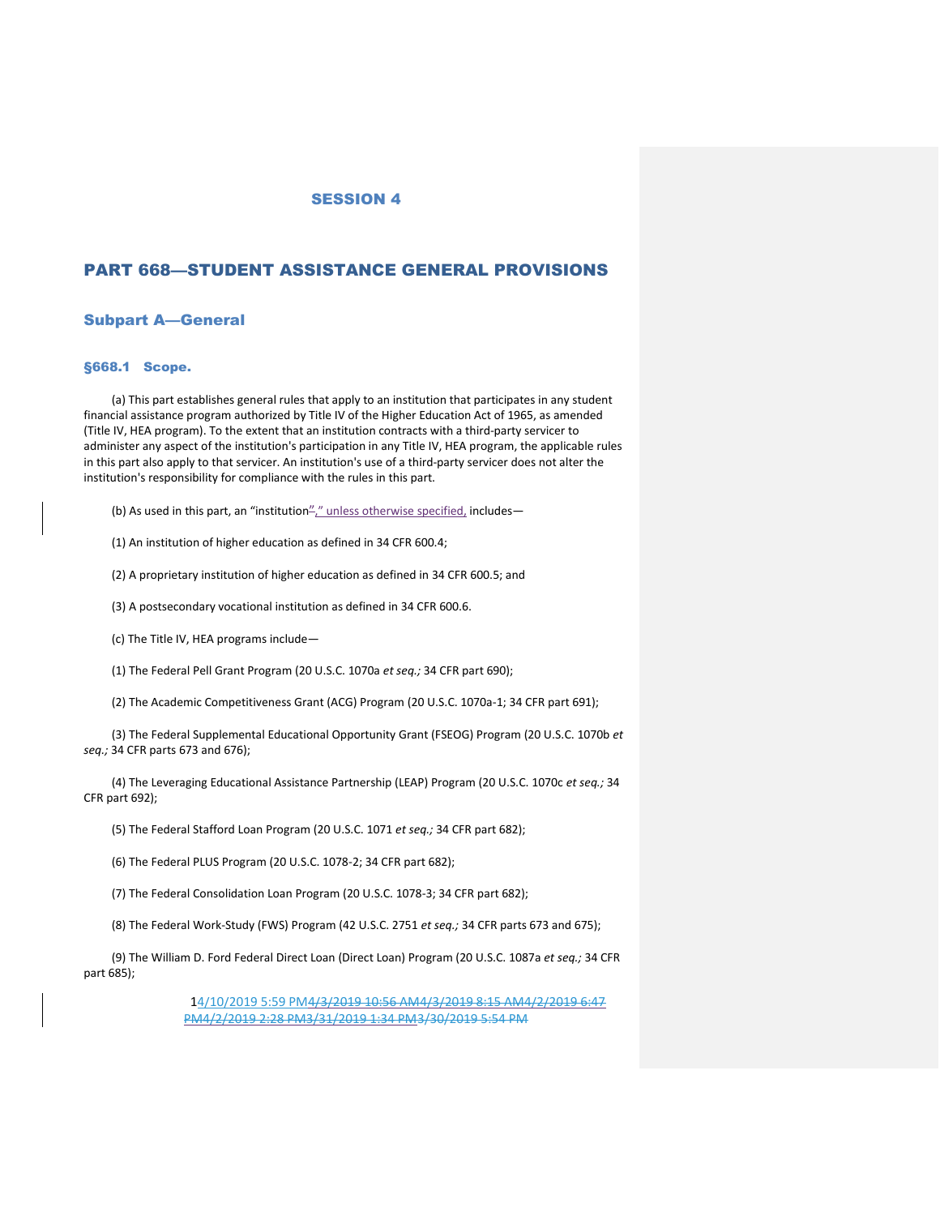# SESSION 4

## PART 668—STUDENT ASSISTANCE GENERAL PROVISIONS

### Subpart A—General

#### §668.1 Scope.

(a) This part establishes general rules that apply to an institution that participates in any student financial assistance program authorized by Title IV of the Higher Education Act of 1965, as amended (Title IV, HEA program). To the extent that an institution contracts with a third-party servicer to administer any aspect of the institution's participation in any Title IV, HEA program, the applicable rules in this part also apply to that servicer. An institution's use of a third-party servicer does not alter the institution's responsibility for compliance with the rules in this part.

(b) As used in this part, an "institution," unless otherwise specified, includes—

(1) An institution of higher education as defined in 34 CFR 600.4;

(2) A proprietary institution of higher education as defined in 34 CFR 600.5; and

(3) A postsecondary vocational institution as defined in 34 CFR 600.6.

(c) The Title IV, HEA programs include—

(1) The Federal Pell Grant Program (20 U.S.C. 1070a *et seq.;* 34 CFR part 690);

(2) The Academic Competitiveness Grant (ACG) Program (20 U.S.C. 1070a-1; 34 CFR part 691);

(3) The Federal Supplemental Educational Opportunity Grant (FSEOG) Program (20 U.S.C. 1070b *et seq.;* 34 CFR parts 673 and 676);

(4) The Leveraging Educational Assistance Partnership (LEAP) Program (20 U.S.C. 1070c *et seq.;* 34 CFR part 692);

(5) The Federal Stafford Loan Program (20 U.S.C. 1071 *et seq.;* 34 CFR part 682);

(6) The Federal PLUS Program (20 U.S.C. 1078-2; 34 CFR part 682);

(7) The Federal Consolidation Loan Program (20 U.S.C. 1078-3; 34 CFR part 682);

(8) The Federal Work-Study (FWS) Program (42 U.S.C. 2751 *et seq.;* 34 CFR parts 673 and 675);

(9) The William D. Ford Federal Direct Loan (Direct Loan) Program (20 U.S.C. 1087a *et seq.;* 34 CFR part 685);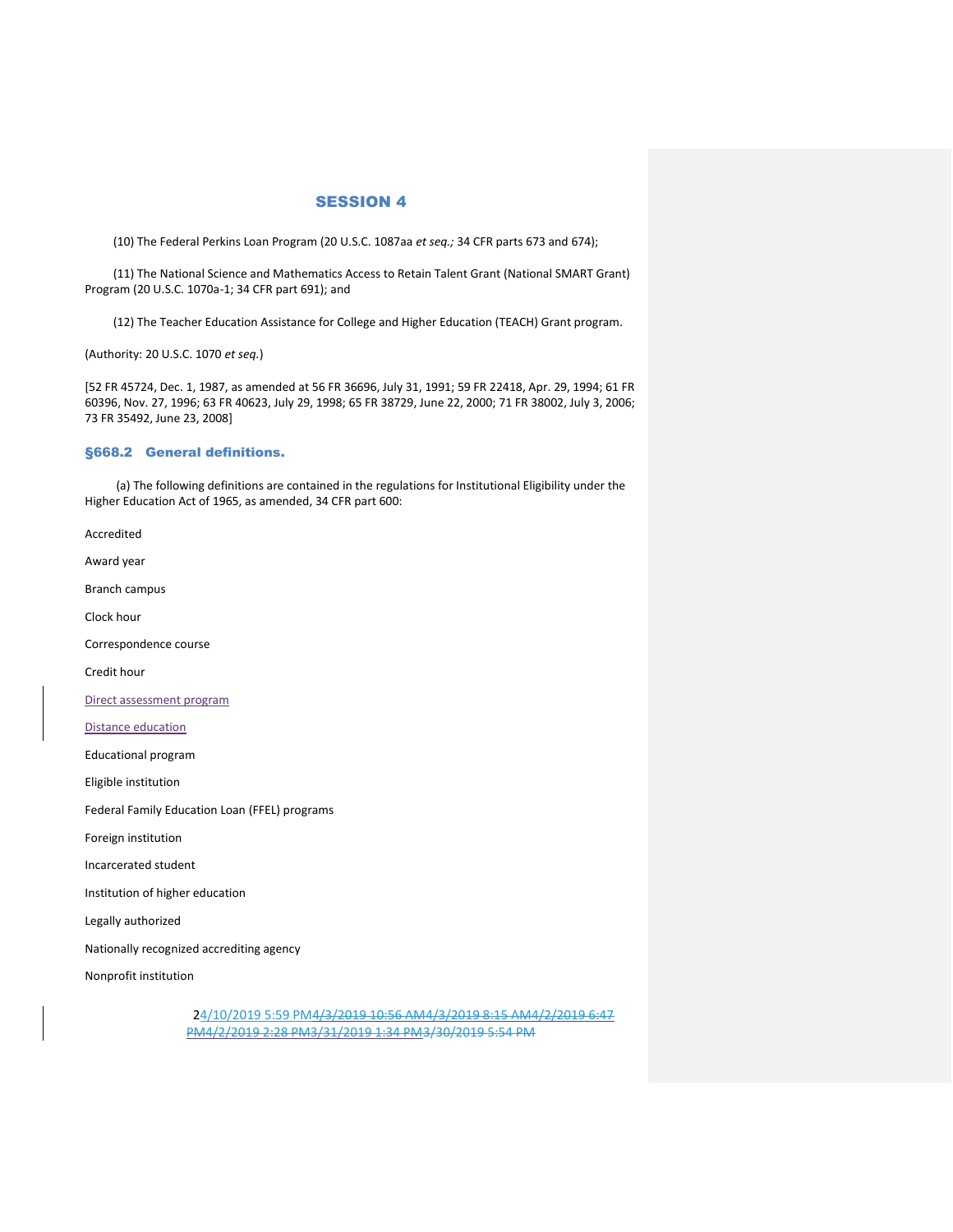## SESSION 4

(10) The Federal Perkins Loan Program (20 U.S.C. 1087aa *et seq.;* 34 CFR parts 673 and 674);

(11) The National Science and Mathematics Access to Retain Talent Grant (National SMART Grant) Program (20 U.S.C. 1070a-1; 34 CFR part 691); and

(12) The Teacher Education Assistance for College and Higher Education (TEACH) Grant program.

(Authority: 20 U.S.C. 1070 *et seq.*)

[52 FR 45724, Dec. 1, 1987, as amended at 56 FR 36696, July 31, 1991; 59 FR 22418, Apr. 29, 1994; 61 FR 60396, Nov. 27, 1996; 63 FR 40623, July 29, 1998; 65 FR 38729, June 22, 2000; 71 FR 38002, July 3, 2006; 73 FR 35492, June 23, 2008]

### §668.2 General definitions.

(a) The following definitions are contained in the regulations for Institutional Eligibility under the Higher Education Act of 1965, as amended, 34 CFR part 600:

Accredited

Award year

Branch campus

Clock hour

Correspondence course

Credit hour

Direct assessment program

Distance education

Educational program

Eligible institution

Federal Family Education Loan (FFEL) programs

Foreign institution

Incarcerated student

Institution of higher education

Legally authorized

Nationally recognized accrediting agency

Nonprofit institution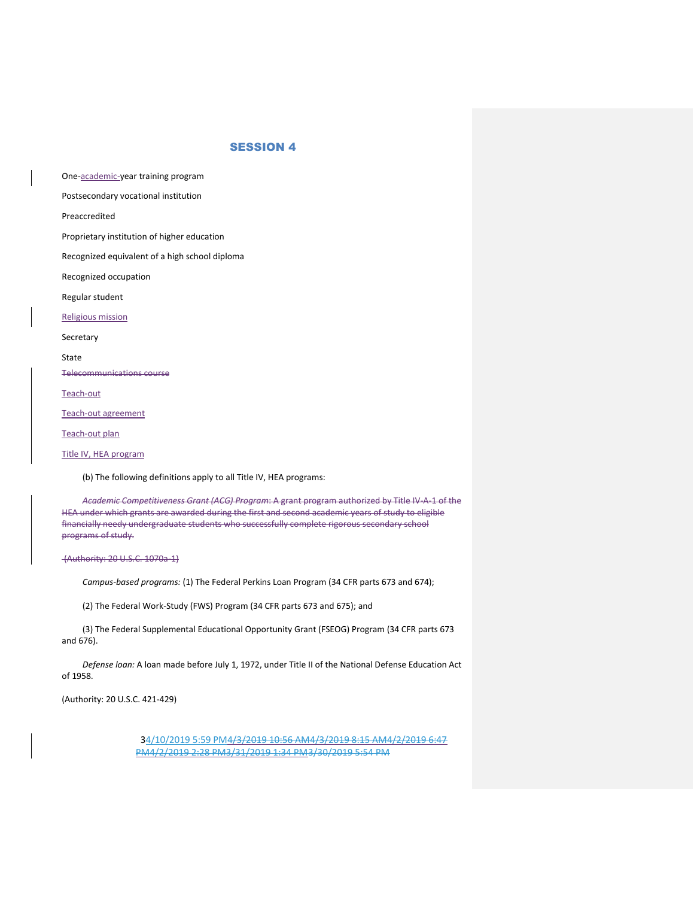## SESSION 4

One-academic-year training program

Postsecondary vocational institution

Preaccredited

Proprietary institution of higher education

Recognized equivalent of a high school diploma

Recognized occupation

Regular student

Religious mission

Secretary

State

~~Telecommunications course~~

Teach-out

Teach-out agreement

Teach-out plan

Title IV, HEA program

(b) The following definitions apply to all Title IV, HEA programs:

~~*Academic Competitiveness Grant (ACG) Program*: A grant program authorized by Title IV-A-1 of the HEA under which grants are awarded during the first and second academic years of study to eligible financially needy undergraduate students who successfully complete rigorous secondary school programs of study.~~

~~(Authority: 20 U.S.C. 1070a-1)~~

*Campus-based programs:* (1) The Federal Perkins Loan Program (34 CFR parts 673 and 674);

(2) The Federal Work-Study (FWS) Program (34 CFR parts 673 and 675); and

(3) The Federal Supplemental Educational Opportunity Grant (FSEOG) Program (34 CFR parts 673 and 676).

*Defense loan:* A loan made before July 1, 1972, under Title II of the National Defense Education Act of 1958.

(Authority: 20 U.S.C. 421-429)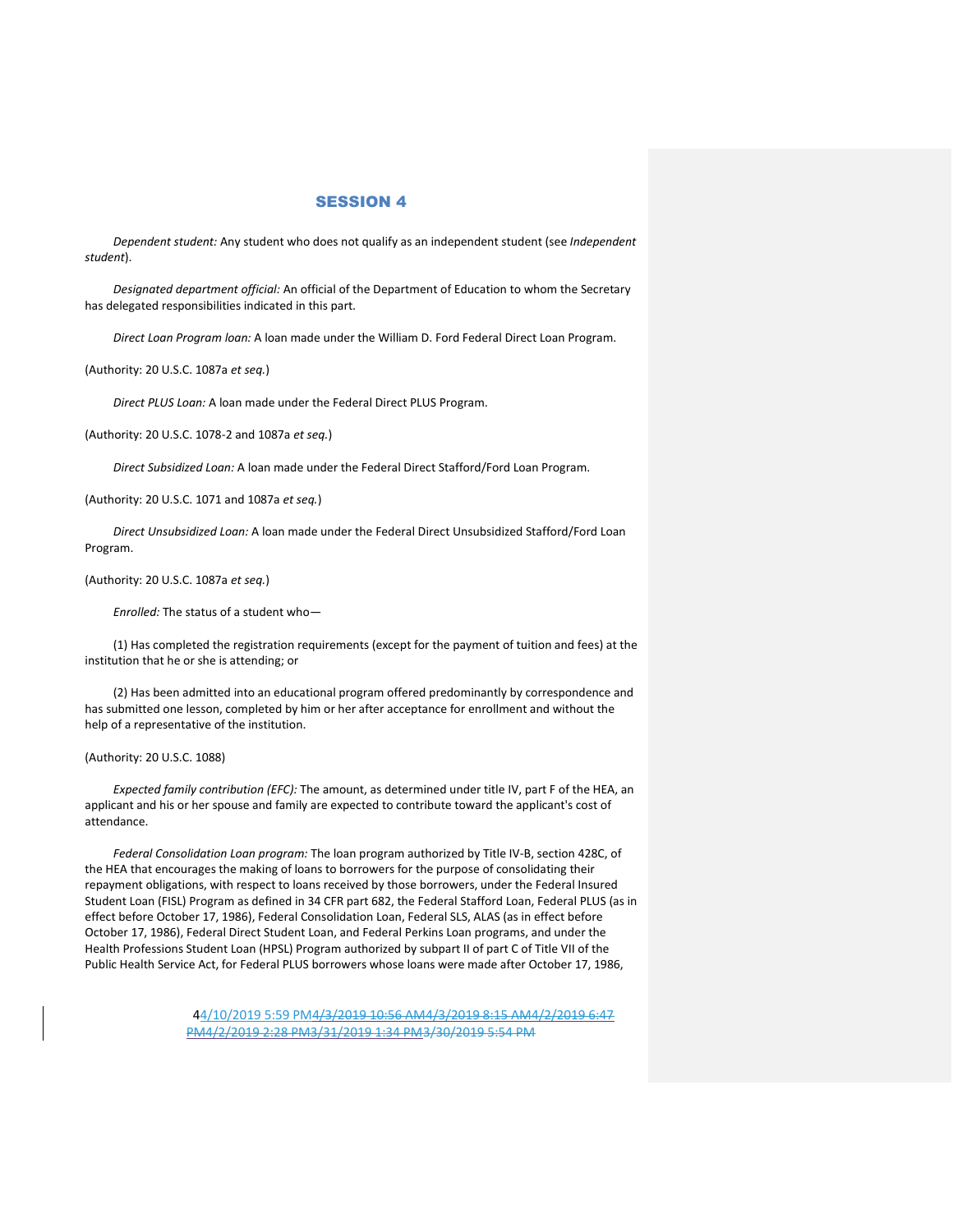## SESSION 4

*Dependent student:* Any student who does not qualify as an independent student (see *Independent student*).

*Designated department official:* An official of the Department of Education to whom the Secretary has delegated responsibilities indicated in this part.

*Direct Loan Program loan:* A loan made under the William D. Ford Federal Direct Loan Program.

(Authority: 20 U.S.C. 1087a *et seq.*)

*Direct PLUS Loan:* A loan made under the Federal Direct PLUS Program.

(Authority: 20 U.S.C. 1078-2 and 1087a *et seq.*)

*Direct Subsidized Loan:* A loan made under the Federal Direct Stafford/Ford Loan Program.

(Authority: 20 U.S.C. 1071 and 1087a *et seq.*)

*Direct Unsubsidized Loan:* A loan made under the Federal Direct Unsubsidized Stafford/Ford Loan Program.

(Authority: 20 U.S.C. 1087a *et seq.*)

*Enrolled:* The status of a student who—

(1) Has completed the registration requirements (except for the payment of tuition and fees) at the institution that he or she is attending; or

(2) Has been admitted into an educational program offered predominantly by correspondence and has submitted one lesson, completed by him or her after acceptance for enrollment and without the help of a representative of the institution.

(Authority: 20 U.S.C. 1088)

*Expected family contribution (EFC):* The amount, as determined under title IV, part F of the HEA, an applicant and his or her spouse and family are expected to contribute toward the applicant's cost of attendance.

*Federal Consolidation Loan program:* The loan program authorized by Title IV-B, section 428C, of the HEA that encourages the making of loans to borrowers for the purpose of consolidating their repayment obligations, with respect to loans received by those borrowers, under the Federal Insured Student Loan (FISL) Program as defined in 34 CFR part 682, the Federal Stafford Loan, Federal PLUS (as in effect before October 17, 1986), Federal Consolidation Loan, Federal SLS, ALAS (as in effect before October 17, 1986), Federal Direct Student Loan, and Federal Perkins Loan programs, and under the Health Professions Student Loan (HPSL) Program authorized by subpart II of part C of Title VII of the Public Health Service Act, for Federal PLUS borrowers whose loans were made after October 17, 1986,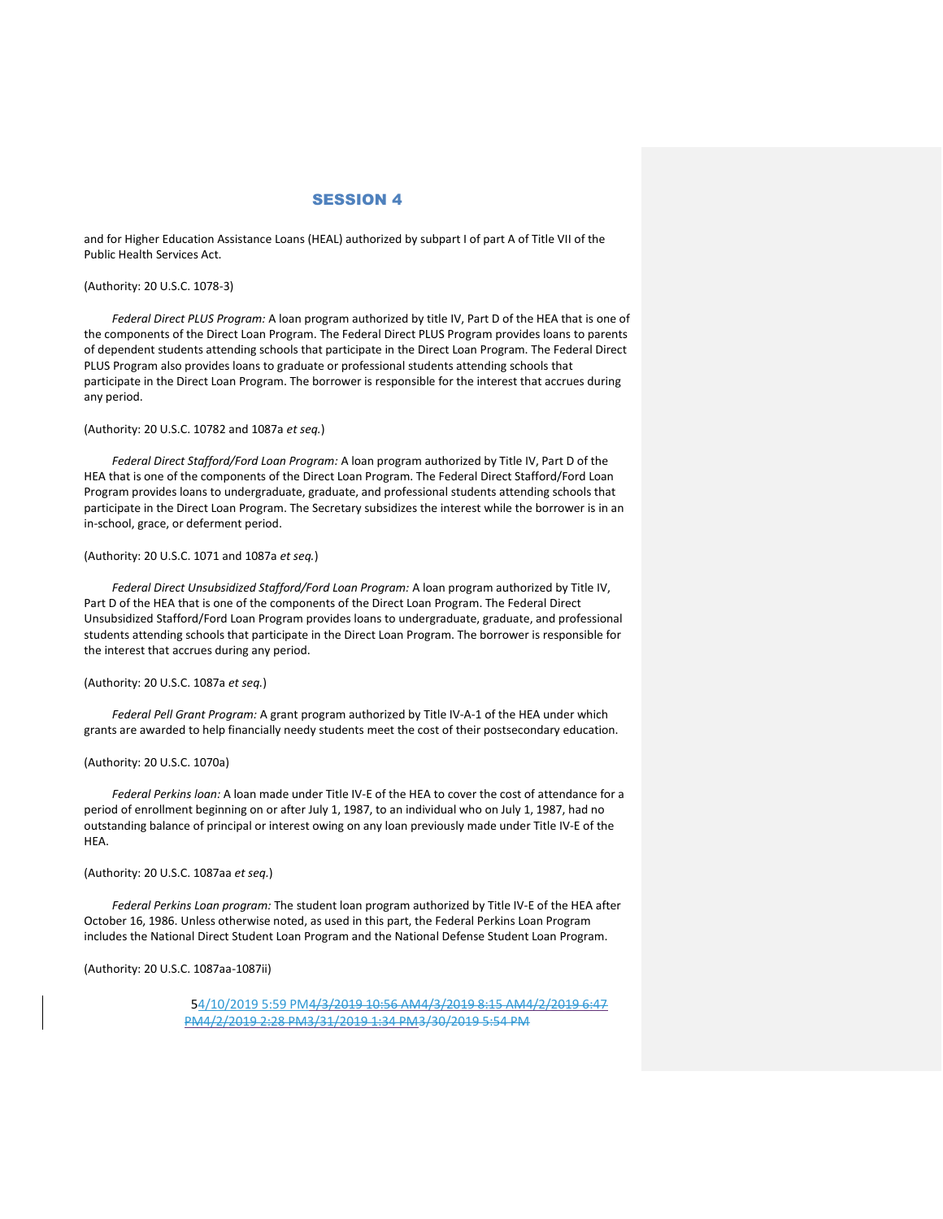and for Higher Education Assistance Loans (HEAL) authorized by subpart I of part A of Title VII of the Public Health Services Act.

(Authority: 20 U.S.C. 1078-3)

*Federal Direct PLUS Program:* A loan program authorized by title IV, Part D of the HEA that is one of the components of the Direct Loan Program. The Federal Direct PLUS Program provides loans to parents of dependent students attending schools that participate in the Direct Loan Program. The Federal Direct PLUS Program also provides loans to graduate or professional students attending schools that participate in the Direct Loan Program. The borrower is responsible for the interest that accrues during any period.

(Authority: 20 U.S.C. 10782 and 1087a *et seq.*)

*Federal Direct Stafford/Ford Loan Program:* A loan program authorized by Title IV, Part D of the HEA that is one of the components of the Direct Loan Program. The Federal Direct Stafford/Ford Loan Program provides loans to undergraduate, graduate, and professional students attending schools that participate in the Direct Loan Program. The Secretary subsidizes the interest while the borrower is in an in-school, grace, or deferment period.

(Authority: 20 U.S.C. 1071 and 1087a *et seq.*)

*Federal Direct Unsubsidized Stafford/Ford Loan Program:* A loan program authorized by Title IV, Part D of the HEA that is one of the components of the Direct Loan Program. The Federal Direct Unsubsidized Stafford/Ford Loan Program provides loans to undergraduate, graduate, and professional students attending schools that participate in the Direct Loan Program. The borrower is responsible for the interest that accrues during any period.

(Authority: 20 U.S.C. 1087a *et seq.*)

*Federal Pell Grant Program:* A grant program authorized by Title IV-A-1 of the HEA under which grants are awarded to help financially needy students meet the cost of their postsecondary education.

(Authority: 20 U.S.C. 1070a)

*Federal Perkins loan:* A loan made under Title IV-E of the HEA to cover the cost of attendance for a period of enrollment beginning on or after July 1, 1987, to an individual who on July 1, 1987, had no outstanding balance of principal or interest owing on any loan previously made under Title IV-E of the HEA.

(Authority: 20 U.S.C. 1087aa *et seq.*)

*Federal Perkins Loan program:* The student loan program authorized by Title IV-E of the HEA after October 16, 1986. Unless otherwise noted, as used in this part, the Federal Perkins Loan Program includes the National Direct Student Loan Program and the National Defense Student Loan Program.

(Authority: 20 U.S.C. 1087aa-1087ii)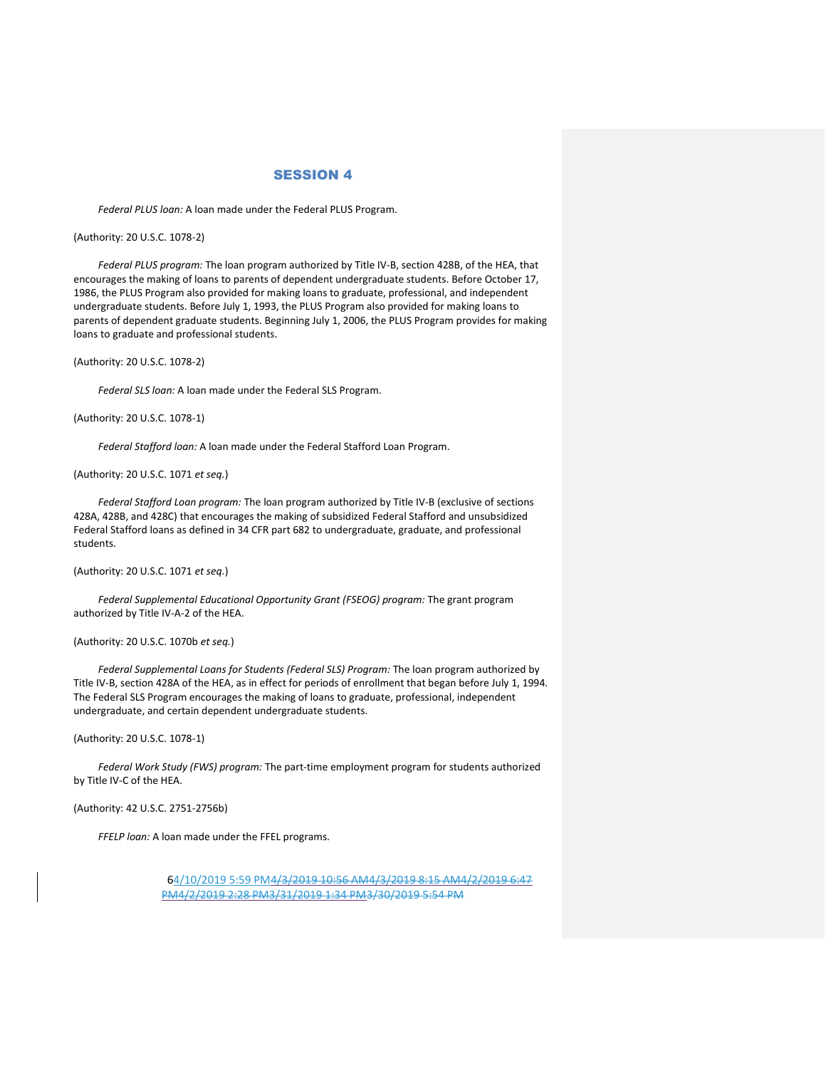## SESSION 4

*Federal PLUS loan:* A loan made under the Federal PLUS Program.

(Authority: 20 U.S.C. 1078-2)

*Federal PLUS program:* The loan program authorized by Title IV-B, section 428B, of the HEA, that encourages the making of loans to parents of dependent undergraduate students. Before October 17, 1986, the PLUS Program also provided for making loans to graduate, professional, and independent undergraduate students. Before July 1, 1993, the PLUS Program also provided for making loans to parents of dependent graduate students. Beginning July 1, 2006, the PLUS Program provides for making loans to graduate and professional students.

(Authority: 20 U.S.C. 1078-2)

*Federal SLS loan:* A loan made under the Federal SLS Program.

(Authority: 20 U.S.C. 1078-1)

*Federal Stafford loan:* A loan made under the Federal Stafford Loan Program.

(Authority: 20 U.S.C. 1071 *et seq.*)

*Federal Stafford Loan program:* The loan program authorized by Title IV-B (exclusive of sections 428A, 428B, and 428C) that encourages the making of subsidized Federal Stafford and unsubsidized Federal Stafford loans as defined in 34 CFR part 682 to undergraduate, graduate, and professional students.

(Authority: 20 U.S.C. 1071 *et seq.*)

*Federal Supplemental Educational Opportunity Grant (FSEOG) program:* The grant program authorized by Title IV-A-2 of the HEA.

(Authority: 20 U.S.C. 1070b *et seq.*)

*Federal Supplemental Loans for Students (Federal SLS) Program:* The loan program authorized by Title IV-B, section 428A of the HEA, as in effect for periods of enrollment that began before July 1, 1994. The Federal SLS Program encourages the making of loans to graduate, professional, independent undergraduate, and certain dependent undergraduate students.

(Authority: 20 U.S.C. 1078-1)

*Federal Work Study (FWS) program:* The part-time employment program for students authorized by Title IV-C of the HEA.

(Authority: 42 U.S.C. 2751-2756b)

*FFELP loan:* A loan made under the FFEL programs.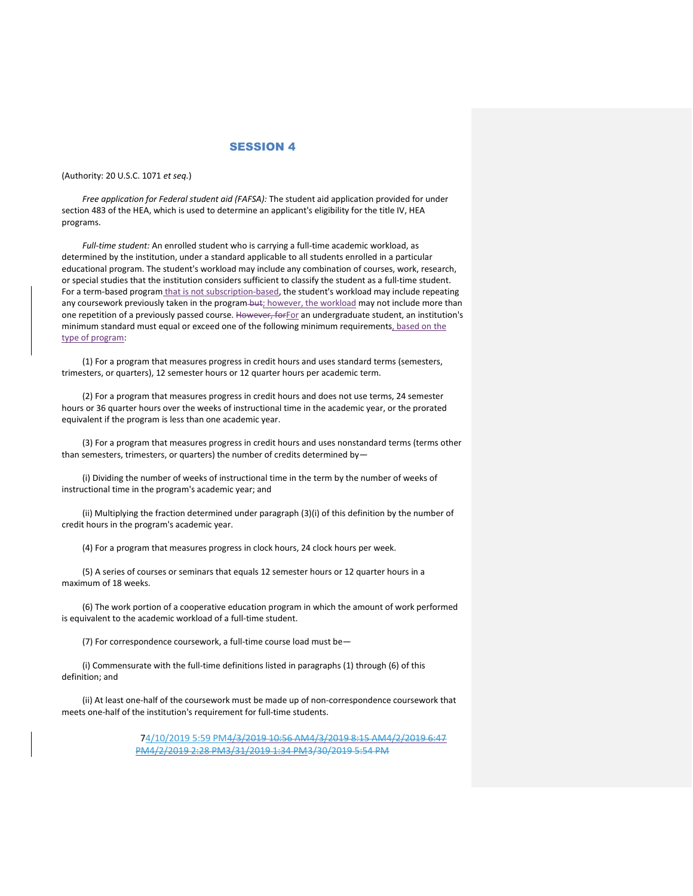## SESSION 4

(Authority: 20 U.S.C. 1071 *et seq.*)

*Free application for Federal student aid (FAFSA):* The student aid application provided for under section 483 of the HEA, which is used to determine an applicant's eligibility for the title IV, HEA programs.

*Full-time student:* An enrolled student who is carrying a full-time academic workload, as determined by the institution, under a standard applicable to all students enrolled in a particular educational program. The student's workload may include any combination of courses, work, research, or special studies that the institution considers sufficient to classify the student as a full-time student. For a term-based program that is not subscription-based, the student's workload may include repeating any coursework previously taken in the program ~~but~~; however, the workload may not include more than one repetition of a previously passed course. ~~However, for~~For an undergraduate student, an institution's minimum standard must equal or exceed one of the following minimum requirements, based on the type of program:

(1) For a program that measures progress in credit hours and uses standard terms (semesters, trimesters, or quarters), 12 semester hours or 12 quarter hours per academic term.

(2) For a program that measures progress in credit hours and does not use terms, 24 semester hours or 36 quarter hours over the weeks of instructional time in the academic year, or the prorated equivalent if the program is less than one academic year.

(3) For a program that measures progress in credit hours and uses nonstandard terms (terms other than semesters, trimesters, or quarters) the number of credits determined by—

(i) Dividing the number of weeks of instructional time in the term by the number of weeks of instructional time in the program's academic year; and

(ii) Multiplying the fraction determined under paragraph (3)(i) of this definition by the number of credit hours in the program's academic year.

(4) For a program that measures progress in clock hours, 24 clock hours per week.

(5) A series of courses or seminars that equals 12 semester hours or 12 quarter hours in a maximum of 18 weeks.

(6) The work portion of a cooperative education program in which the amount of work performed is equivalent to the academic workload of a full-time student.

(7) For correspondence coursework, a full-time course load must be—

(i) Commensurate with the full-time definitions listed in paragraphs (1) through (6) of this definition; and

(ii) At least one-half of the coursework must be made up of non-correspondence coursework that meets one-half of the institution's requirement for full-time students.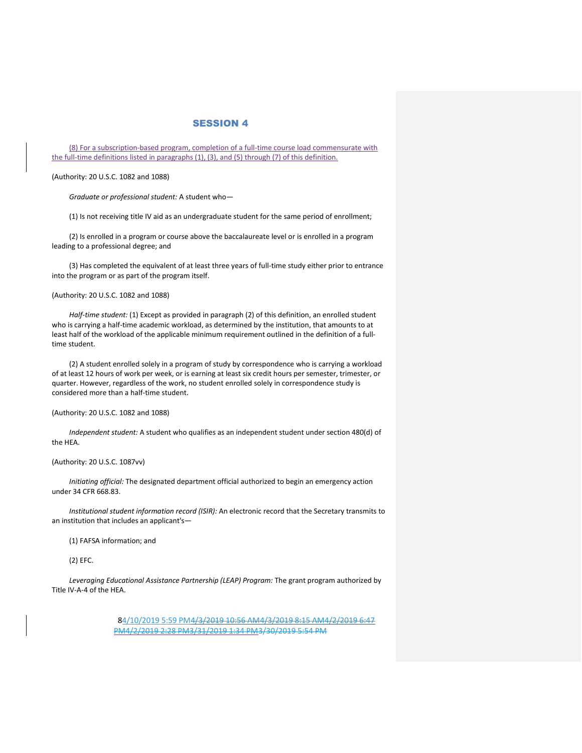## SESSION 4

(8) For a subscription-based program, completion of a full-time course load commensurate with the full-time definitions listed in paragraphs (1), (3), and (5) through (7) of this definition.

(Authority: 20 U.S.C. 1082 and 1088)

*Graduate or professional student:* A student who—

(1) Is not receiving title IV aid as an undergraduate student for the same period of enrollment;

(2) Is enrolled in a program or course above the baccalaureate level or is enrolled in a program leading to a professional degree; and

(3) Has completed the equivalent of at least three years of full-time study either prior to entrance into the program or as part of the program itself.

(Authority: 20 U.S.C. 1082 and 1088)

*Half-time student:* (1) Except as provided in paragraph (2) of this definition, an enrolled student who is carrying a half-time academic workload, as determined by the institution, that amounts to at least half of the workload of the applicable minimum requirement outlined in the definition of a full-time student.

(2) A student enrolled solely in a program of study by correspondence who is carrying a workload of at least 12 hours of work per week, or is earning at least six credit hours per semester, trimester, or quarter. However, regardless of the work, no student enrolled solely in correspondence study is considered more than a half-time student.

(Authority: 20 U.S.C. 1082 and 1088)

*Independent student:* A student who qualifies as an independent student under section 480(d) of the HEA.

(Authority: 20 U.S.C. 1087vv)

*Initiating official:* The designated department official authorized to begin an emergency action under 34 CFR 668.83.

*Institutional student information record (ISIR):* An electronic record that the Secretary transmits to an institution that includes an applicant's—

(1) FAFSA information; and

(2) EFC.

*Leveraging Educational Assistance Partnership (LEAP) Program:* The grant program authorized by Title IV-A-4 of the HEA.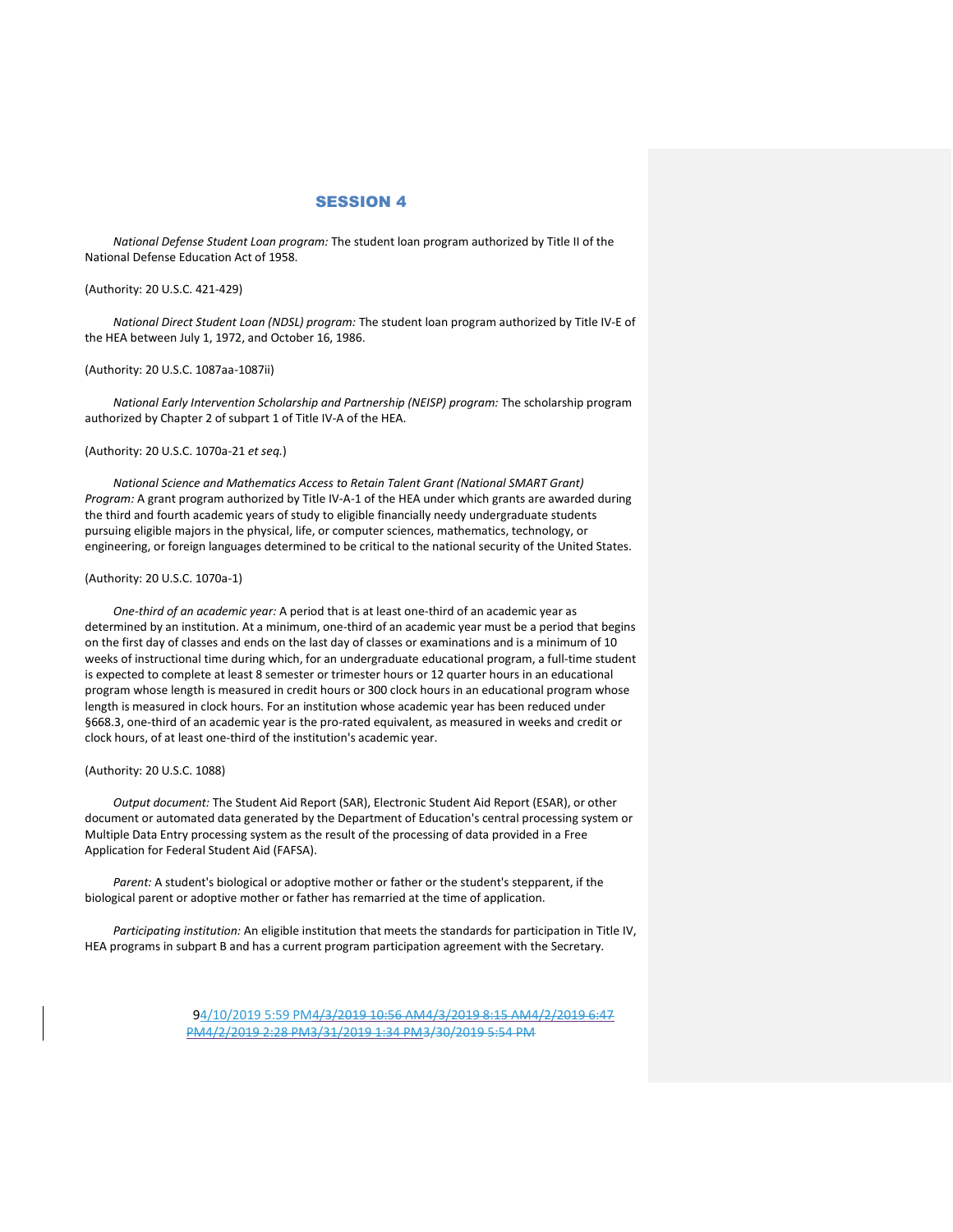## SESSION 4

*National Defense Student Loan program:* The student loan program authorized by Title II of the National Defense Education Act of 1958.

(Authority: 20 U.S.C. 421-429)

*National Direct Student Loan (NDSL) program:* The student loan program authorized by Title IV-E of the HEA between July 1, 1972, and October 16, 1986.

(Authority: 20 U.S.C. 1087aa-1087ii)

*National Early Intervention Scholarship and Partnership (NEISP) program:* The scholarship program authorized by Chapter 2 of subpart 1 of Title IV-A of the HEA.

(Authority: 20 U.S.C. 1070a-21 *et seq.*)

*National Science and Mathematics Access to Retain Talent Grant (National SMART Grant) Program:* A grant program authorized by Title IV-A-1 of the HEA under which grants are awarded during the third and fourth academic years of study to eligible financially needy undergraduate students pursuing eligible majors in the physical, life, or computer sciences, mathematics, technology, or engineering, or foreign languages determined to be critical to the national security of the United States.

(Authority: 20 U.S.C. 1070a-1)

*One-third of an academic year:* A period that is at least one-third of an academic year as determined by an institution. At a minimum, one-third of an academic year must be a period that begins on the first day of classes and ends on the last day of classes or examinations and is a minimum of 10 weeks of instructional time during which, for an undergraduate educational program, a full-time student is expected to complete at least 8 semester or trimester hours or 12 quarter hours in an educational program whose length is measured in credit hours or 300 clock hours in an educational program whose length is measured in clock hours. For an institution whose academic year has been reduced under §668.3, one-third of an academic year is the pro-rated equivalent, as measured in weeks and credit or clock hours, of at least one-third of the institution's academic year.

(Authority: 20 U.S.C. 1088)

*Output document:* The Student Aid Report (SAR), Electronic Student Aid Report (ESAR), or other document or automated data generated by the Department of Education's central processing system or Multiple Data Entry processing system as the result of the processing of data provided in a Free Application for Federal Student Aid (FAFSA).

*Parent:* A student's biological or adoptive mother or father or the student's stepparent, if the biological parent or adoptive mother or father has remarried at the time of application.

*Participating institution:* An eligible institution that meets the standards for participation in Title IV, HEA programs in subpart B and has a current program participation agreement with the Secretary.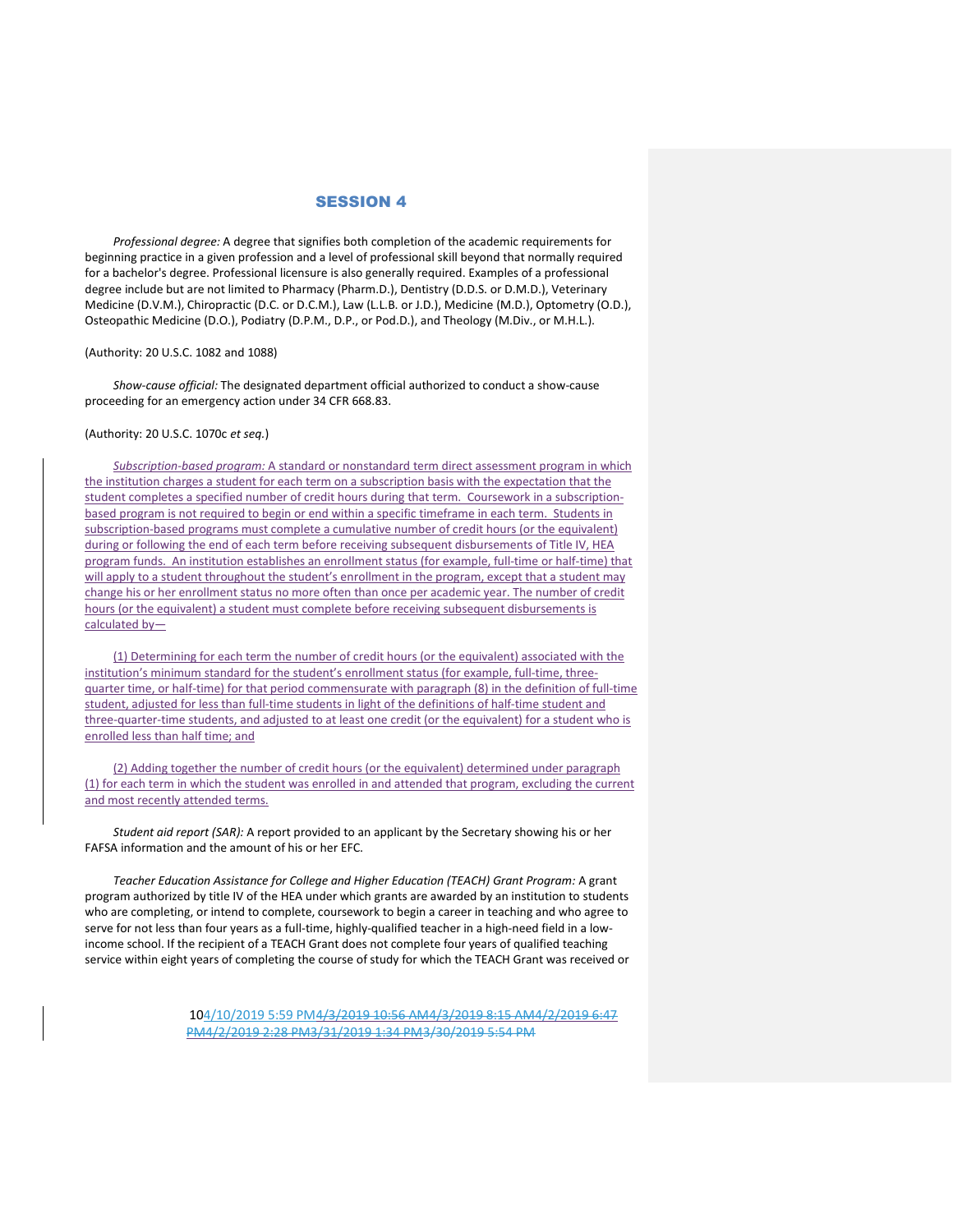## SESSION 4

*Professional degree:* A degree that signifies both completion of the academic requirements for beginning practice in a given profession and a level of professional skill beyond that normally required for a bachelor's degree. Professional licensure is also generally required. Examples of a professional degree include but are not limited to Pharmacy (Pharm.D.), Dentistry (D.D.S. or D.M.D.), Veterinary Medicine (D.V.M.), Chiropractic (D.C. or D.C.M.), Law (L.L.B. or J.D.), Medicine (M.D.), Optometry (O.D.), Osteopathic Medicine (D.O.), Podiatry (D.P.M., D.P., or Pod.D.), and Theology (M.Div., or M.H.L.).

(Authority: 20 U.S.C. 1082 and 1088)

*Show-cause official:* The designated department official authorized to conduct a show-cause proceeding for an emergency action under 34 CFR 668.83.

(Authority: 20 U.S.C. 1070c *et seq.*)

*Subscription-based program:* A standard or nonstandard term direct assessment program in which the institution charges a student for each term on a subscription basis with the expectation that the student completes a specified number of credit hours during that term. Coursework in a subscription-based program is not required to begin or end within a specific timeframe in each term. Students in subscription-based programs must complete a cumulative number of credit hours (or the equivalent) during or following the end of each term before receiving subsequent disbursements of Title IV, HEA program funds. An institution establishes an enrollment status (for example, full-time or half-time) that will apply to a student throughout the student's enrollment in the program, except that a student may change his or her enrollment status no more often than once per academic year. The number of credit hours (or the equivalent) a student must complete before receiving subsequent disbursements is calculated by—

(1) Determining for each term the number of credit hours (or the equivalent) associated with the institution's minimum standard for the student's enrollment status (for example, full-time, three-quarter time, or half-time) for that period commensurate with paragraph (8) in the definition of full-time student, adjusted for less than full-time students in light of the definitions of half-time student and three-quarter-time students, and adjusted to at least one credit (or the equivalent) for a student who is enrolled less than half time; and

(2) Adding together the number of credit hours (or the equivalent) determined under paragraph (1) for each term in which the student was enrolled in and attended that program, excluding the current and most recently attended terms.

*Student aid report (SAR):* A report provided to an applicant by the Secretary showing his or her FAFSA information and the amount of his or her EFC.

*Teacher Education Assistance for College and Higher Education (TEACH) Grant Program:* A grant program authorized by title IV of the HEA under which grants are awarded by an institution to students who are completing, or intend to complete, coursework to begin a career in teaching and who agree to serve for not less than four years as a full-time, highly-qualified teacher in a high-need field in a low-income school. If the recipient of a TEACH Grant does not complete four years of qualified teaching service within eight years of completing the course of study for which the TEACH Grant was received or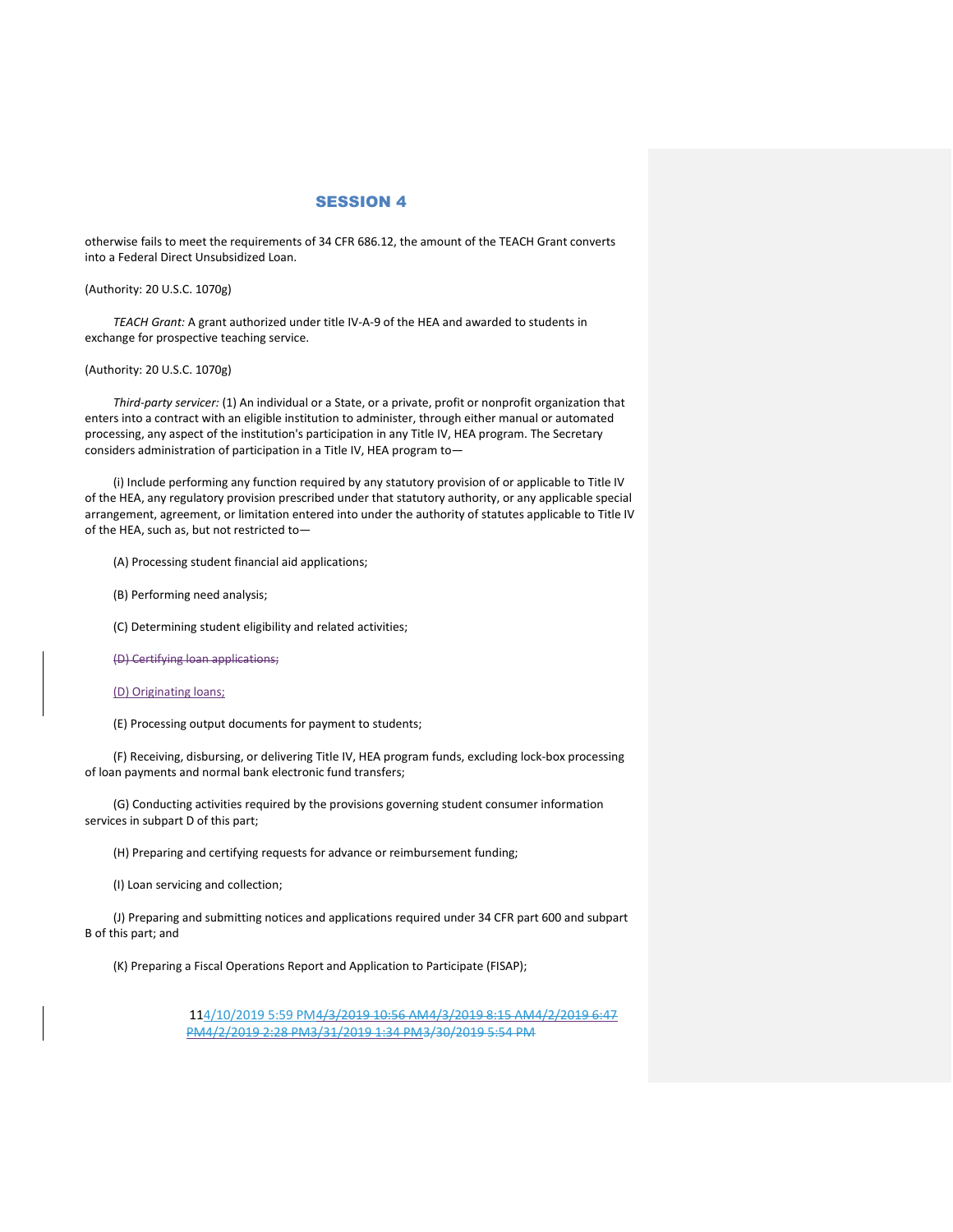otherwise fails to meet the requirements of 34 CFR 686.12, the amount of the TEACH Grant converts into a Federal Direct Unsubsidized Loan.

(Authority: 20 U.S.C. 1070g)

*TEACH Grant:* A grant authorized under title IV-A-9 of the HEA and awarded to students in exchange for prospective teaching service.

(Authority: 20 U.S.C. 1070g)

*Third-party servicer:* (1) An individual or a State, or a private, profit or nonprofit organization that enters into a contract with an eligible institution to administer, through either manual or automated processing, any aspect of the institution's participation in any Title IV, HEA program. The Secretary considers administration of participation in a Title IV, HEA program to—

(i) Include performing any function required by any statutory provision of or applicable to Title IV of the HEA, any regulatory provision prescribed under that statutory authority, or any applicable special arrangement, agreement, or limitation entered into under the authority of statutes applicable to Title IV of the HEA, such as, but not restricted to—

(A) Processing student financial aid applications;

(B) Performing need analysis;

(C) Determining student eligibility and related activities;

~~(D) Certifying loan applications;~~

(D) Originating loans;

(E) Processing output documents for payment to students;

(F) Receiving, disbursing, or delivering Title IV, HEA program funds, excluding lock-box processing of loan payments and normal bank electronic fund transfers;

(G) Conducting activities required by the provisions governing student consumer information services in subpart D of this part;

(H) Preparing and certifying requests for advance or reimbursement funding;

(I) Loan servicing and collection;

(J) Preparing and submitting notices and applications required under 34 CFR part 600 and subpart B of this part; and

(K) Preparing a Fiscal Operations Report and Application to Participate (FISAP);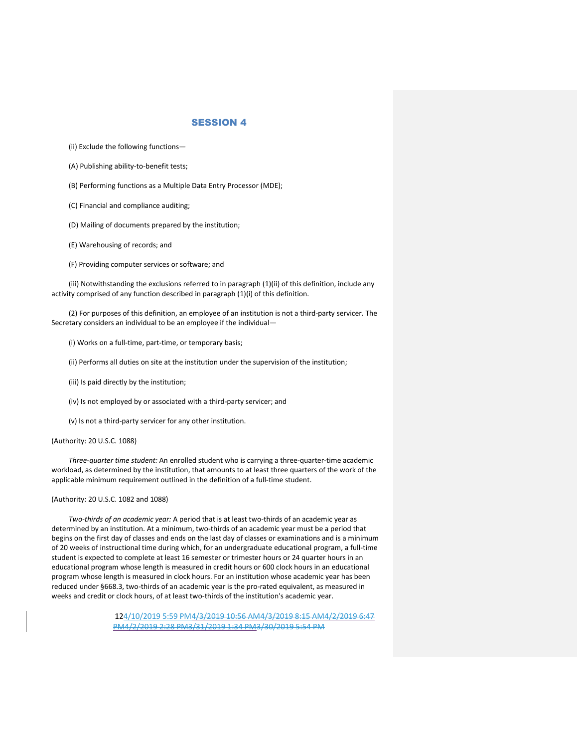(ii) Exclude the following functions—

(A) Publishing ability-to-benefit tests;

(B) Performing functions as a Multiple Data Entry Processor (MDE);

(C) Financial and compliance auditing;

(D) Mailing of documents prepared by the institution;

(E) Warehousing of records; and

(F) Providing computer services or software; and

(iii) Notwithstanding the exclusions referred to in paragraph (1)(ii) of this definition, include any activity comprised of any function described in paragraph (1)(i) of this definition.

(2) For purposes of this definition, an employee of an institution is not a third-party servicer. The Secretary considers an individual to be an employee if the individual—

(i) Works on a full-time, part-time, or temporary basis;

(ii) Performs all duties on site at the institution under the supervision of the institution;

(iii) Is paid directly by the institution;

(iv) Is not employed by or associated with a third-party servicer; and

(v) Is not a third-party servicer for any other institution.

(Authority: 20 U.S.C. 1088)

*Three-quarter time student:* An enrolled student who is carrying a three-quarter-time academic workload, as determined by the institution, that amounts to at least three quarters of the work of the applicable minimum requirement outlined in the definition of a full-time student.

(Authority: 20 U.S.C. 1082 and 1088)

*Two-thirds of an academic year:* A period that is at least two-thirds of an academic year as determined by an institution. At a minimum, two-thirds of an academic year must be a period that begins on the first day of classes and ends on the last day of classes or examinations and is a minimum of 20 weeks of instructional time during which, for an undergraduate educational program, a full-time student is expected to complete at least 16 semester or trimester hours or 24 quarter hours in an educational program whose length is measured in credit hours or 600 clock hours in an educational program whose length is measured in clock hours. For an institution whose academic year has been reduced under §668.3, two-thirds of an academic year is the pro-rated equivalent, as measured in weeks and credit or clock hours, of at least two-thirds of the institution's academic year.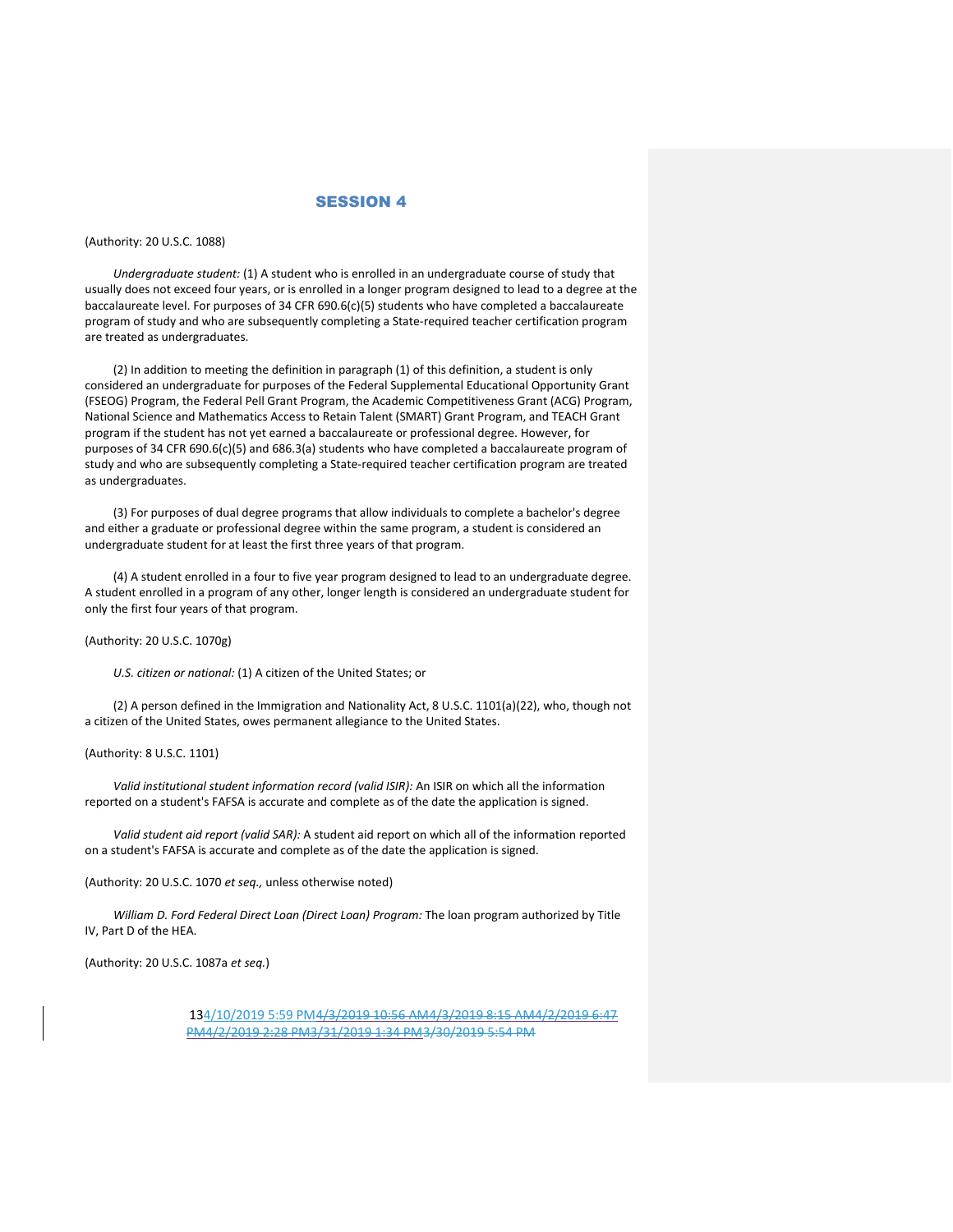## SESSION 4

(Authority: 20 U.S.C. 1088)

*Undergraduate student:* (1) A student who is enrolled in an undergraduate course of study that usually does not exceed four years, or is enrolled in a longer program designed to lead to a degree at the baccalaureate level. For purposes of 34 CFR 690.6(c)(5) students who have completed a baccalaureate program of study and who are subsequently completing a State-required teacher certification program are treated as undergraduates.

(2) In addition to meeting the definition in paragraph (1) of this definition, a student is only considered an undergraduate for purposes of the Federal Supplemental Educational Opportunity Grant (FSEOG) Program, the Federal Pell Grant Program, the Academic Competitiveness Grant (ACG) Program, National Science and Mathematics Access to Retain Talent (SMART) Grant Program, and TEACH Grant program if the student has not yet earned a baccalaureate or professional degree. However, for purposes of 34 CFR 690.6(c)(5) and 686.3(a) students who have completed a baccalaureate program of study and who are subsequently completing a State-required teacher certification program are treated as undergraduates.

(3) For purposes of dual degree programs that allow individuals to complete a bachelor's degree and either a graduate or professional degree within the same program, a student is considered an undergraduate student for at least the first three years of that program.

(4) A student enrolled in a four to five year program designed to lead to an undergraduate degree. A student enrolled in a program of any other, longer length is considered an undergraduate student for only the first four years of that program.

(Authority: 20 U.S.C. 1070g)

*U.S. citizen or national:* (1) A citizen of the United States; or

(2) A person defined in the Immigration and Nationality Act, 8 U.S.C. 1101(a)(22), who, though not a citizen of the United States, owes permanent allegiance to the United States.

(Authority: 8 U.S.C. 1101)

*Valid institutional student information record (valid ISIR):* An ISIR on which all the information reported on a student's FAFSA is accurate and complete as of the date the application is signed.

*Valid student aid report (valid SAR):* A student aid report on which all of the information reported on a student's FAFSA is accurate and complete as of the date the application is signed.

(Authority: 20 U.S.C. 1070 *et seq.,* unless otherwise noted)

*William D. Ford Federal Direct Loan (Direct Loan) Program:* The loan program authorized by Title IV, Part D of the HEA.

(Authority: 20 U.S.C. 1087a *et seq.*)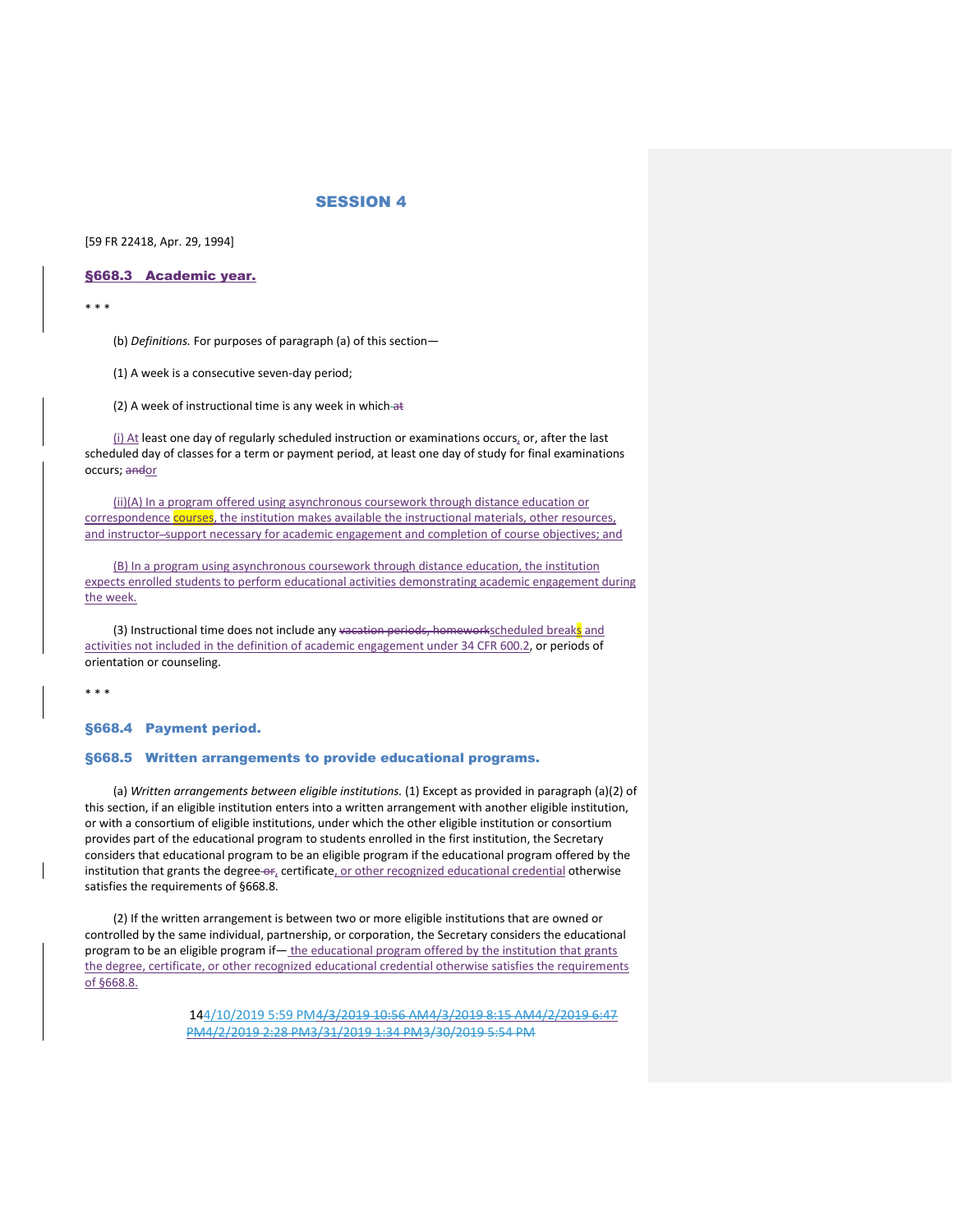## SESSION 4

[59 FR 22418, Apr. 29, 1994]

### §668.3 Academic year.

* * *

(b) *Definitions.* For purposes of paragraph (a) of this section—

(1) A week is a consecutive seven-day period;

(2) A week of instructional time is any week in which at

(i) At least one day of regularly scheduled instruction or examinations occurs, or, after the last scheduled day of classes for a term or payment period, at least one day of study for final examinations occurs; andor

(ii)(A) In a program offered using asynchronous coursework through distance education or correspondence courses, the institution makes available the instructional materials, other resources, and instructor-support necessary for academic engagement and completion of course objectives; and

(B) In a program using asynchronous coursework through distance education, the institution expects enrolled students to perform educational activities demonstrating academic engagement during the week.

(3) Instructional time does not include any vacation periods, homeworkscheduled breaks and activities not included in the definition of academic engagement under 34 CFR 600.2, or periods of orientation or counseling.

* * *

### §668.4 Payment period.

### §668.5 Written arrangements to provide educational programs.

(a) *Written arrangements between eligible institutions.* (1) Except as provided in paragraph (a)(2) of this section, if an eligible institution enters into a written arrangement with another eligible institution, or with a consortium of eligible institutions, under which the other eligible institution or consortium provides part of the educational program to students enrolled in the first institution, the Secretary considers that educational program to be an eligible program if the educational program offered by the institution that grants the degree or, certificate, or other recognized educational credential otherwise satisfies the requirements of §668.8.

(2) If the written arrangement is between two or more eligible institutions that are owned or controlled by the same individual, partnership, or corporation, the Secretary considers the educational program to be an eligible program if— the educational program offered by the institution that grants the degree, certificate, or other recognized educational credential otherwise satisfies the requirements of §668.8.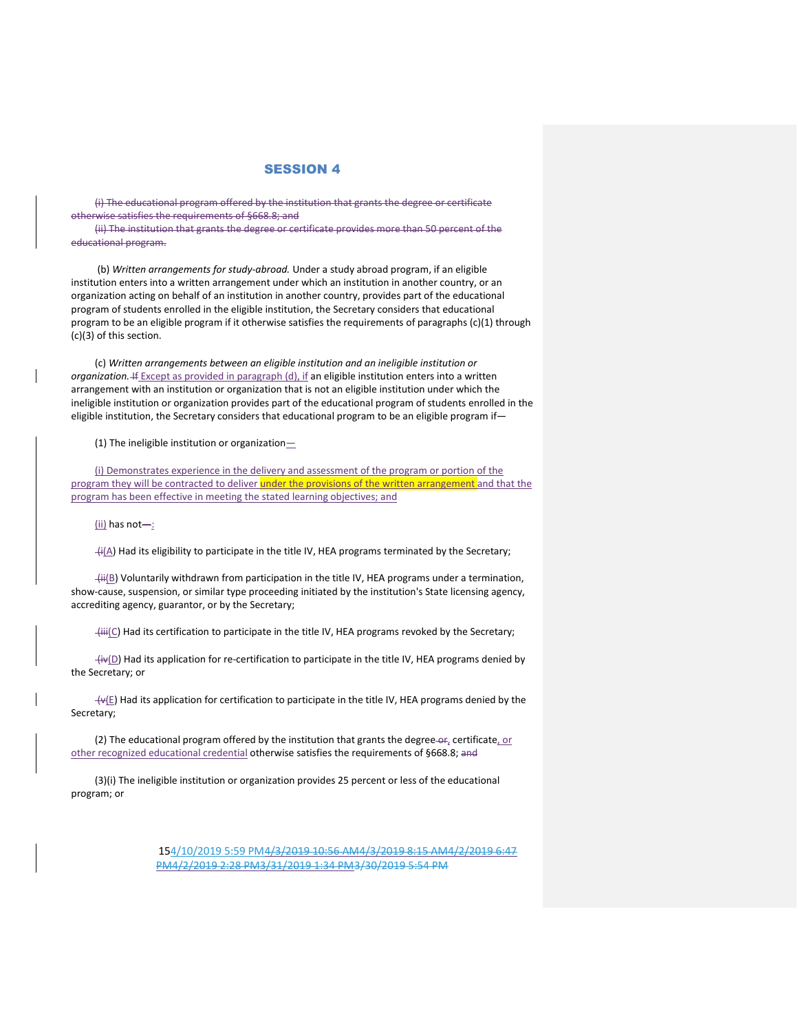## SESSION 4

~~(i) The educational program offered by the institution that grants the degree or certificate otherwise satisfies the requirements of §668.8; and~~

~~(ii) The institution that grants the degree or certificate provides more than 50 percent of the educational program.~~

(b) *Written arrangements for study-abroad.* Under a study abroad program, if an eligible institution enters into a written arrangement under which an institution in another country, or an organization acting on behalf of an institution in another country, provides part of the educational program of students enrolled in the eligible institution, the Secretary considers that educational program to be an eligible program if it otherwise satisfies the requirements of paragraphs (c)(1) through (c)(3) of this section.

(c) *Written arrangements between an eligible institution and an ineligible institution or organization.* ~~If~~ Except as provided in paragraph (d), if an eligible institution enters into a written arrangement with an institution or organization that is not an eligible institution under which the ineligible institution or organization provides part of the educational program of students enrolled in the eligible institution, the Secretary considers that educational program to be an eligible program if—

(1) The ineligible institution or organization—

(i) Demonstrates experience in the delivery and assessment of the program or portion of the program they will be contracted to deliver under the provisions of the written arrangement and that the program has been effective in meeting the stated learning objectives; and

(ii) has not~~—~~:

~~(i~~(A) Had its eligibility to participate in the title IV, HEA programs terminated by the Secretary;

~~(ii~~(B) Voluntarily withdrawn from participation in the title IV, HEA programs under a termination, show-cause, suspension, or similar type proceeding initiated by the institution's State licensing agency, accrediting agency, guarantor, or by the Secretary;

~~(iii~~(C) Had its certification to participate in the title IV, HEA programs revoked by the Secretary;

~~(iv~~(D) Had its application for re-certification to participate in the title IV, HEA programs denied by the Secretary; or

~~(v~~(E) Had its application for certification to participate in the title IV, HEA programs denied by the Secretary;

(2) The educational program offered by the institution that grants the degree ~~or~~, certificate, or other recognized educational credential otherwise satisfies the requirements of §668.8; ~~and~~

(3)(i) The ineligible institution or organization provides 25 percent or less of the educational program; or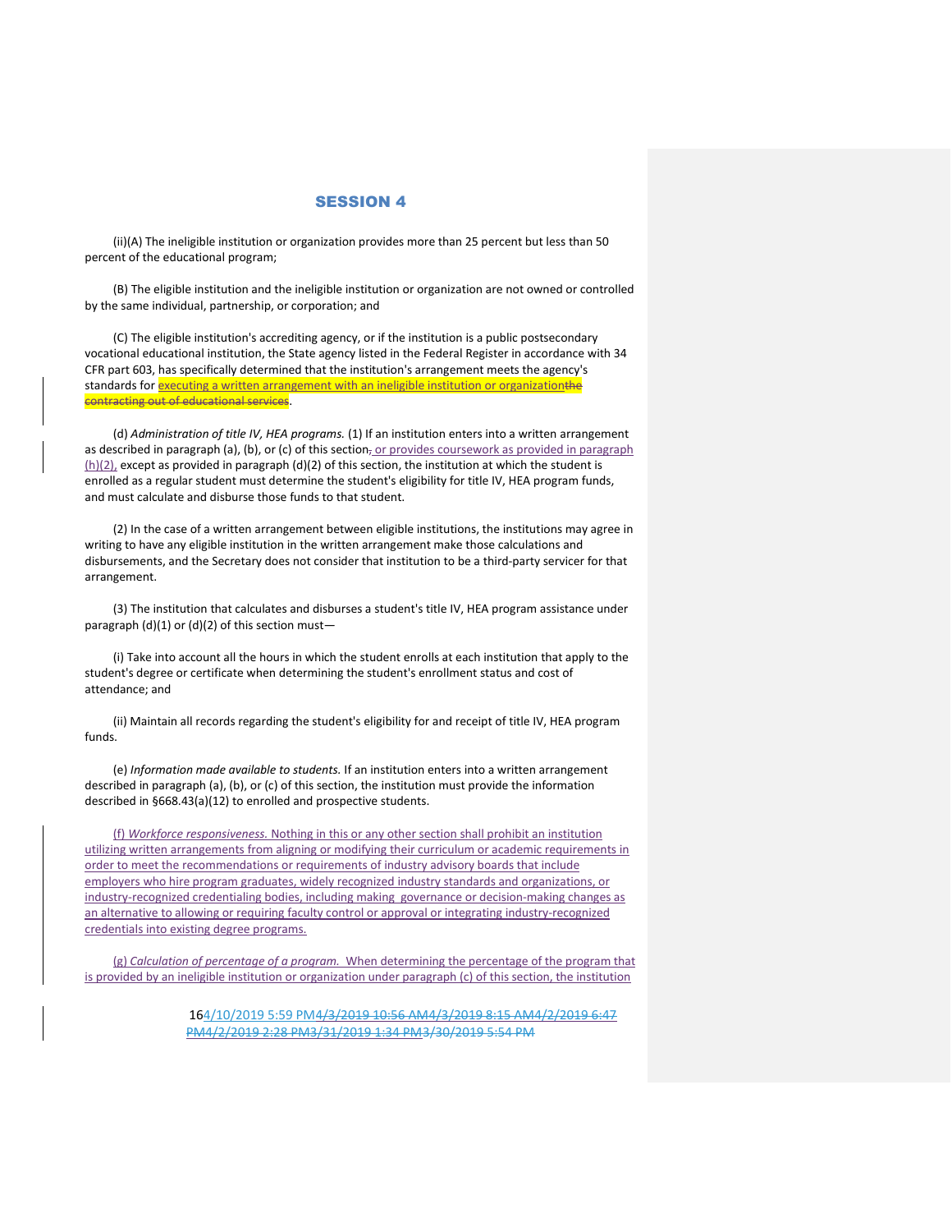## SESSION 4

(ii)(A) The ineligible institution or organization provides more than 25 percent but less than 50 percent of the educational program;

(B) The eligible institution and the ineligible institution or organization are not owned or controlled by the same individual, partnership, or corporation; and

(C) The eligible institution's accrediting agency, or if the institution is a public postsecondary vocational educational institution, the State agency listed in the Federal Register in accordance with 34 CFR part 603, has specifically determined that the institution's arrangement meets the agency's standards for executing a written arrangement with an ineligible institution or organization~~the contracting out of educational services~~.

(d) *Administration of title IV, HEA programs.* (1) If an institution enters into a written arrangement as described in paragraph (a), (b), or (c) of this section~~,~~ or provides coursework as provided in paragraph (h)(2), except as provided in paragraph (d)(2) of this section, the institution at which the student is enrolled as a regular student must determine the student's eligibility for title IV, HEA program funds, and must calculate and disburse those funds to that student.

(2) In the case of a written arrangement between eligible institutions, the institutions may agree in writing to have any eligible institution in the written arrangement make those calculations and disbursements, and the Secretary does not consider that institution to be a third-party servicer for that arrangement.

(3) The institution that calculates and disburses a student's title IV, HEA program assistance under paragraph (d)(1) or (d)(2) of this section must—

(i) Take into account all the hours in which the student enrolls at each institution that apply to the student's degree or certificate when determining the student's enrollment status and cost of attendance; and

(ii) Maintain all records regarding the student's eligibility for and receipt of title IV, HEA program funds.

(e) *Information made available to students.* If an institution enters into a written arrangement described in paragraph (a), (b), or (c) of this section, the institution must provide the information described in §668.43(a)(12) to enrolled and prospective students.

(f) *Workforce responsiveness.* Nothing in this or any other section shall prohibit an institution utilizing written arrangements from aligning or modifying their curriculum or academic requirements in order to meet the recommendations or requirements of industry advisory boards that include employers who hire program graduates, widely recognized industry standards and organizations, or industry-recognized credentialing bodies, including making governance or decision-making changes as an alternative to allowing or requiring faculty control or approval or integrating industry-recognized credentials into existing degree programs.

(g) *Calculation of percentage of a program.* When determining the percentage of the program that is provided by an ineligible institution or organization under paragraph (c) of this section, the institution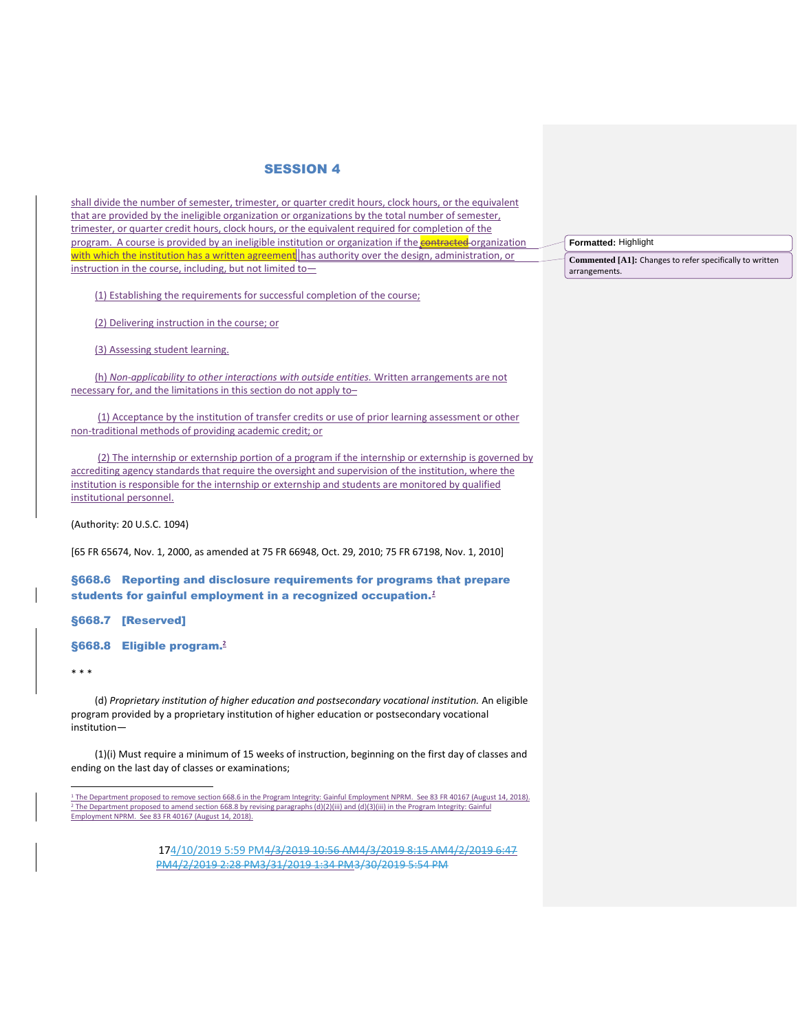# SESSION 4

shall divide the number of semester, trimester, or quarter credit hours, clock hours, or the equivalent that are provided by the ineligible organization or organizations by the total number of semester, trimester, or quarter credit hours, clock hours, or the equivalent required for completion of the program. A course is provided by an ineligible institution or organization if the ~~contracted~~ organization with which the institution has a written agreement has authority over the design, administration, or instruction in the course, including, but not limited to—

(1) Establishing the requirements for successful completion of the course;

(2) Delivering instruction in the course; or

(3) Assessing student learning.

(h) *Non-applicability to other interactions with outside entities.* Written arrangements are not necessary for, and the limitations in this section do not apply to–

(1) Acceptance by the institution of transfer credits or use of prior learning assessment or other non-traditional methods of providing academic credit; or

(2) The internship or externship portion of a program if the internship or externship is governed by accrediting agency standards that require the oversight and supervision of the institution, where the institution is responsible for the internship or externship and students are monitored by qualified institutional personnel.

(Authority: 20 U.S.C. 1094)

[65 FR 65674, Nov. 1, 2000, as amended at 75 FR 66948, Oct. 29, 2010; 75 FR 67198, Nov. 1, 2010]

Formatted: Highlight

Commented [A1]: Changes to refer specifically to written arrangements.

## §668.6 Reporting and disclosure requirements for programs that prepare students for gainful employment in a recognized occupation.[1]

## §668.7 [Reserved]

## §668.8 Eligible program.[2]

* * *

(d) *Proprietary institution of higher education and postsecondary vocational institution.* An eligible program provided by a proprietary institution of higher education or postsecondary vocational institution—

(1)(i) Must require a minimum of 15 weeks of instruction, beginning on the first day of classes and ending on the last day of classes or examinations;

[1] The Department proposed to remove section 668.6 in the Program Integrity: Gainful Employment NPRM. See 83 FR 40167 (August 14, 2018).

[2] The Department proposed to amend section 668.8 by revising paragraphs (d)(2)(iii) and (d)(3)(iii) in the Program Integrity: Gainful Employment NPRM. See 83 FR 40167 (August 14, 2018).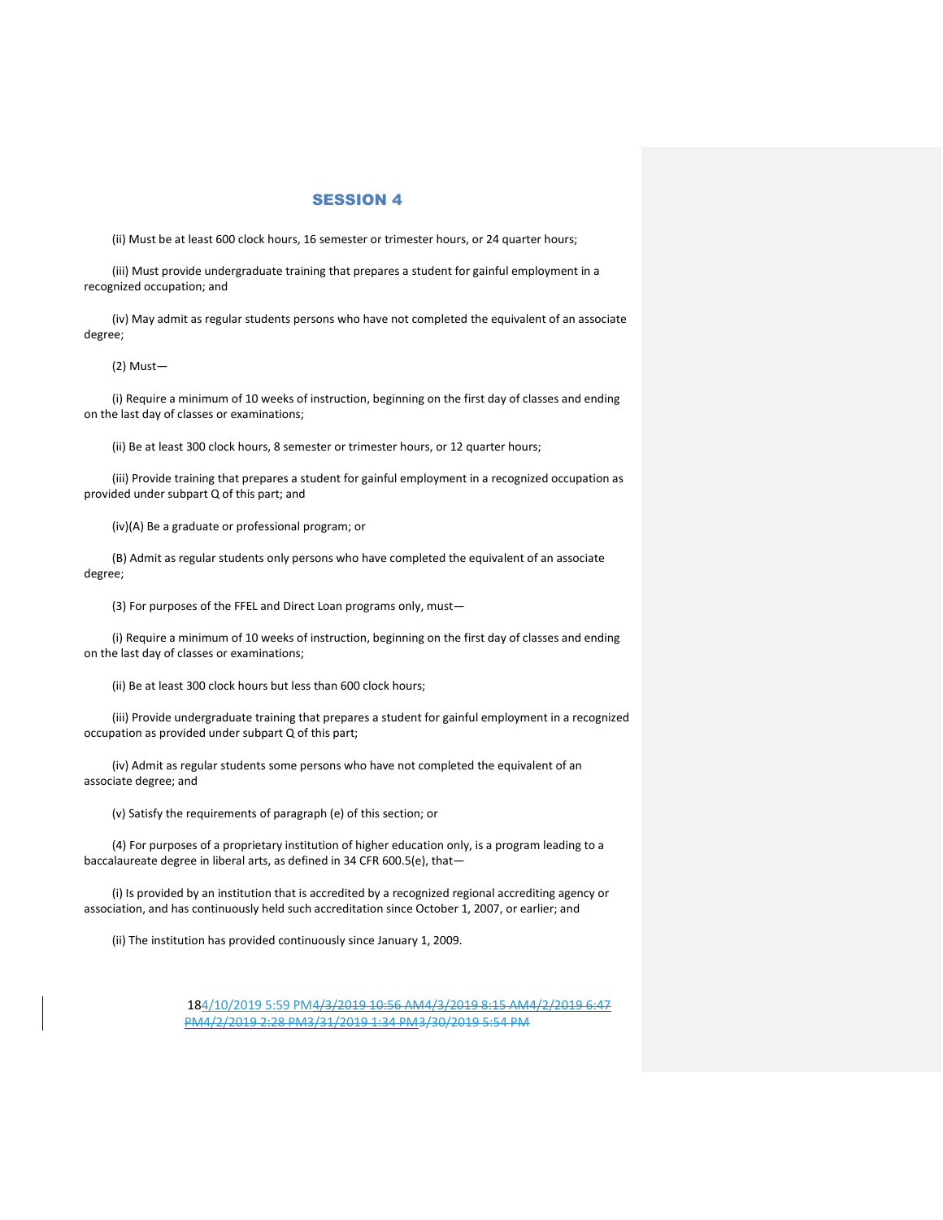## SESSION 4

(ii) Must be at least 600 clock hours, 16 semester or trimester hours, or 24 quarter hours;

(iii) Must provide undergraduate training that prepares a student for gainful employment in a recognized occupation; and

(iv) May admit as regular students persons who have not completed the equivalent of an associate degree;

(2) Must—

(i) Require a minimum of 10 weeks of instruction, beginning on the first day of classes and ending on the last day of classes or examinations;

(ii) Be at least 300 clock hours, 8 semester or trimester hours, or 12 quarter hours;

(iii) Provide training that prepares a student for gainful employment in a recognized occupation as provided under subpart Q of this part; and

(iv)(A) Be a graduate or professional program; or

(B) Admit as regular students only persons who have completed the equivalent of an associate degree;

(3) For purposes of the FFEL and Direct Loan programs only, must—

(i) Require a minimum of 10 weeks of instruction, beginning on the first day of classes and ending on the last day of classes or examinations;

(ii) Be at least 300 clock hours but less than 600 clock hours;

(iii) Provide undergraduate training that prepares a student for gainful employment in a recognized occupation as provided under subpart Q of this part;

(iv) Admit as regular students some persons who have not completed the equivalent of an associate degree; and

(v) Satisfy the requirements of paragraph (e) of this section; or

(4) For purposes of a proprietary institution of higher education only, is a program leading to a baccalaureate degree in liberal arts, as defined in 34 CFR 600.5(e), that—

(i) Is provided by an institution that is accredited by a recognized regional accrediting agency or association, and has continuously held such accreditation since October 1, 2007, or earlier; and

(ii) The institution has provided continuously since January 1, 2009.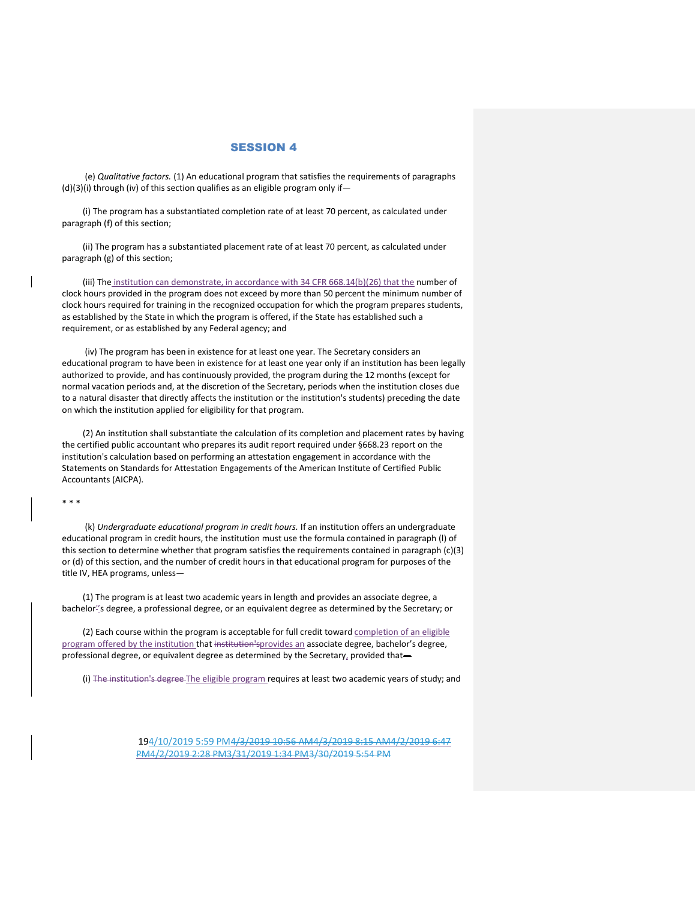# SESSION 4

(e) *Qualitative factors.* (1) An educational program that satisfies the requirements of paragraphs (d)(3)(i) through (iv) of this section qualifies as an eligible program only if—

(i) The program has a substantiated completion rate of at least 70 percent, as calculated under paragraph (f) of this section;

(ii) The program has a substantiated placement rate of at least 70 percent, as calculated under paragraph (g) of this section;

(iii) The institution can demonstrate, in accordance with 34 CFR 668.14(b)(26) that the number of clock hours provided in the program does not exceed by more than 50 percent the minimum number of clock hours required for training in the recognized occupation for which the program prepares students, as established by the State in which the program is offered, if the State has established such a requirement, or as established by any Federal agency; and

(iv) The program has been in existence for at least one year. The Secretary considers an educational program to have been in existence for at least one year only if an institution has been legally authorized to provide, and has continuously provided, the program during the 12 months (except for normal vacation periods and, at the discretion of the Secretary, periods when the institution closes due to a natural disaster that directly affects the institution or the institution's students) preceding the date on which the institution applied for eligibility for that program.

(2) An institution shall substantiate the calculation of its completion and placement rates by having the certified public accountant who prepares its audit report required under §668.23 report on the institution's calculation based on performing an attestation engagement in accordance with the Statements on Standards for Attestation Engagements of the American Institute of Certified Public Accountants (AICPA).

* * *

(k) *Undergraduate educational program in credit hours.* If an institution offers an undergraduate educational program in credit hours, the institution must use the formula contained in paragraph (l) of this section to determine whether that program satisfies the requirements contained in paragraph (c)(3) or (d) of this section, and the number of credit hours in that educational program for purposes of the title IV, HEA programs, unless—

(1) The program is at least two academic years in length and provides an associate degree, a bachelor's degree, a professional degree, or an equivalent degree as determined by the Secretary; or

(2) Each course within the program is acceptable for full credit toward completion of an eligible program offered by the institution that ~~institution's~~provides an associate degree, bachelor's degree, professional degree, or equivalent degree as determined by the Secretary, provided that—

(i) ~~The institution's degree~~ The eligible program requires at least two academic years of study; and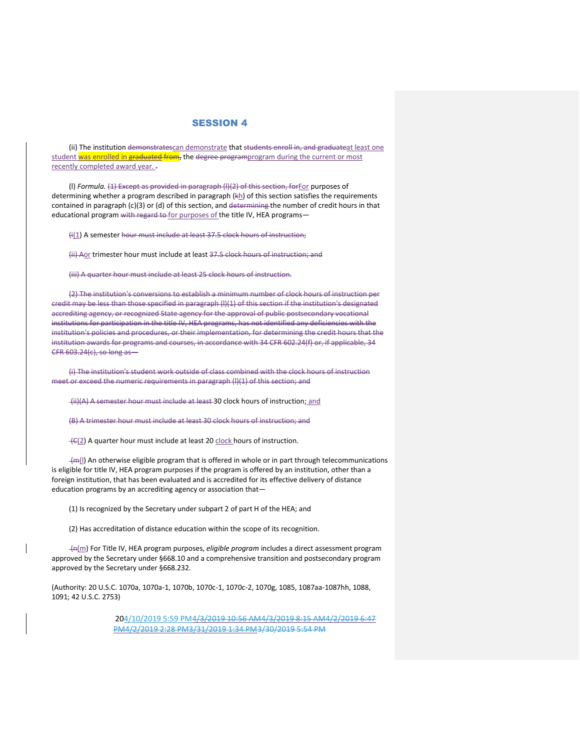(ii) The institution ~~demonstrates~~can demonstrate that ~~students enroll in, and graduate~~at least one student was enrolled in ~~graduated from,~~ the ~~degree program~~program during the current or most recently completed award year. ~~.~~

(l) *Formula.* ~~(1) Except as provided in paragraph (l)(2) of this section, for~~For purposes of determining whether a program described in paragraph (~~k~~h) of this section satisfies the requirements contained in paragraph (c)(3) or (d) of this section, and ~~determining~~ the number of credit hours in that educational program ~~with regard to~~ for purposes of the title IV, HEA programs—

~~(i~~(1) A semester ~~hour must include at least 37.5 clock hours of instruction;~~

~~(ii) A~~or trimester hour must include at least ~~37.5 clock hours of instruction; and~~

~~(iii) A quarter hour must include at least 25 clock hours of instruction.~~

~~(2) The institution's conversions to establish a minimum number of clock hours of instruction per credit may be less than those specified in paragraph (l)(1) of this section if the institution's designated accrediting agency, or recognized State agency for the approval of public postsecondary vocational institutions for participation in the title IV, HEA programs, has not identified any deficiencies with the institution's policies and procedures, or their implementation, for determining the credit hours that the institution awards for programs and courses, in accordance with 34 CFR 602.24(f) or, if applicable, 34 CFR 603.24(c), so long as—~~

~~(i) The institution's student work outside of class combined with the clock hours of instruction meet or exceed the numeric requirements in paragraph (l)(1) of this section; and~~

~~(ii)(A) A semester hour must include at least~~ 30 clock hours of instruction; and

~~(B) A trimester hour must include at least 30 clock hours of instruction; and~~

~~(C~~(2) A quarter hour must include at least 20 clock hours of instruction.

~~(m~~(l) An otherwise eligible program that is offered in whole or in part through telecommunications is eligible for title IV, HEA program purposes if the program is offered by an institution, other than a foreign institution, that has been evaluated and is accredited for its effective delivery of distance education programs by an accrediting agency or association that—

(1) Is recognized by the Secretary under subpart 2 of part H of the HEA; and

(2) Has accreditation of distance education within the scope of its recognition.

~~(n~~(m) For Title IV, HEA program purposes, *eligible program* includes a direct assessment program approved by the Secretary under §668.10 and a comprehensive transition and postsecondary program approved by the Secretary under §668.232.

(Authority: 20 U.S.C. 1070a, 1070a-1, 1070b, 1070c-1, 1070c-2, 1070g, 1085, 1087aa-1087hh, 1088, 1091; 42 U.S.C. 2753)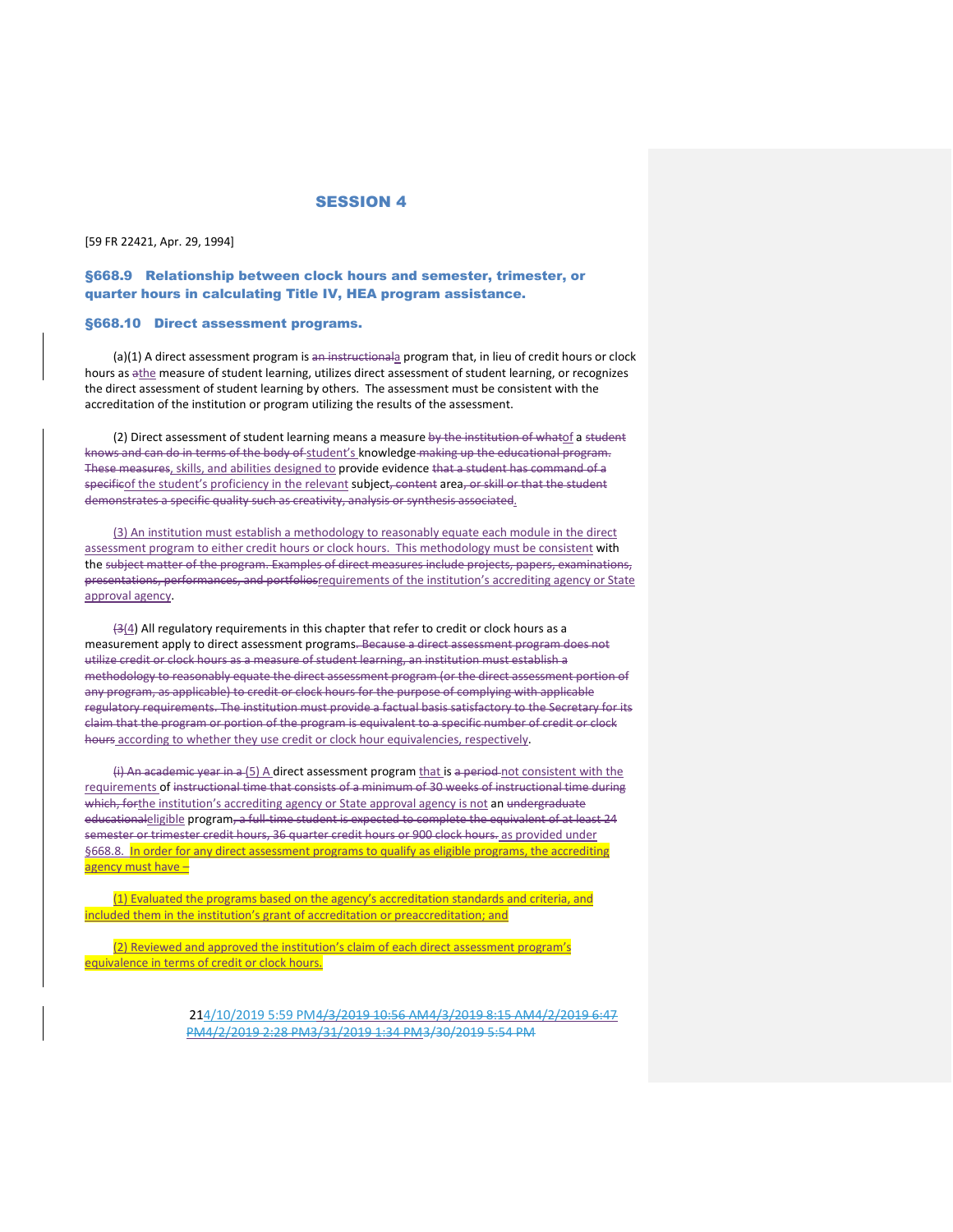[59 FR 22421, Apr. 29, 1994]

### §668.9 Relationship between clock hours and semester, trimester, or quarter hours in calculating Title IV, HEA program assistance.

### §668.10 Direct assessment programs.

(a)(1) A direct assessment program is ~~an instructional~~a program that, in lieu of credit hours or clock hours as ~~a~~the measure of student learning, utilizes direct assessment of student learning, or recognizes the direct assessment of student learning by others. The assessment must be consistent with the accreditation of the institution or program utilizing the results of the assessment.

(2) Direct assessment of student learning means a measure ~~by the institution of what~~of a ~~student knows and can do in terms of the body of~~ student's knowledge ~~making up the educational program. These measures~~, skills, and abilities designed to provide evidence ~~that a student has command of a specific~~of the student's proficiency in the relevant subject~~, content~~ area~~, or skill or that the student demonstrates a specific quality such as creativity, analysis or synthesis associated~~.

(3) An institution must establish a methodology to reasonably equate each module in the direct assessment program to either credit hours or clock hours. This methodology must be consistent with the ~~subject matter of the program. Examples of direct measures include projects, papers, examinations, presentations, performances, and portfolios~~requirements of the institution's accrediting agency or State approval agency.

~~(3~~(4) All regulatory requirements in this chapter that refer to credit or clock hours as a measurement apply to direct assessment programs~~. Because a direct assessment program does not utilize credit or clock hours as a measure of student learning, an institution must establish a methodology to reasonably equate the direct assessment program (or the direct assessment portion of any program, as applicable) to credit or clock hours for the purpose of complying with applicable regulatory requirements. The institution must provide a factual basis satisfactory to the Secretary for its claim that the program or portion of the program is equivalent to a specific number of credit or clock hours~~ according to whether they use credit or clock hour equivalencies, respectively.

~~(i) An academic year in a~~ (5) A direct assessment program that is ~~a period~~ not consistent with the requirements of ~~instructional time that consists of a minimum of 30 weeks of instructional time during which, for~~the institution's accrediting agency or State approval agency is not an ~~undergraduate educational~~eligible program~~, a full-time student is expected to complete the equivalent of at least 24 semester or trimester credit hours, 36 quarter credit hours or 900 clock hours.~~ as provided under §668.8. In order for any direct assessment programs to qualify as eligible programs, the accrediting agency must have –

(1) Evaluated the programs based on the agency's accreditation standards and criteria, and included them in the institution's grant of accreditation or preaccreditation; and

(2) Reviewed and approved the institution's claim of each direct assessment program's equivalence in terms of credit or clock hours.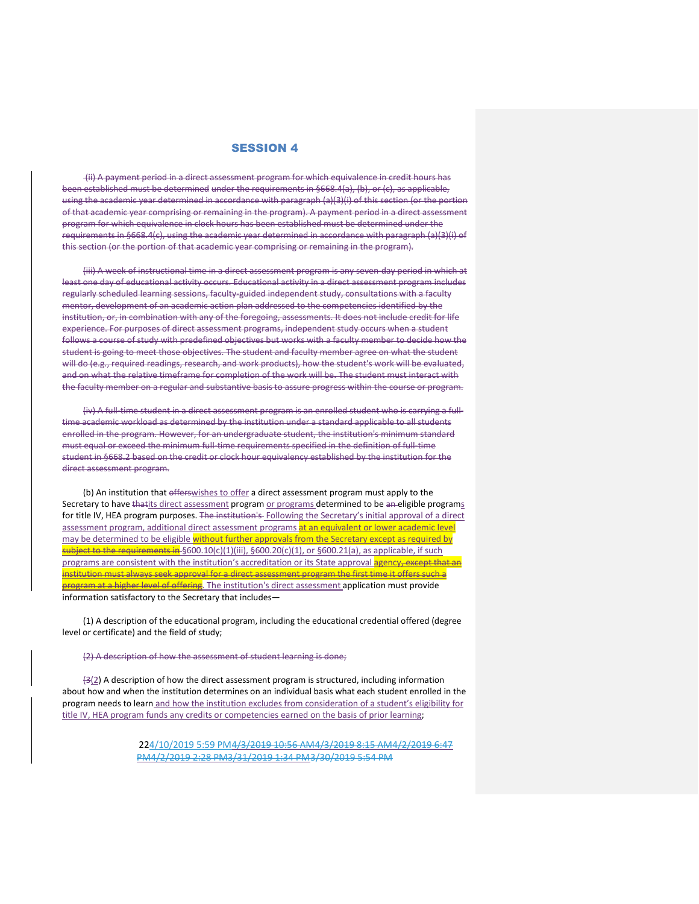# SESSION 4

~~(ii) A payment period in a direct assessment program for which equivalence in credit hours has been established must be determined under the requirements in §668.4(a), (b), or (c), as applicable, using the academic year determined in accordance with paragraph (a)(3)(i) of this section (or the portion of that academic year comprising or remaining in the program). A payment period in a direct assessment program for which equivalence in clock hours has been established must be determined under the requirements in §668.4(c), using the academic year determined in accordance with paragraph (a)(3)(i) of this section (or the portion of that academic year comprising or remaining in the program).~~

~~(iii) A week of instructional time in a direct assessment program is any seven-day period in which at least one day of educational activity occurs. Educational activity in a direct assessment program includes regularly scheduled learning sessions, faculty-guided independent study, consultations with a faculty mentor, development of an academic action plan addressed to the competencies identified by the institution, or, in combination with any of the foregoing, assessments. It does not include credit for life experience. For purposes of direct assessment programs, independent study occurs when a student follows a course of study with predefined objectives but works with a faculty member to decide how the student is going to meet those objectives. The student and faculty member agree on what the student will do (e.g., required readings, research, and work products), how the student's work will be evaluated, and on what the relative timeframe for completion of the work will be. The student must interact with the faculty member on a regular and substantive basis to assure progress within the course or program.~~

~~(iv) A full-time student in a direct assessment program is an enrolled student who is carrying a full-time academic workload as determined by the institution under a standard applicable to all students enrolled in the program. However, for an undergraduate student, the institution's minimum standard must equal or exceed the minimum full-time requirements specified in the definition of full-time student in §668.2 based on the credit or clock hour equivalency established by the institution for the direct assessment program.~~

(b) An institution that ~~offers~~wishes to offer a direct assessment program must apply to the Secretary to have ~~that~~its direct assessment program or programs determined to be ~~an~~ eligible programs for title IV, HEA program purposes. ~~The institution's~~ Following the Secretary's initial approval of a direct assessment program, additional direct assessment programs at an equivalent or lower academic level may be determined to be eligible without further approvals from the Secretary except as required by ~~subject to the requirements in~~ §600.10(c)(1)(iii), §600.20(c)(1), or §600.21(a), as applicable, if such programs are consistent with the institution's accreditation or its State approval agency~~, except that an institution must always seek approval for a direct assessment program the first time it offers such a program at a higher level of offering~~. The institution's direct assessment application must provide information satisfactory to the Secretary that includes—

(1) A description of the educational program, including the educational credential offered (degree level or certificate) and the field of study;

~~(2) A description of how the assessment of student learning is done;~~

(~~3~~2) A description of how the direct assessment program is structured, including information about how and when the institution determines on an individual basis what each student enrolled in the program needs to learn and how the institution excludes from consideration of a student's eligibility for title IV, HEA program funds any credits or competencies earned on the basis of prior learning;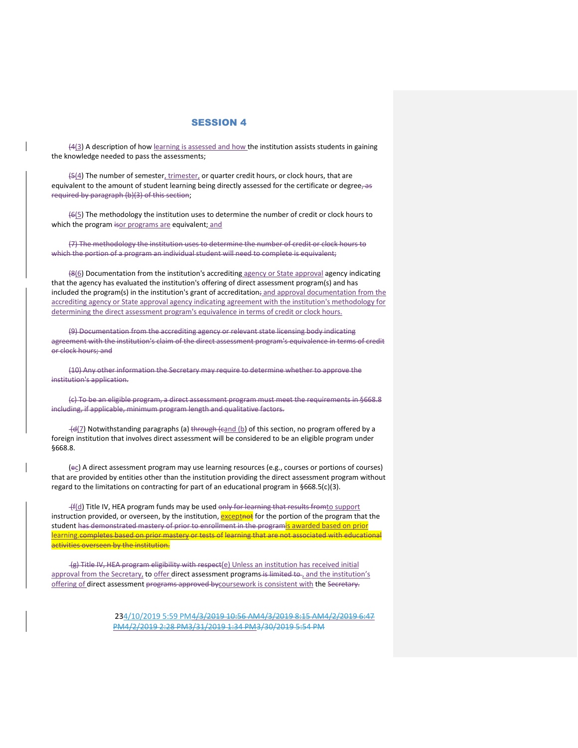## SESSION 4

~~(4~~(3) A description of how learning is assessed and how the institution assists students in gaining the knowledge needed to pass the assessments;

~~(5~~(4) The number of semester, trimester, or quarter credit hours, or clock hours, that are equivalent to the amount of student learning being directly assessed for the certificate or degree~~, as required by paragraph (b)(3) of this section~~;

~~(6~~(5) The methodology the institution uses to determine the number of credit or clock hours to which the program ~~is~~or programs are equivalent; and

~~(7) The methodology the institution uses to determine the number of credit or clock hours to which the portion of a program an individual student will need to complete is equivalent;~~

~~(8~~(6) Documentation from the institution's accrediting agency or State approval agency indicating that the agency has evaluated the institution's offering of direct assessment program(s) and has included the program(s) in the institution's grant of accreditation~~;~~ and approval documentation from the accrediting agency or State approval agency indicating agreement with the institution's methodology for determining the direct assessment program's equivalence in terms of credit or clock hours.

~~(9) Documentation from the accrediting agency or relevant state licensing body indicating agreement with the institution's claim of the direct assessment program's equivalence in terms of credit or clock hours; and~~

~~(10) Any other information the Secretary may require to determine whether to approve the institution's application.~~

~~(c) To be an eligible program, a direct assessment program must meet the requirements in §668.8 including, if applicable, minimum program length and qualitative factors.~~

~~(d~~(7) Notwithstanding paragraphs (a) ~~through (c~~and (b) of this section, no program offered by a foreign institution that involves direct assessment will be considered to be an eligible program under §668.8.

(~~e~~c) A direct assessment program may use learning resources (e.g., courses or portions of courses) that are provided by entities other than the institution providing the direct assessment program without regard to the limitations on contracting for part of an educational program in §668.5(c)(3).

~~(f~~(d) Title IV, HEA program funds may be used ~~only for learning that results from~~to support instruction provided, or overseen, by the institution, except~~not~~ for the portion of the program that the student ~~has demonstrated mastery of prior to enrollment in the program~~is awarded based on prior learning.~~completes based on prior mastery or tests of learning that are not associated with educational activities overseen by the institution.~~

~~(g) Title IV, HEA program eligibility with respect~~(e) Unless an institution has received initial approval from the Secretary, to offer direct assessment programs~~ is limited to~~ , and the institution's offering of direct assessment ~~programs approved by~~coursework is consistent with the ~~Secretary.~~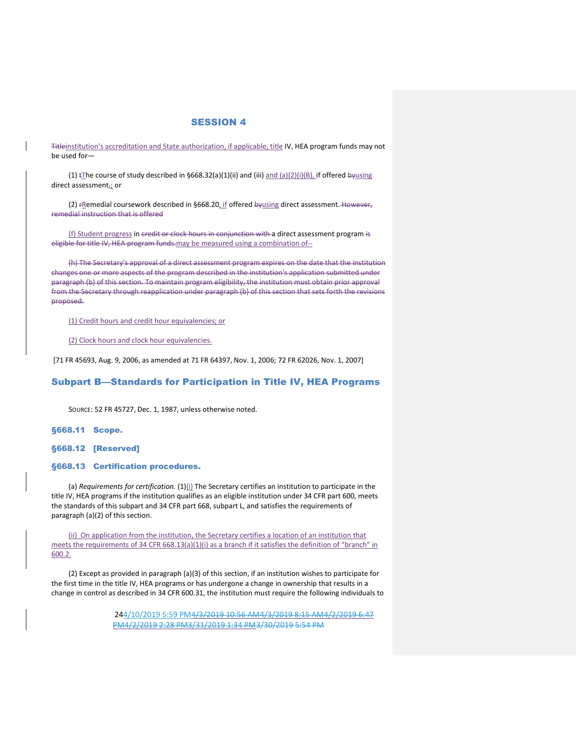## SESSION 4

~~Title~~institution's accreditation and State authorization, if applicable, title IV, HEA program funds may not be used for—

(1) ~~t~~The course of study described in §668.32(a)(1)(ii) and (iii) and (a)(2)(i)(B), if offered ~~by~~using direct assessment~~,~~; or

(2) ~~r~~Remedial coursework described in §668.20, if offered ~~by~~using direct assessment. ~~However, remedial instruction that is offered~~

(f) Student progress in ~~credit or clock hours in conjunction with~~ a direct assessment program ~~is eligible for title IV, HEA program funds.~~may be measured using a combination of--

~~(h) The Secretary's approval of a direct assessment program expires on the date that the institution changes one or more aspects of the program described in the institution's application submitted under paragraph (b) of this section. To maintain program eligibility, the institution must obtain prior approval from the Secretary through reapplication under paragraph (b) of this section that sets forth the revisions proposed.~~

(1) Credit hours and credit hour equivalencies; or

(2) Clock hours and clock hour equivalencies.

[71 FR 45693, Aug. 9, 2006, as amended at 71 FR 64397, Nov. 1, 2006; 72 FR 62026, Nov. 1, 2007]

## Subpart B—Standards for Participation in Title IV, HEA Programs

SOURCE: 52 FR 45727, Dec. 1, 1987, unless otherwise noted.

### §668.11 Scope.

### §668.12 [Reserved]

### §668.13 Certification procedures.

(a) *Requirements for certification.* (1)(i) The Secretary certifies an institution to participate in the title IV, HEA programs if the institution qualifies as an eligible institution under 34 CFR part 600, meets the standards of this subpart and 34 CFR part 668, subpart L, and satisfies the requirements of paragraph (a)(2) of this section.

(ii) On application from the institution, the Secretary certifies a location of an institution that meets the requirements of 34 CFR 668.13(a)(1)(i) as a branch if it satisfies the definition of "branch" in 600.2.

(2) Except as provided in paragraph (a)(3) of this section, if an institution wishes to participate for the first time in the title IV, HEA programs or has undergone a change in ownership that results in a change in control as described in 34 CFR 600.31, the institution must require the following individuals to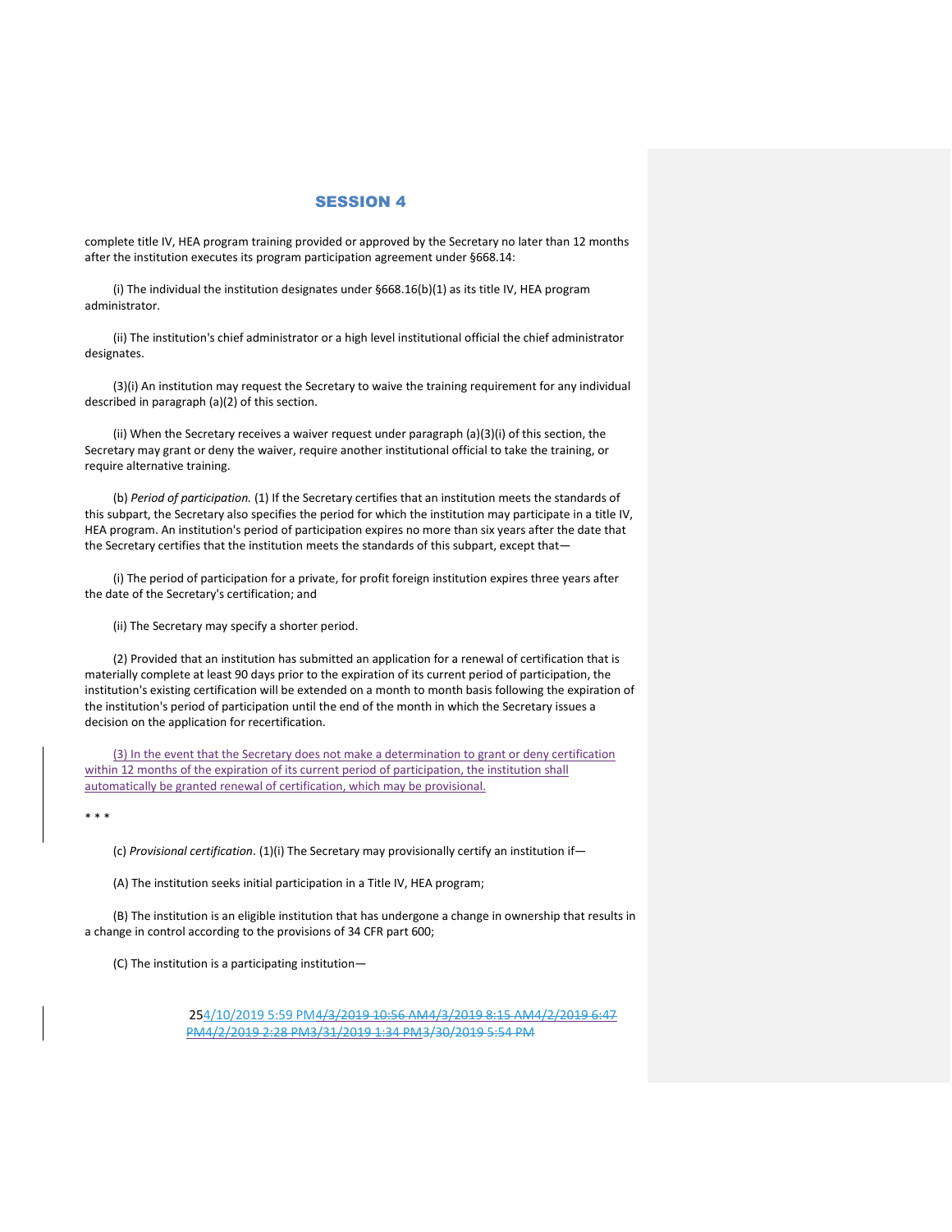complete title IV, HEA program training provided or approved by the Secretary no later than 12 months after the institution executes its program participation agreement under §668.14:

(i) The individual the institution designates under §668.16(b)(1) as its title IV, HEA program administrator.

(ii) The institution's chief administrator or a high level institutional official the chief administrator designates.

(3)(i) An institution may request the Secretary to waive the training requirement for any individual described in paragraph (a)(2) of this section.

(ii) When the Secretary receives a waiver request under paragraph (a)(3)(i) of this section, the Secretary may grant or deny the waiver, require another institutional official to take the training, or require alternative training.

(b) *Period of participation.* (1) If the Secretary certifies that an institution meets the standards of this subpart, the Secretary also specifies the period for which the institution may participate in a title IV, HEA program. An institution's period of participation expires no more than six years after the date that the Secretary certifies that the institution meets the standards of this subpart, except that—

(i) The period of participation for a private, for profit foreign institution expires three years after the date of the Secretary's certification; and

(ii) The Secretary may specify a shorter period.

(2) Provided that an institution has submitted an application for a renewal of certification that is materially complete at least 90 days prior to the expiration of its current period of participation, the institution's existing certification will be extended on a month to month basis following the expiration of the institution's period of participation until the end of the month in which the Secretary issues a decision on the application for recertification.

(3) In the event that the Secretary does not make a determination to grant or deny certification within 12 months of the expiration of its current period of participation, the institution shall automatically be granted renewal of certification, which may be provisional.

* * *

(c) *Provisional certification*. (1)(i) The Secretary may provisionally certify an institution if—

(A) The institution seeks initial participation in a Title IV, HEA program;

(B) The institution is an eligible institution that has undergone a change in ownership that results in a change in control according to the provisions of 34 CFR part 600;

(C) The institution is a participating institution—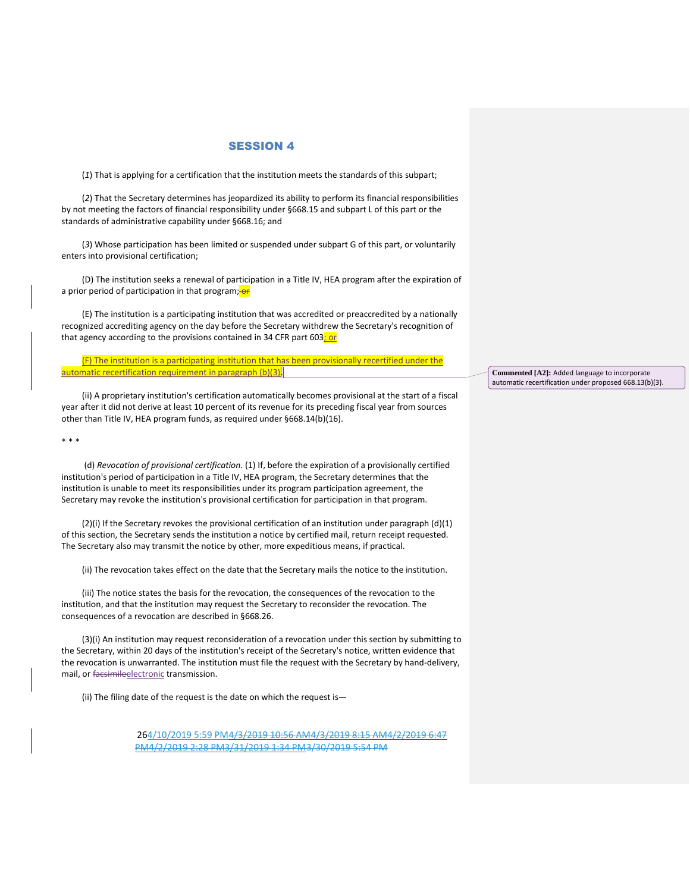## SESSION 4

(*1*) That is applying for a certification that the institution meets the standards of this subpart;

(*2*) That the Secretary determines has jeopardized its ability to perform its financial responsibilities by not meeting the factors of financial responsibility under §668.15 and subpart L of this part or the standards of administrative capability under §668.16; and

(*3*) Whose participation has been limited or suspended under subpart G of this part, or voluntarily enters into provisional certification;

(D) The institution seeks a renewal of participation in a Title IV, HEA program after the expiration of a prior period of participation in that program; ~~or~~

(E) The institution is a participating institution that was accredited or preaccredited by a nationally recognized accrediting agency on the day before the Secretary withdrew the Secretary's recognition of that agency according to the provisions contained in 34 CFR part 603; or

(F) The institution is a participating institution that has been provisionally recertified under the automatic recertification requirement in paragraph (b)(3).

**Commented [A2]:** Added language to incorporate automatic recertification under proposed 668.13(b)(3).

(ii) A proprietary institution's certification automatically becomes provisional at the start of a fiscal year after it did not derive at least 10 percent of its revenue for its preceding fiscal year from sources other than Title IV, HEA program funds, as required under §668.14(b)(16).

\* \* \*

(d) *Revocation of provisional certification.* (1) If, before the expiration of a provisionally certified institution's period of participation in a Title IV, HEA program, the Secretary determines that the institution is unable to meet its responsibilities under its program participation agreement, the Secretary may revoke the institution's provisional certification for participation in that program.

(2)(i) If the Secretary revokes the provisional certification of an institution under paragraph (d)(1) of this section, the Secretary sends the institution a notice by certified mail, return receipt requested. The Secretary also may transmit the notice by other, more expeditious means, if practical.

(ii) The revocation takes effect on the date that the Secretary mails the notice to the institution.

(iii) The notice states the basis for the revocation, the consequences of the revocation to the institution, and that the institution may request the Secretary to reconsider the revocation. The consequences of a revocation are described in §668.26.

(3)(i) An institution may request reconsideration of a revocation under this section by submitting to the Secretary, within 20 days of the institution's receipt of the Secretary's notice, written evidence that the revocation is unwarranted. The institution must file the request with the Secretary by hand-delivery, mail, or ~~facsimile~~electronic transmission.

(ii) The filing date of the request is the date on which the request is—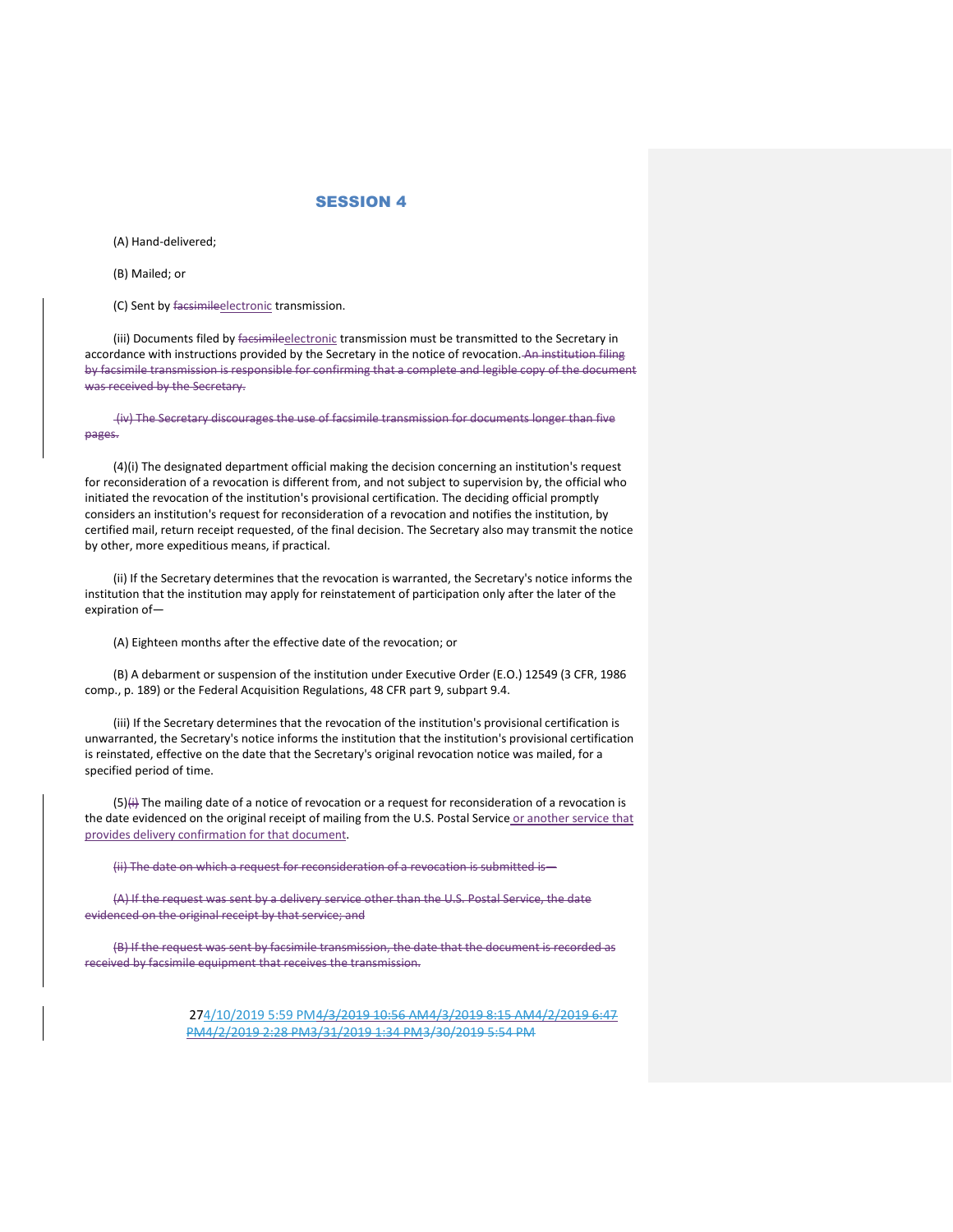## SESSION 4

(A) Hand-delivered;

(B) Mailed; or

(C) Sent by ~~facsimile~~electronic transmission.

(iii) Documents filed by ~~facsimile~~electronic transmission must be transmitted to the Secretary in accordance with instructions provided by the Secretary in the notice of revocation. ~~An institution filing by facsimile transmission is responsible for confirming that a complete and legible copy of the document was received by the Secretary.~~

~~(iv) The Secretary discourages the use of facsimile transmission for documents longer than five pages.~~

(4)(i) The designated department official making the decision concerning an institution's request for reconsideration of a revocation is different from, and not subject to supervision by, the official who initiated the revocation of the institution's provisional certification. The deciding official promptly considers an institution's request for reconsideration of a revocation and notifies the institution, by certified mail, return receipt requested, of the final decision. The Secretary also may transmit the notice by other, more expeditious means, if practical.

(ii) If the Secretary determines that the revocation is warranted, the Secretary's notice informs the institution that the institution may apply for reinstatement of participation only after the later of the expiration of—

(A) Eighteen months after the effective date of the revocation; or

(B) A debarment or suspension of the institution under Executive Order (E.O.) 12549 (3 CFR, 1986 comp., p. 189) or the Federal Acquisition Regulations, 48 CFR part 9, subpart 9.4.

(iii) If the Secretary determines that the revocation of the institution's provisional certification is unwarranted, the Secretary's notice informs the institution that the institution's provisional certification is reinstated, effective on the date that the Secretary's original revocation notice was mailed, for a specified period of time.

(5)~~(i)~~ The mailing date of a notice of revocation or a request for reconsideration of a revocation is the date evidenced on the original receipt of mailing from the U.S. Postal Service or another service that provides delivery confirmation for that document.

~~(ii) The date on which a request for reconsideration of a revocation is submitted is—~~

~~(A) If the request was sent by a delivery service other than the U.S. Postal Service, the date evidenced on the original receipt by that service; and~~

~~(B) If the request was sent by facsimile transmission, the date that the document is recorded as received by facsimile equipment that receives the transmission.~~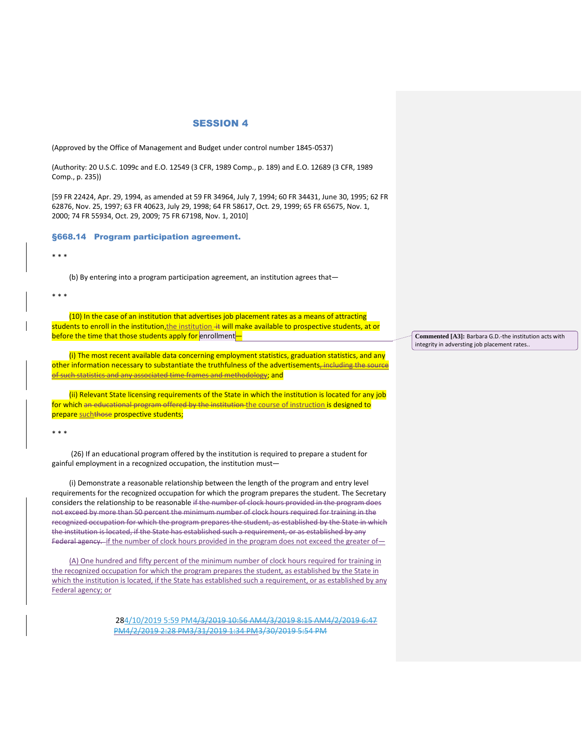## SESSION 4

(Approved by the Office of Management and Budget under control number 1845-0537)

(Authority: 20 U.S.C. 1099c and E.O. 12549 (3 CFR, 1989 Comp., p. 189) and E.O. 12689 (3 CFR, 1989 Comp., p. 235))

[59 FR 22424, Apr. 29, 1994, as amended at 59 FR 34964, July 7, 1994; 60 FR 34431, June 30, 1995; 62 FR 62876, Nov. 25, 1997; 63 FR 40623, July 29, 1998; 64 FR 58617, Oct. 29, 1999; 65 FR 65675, Nov. 1, 2000; 74 FR 55934, Oct. 29, 2009; 75 FR 67198, Nov. 1, 2010]

### §668.14 Program participation agreement.

* * *

(b) By entering into a program participation agreement, an institution agrees that—

* * *

(10) In the case of an institution that advertises job placement rates as a means of attracting students to enroll in the institution, the institution ~~it~~ will make available to prospective students, at or before the time that those students apply for enrollment—

**Commented [A3]:** Barbara G.D.-the institution acts with integrity in adversting job placement rates..

(i) The most recent available data concerning employment statistics, graduation statistics, and any other information necessary to substantiate the truthfulness of the advertisements~~, including the source of such statistics and any associated time frames and methodology~~; and

(ii) Relevant State licensing requirements of the State in which the institution is located for any job for which ~~an educational program offered by the institution~~ the course of instruction is designed to prepare such~~those~~ prospective students;

* * *

(26) If an educational program offered by the institution is required to prepare a student for gainful employment in a recognized occupation, the institution must—

(i) Demonstrate a reasonable relationship between the length of the program and entry level requirements for the recognized occupation for which the program prepares the student. The Secretary considers the relationship to be reasonable ~~if the number of clock hours provided in the program does not exceed by more than 50 percent the minimum number of clock hours required for training in the recognized occupation for which the program prepares the student, as established by the State in which the institution is located, if the State has established such a requirement, or as established by any Federal agency.~~ if the number of clock hours provided in the program does not exceed the greater of—

(A) One hundred and fifty percent of the minimum number of clock hours required for training in the recognized occupation for which the program prepares the student, as established by the State in which the institution is located, if the State has established such a requirement, or as established by any Federal agency; or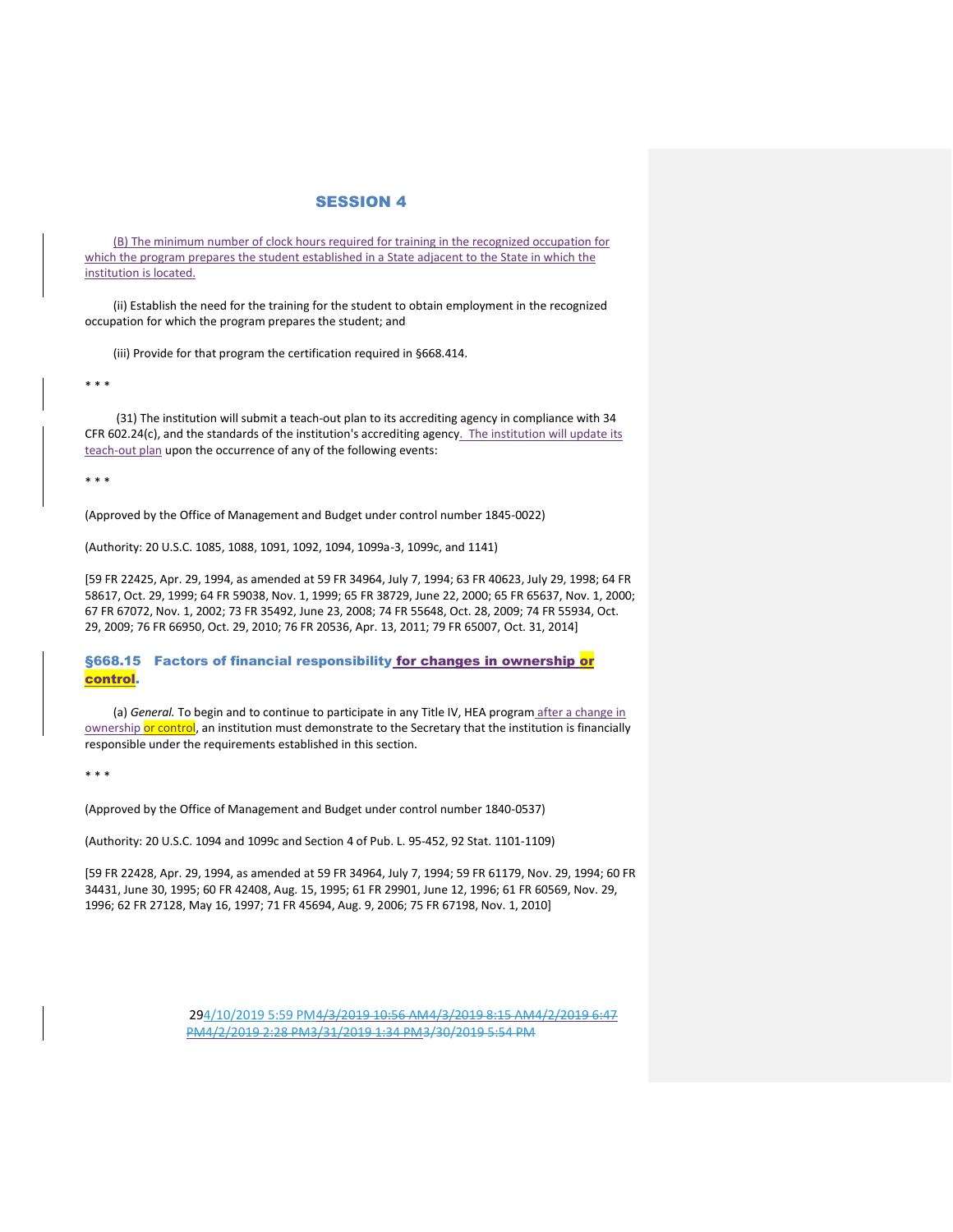## SESSION 4

(B) The minimum number of clock hours required for training in the recognized occupation for which the program prepares the student established in a State adjacent to the State in which the institution is located.

(ii) Establish the need for the training for the student to obtain employment in the recognized occupation for which the program prepares the student; and

(iii) Provide for that program the certification required in §668.414.

* * *

(31) The institution will submit a teach-out plan to its accrediting agency in compliance with 34 CFR 602.24(c), and the standards of the institution's accrediting agency. The institution will update its teach-out plan upon the occurrence of any of the following events:

* * *

(Approved by the Office of Management and Budget under control number 1845-0022)

(Authority: 20 U.S.C. 1085, 1088, 1091, 1092, 1094, 1099a-3, 1099c, and 1141)

[59 FR 22425, Apr. 29, 1994, as amended at 59 FR 34964, July 7, 1994; 63 FR 40623, July 29, 1998; 64 FR 58617, Oct. 29, 1999; 64 FR 59038, Nov. 1, 1999; 65 FR 38729, June 22, 2000; 65 FR 65637, Nov. 1, 2000; 67 FR 67072, Nov. 1, 2002; 73 FR 35492, June 23, 2008; 74 FR 55648, Oct. 28, 2009; 74 FR 55934, Oct. 29, 2009; 76 FR 66950, Oct. 29, 2010; 76 FR 20536, Apr. 13, 2011; 79 FR 65007, Oct. 31, 2014]

### §668.15 Factors of financial responsibility for changes in ownership or control.

(a) *General.* To begin and to continue to participate in any Title IV, HEA program after a change in ownership or control, an institution must demonstrate to the Secretary that the institution is financially responsible under the requirements established in this section.

* * *

(Approved by the Office of Management and Budget under control number 1840-0537)

(Authority: 20 U.S.C. 1094 and 1099c and Section 4 of Pub. L. 95-452, 92 Stat. 1101-1109)

[59 FR 22428, Apr. 29, 1994, as amended at 59 FR 34964, July 7, 1994; 59 FR 61179, Nov. 29, 1994; 60 FR 34431, June 30, 1995; 60 FR 42408, Aug. 15, 1995; 61 FR 29901, June 12, 1996; 61 FR 60569, Nov. 29, 1996; 62 FR 27128, May 16, 1997; 71 FR 45694, Aug. 9, 2006; 75 FR 67198, Nov. 1, 2010]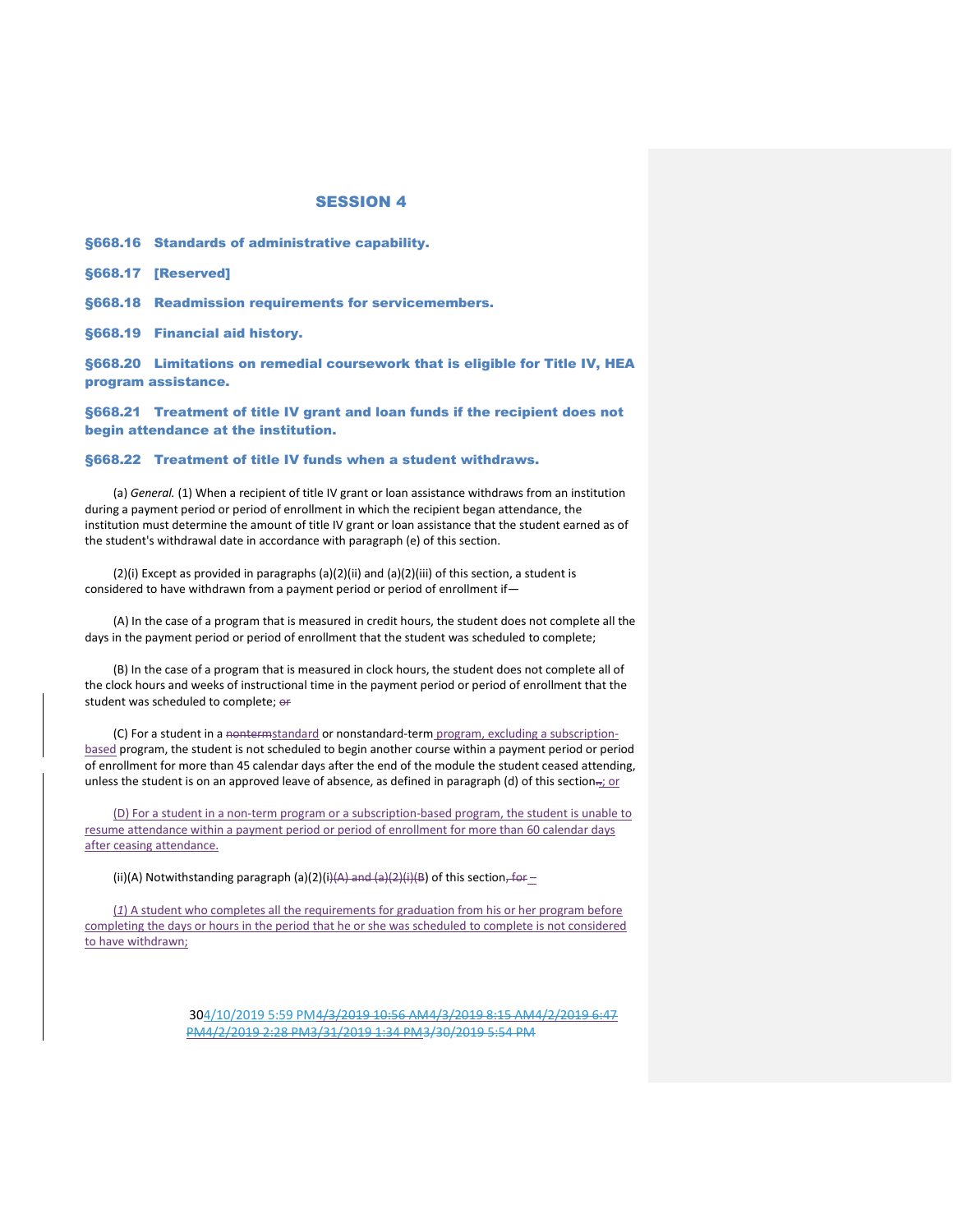## SESSION 4

### §668.16 Standards of administrative capability.

### §668.17 [Reserved]

### §668.18 Readmission requirements for servicemembers.

### §668.19 Financial aid history.

### §668.20 Limitations on remedial coursework that is eligible for Title IV, HEA program assistance.

### §668.21 Treatment of title IV grant and loan funds if the recipient does not begin attendance at the institution.

### §668.22 Treatment of title IV funds when a student withdraws.

(a) *General.* (1) When a recipient of title IV grant or loan assistance withdraws from an institution during a payment period or period of enrollment in which the recipient began attendance, the institution must determine the amount of title IV grant or loan assistance that the student earned as of the student's withdrawal date in accordance with paragraph (e) of this section.

(2)(i) Except as provided in paragraphs (a)(2)(ii) and (a)(2)(iii) of this section, a student is considered to have withdrawn from a payment period or period of enrollment if—

(A) In the case of a program that is measured in credit hours, the student does not complete all the days in the payment period or period of enrollment that the student was scheduled to complete;

(B) In the case of a program that is measured in clock hours, the student does not complete all of the clock hours and weeks of instructional time in the payment period or period of enrollment that the student was scheduled to complete; ~~or~~

(C) For a student in a ~~nonterm~~standard or nonstandard-term program, excluding a subscription-based program, the student is not scheduled to begin another course within a payment period or period of enrollment for more than 45 calendar days after the end of the module the student ceased attending, unless the student is on an approved leave of absence, as defined in paragraph (d) of this section~~.~~; or

(D) For a student in a non-term program or a subscription-based program, the student is unable to resume attendance within a payment period or period of enrollment for more than 60 calendar days after ceasing attendance.

(ii)(A) Notwithstanding paragraph (a)(2)(i~~)(A) and (a)(2)(i)(B~~) of this section~~, for~~ –

(*1*) A student who completes all the requirements for graduation from his or her program before completing the days or hours in the period that he or she was scheduled to complete is not considered to have withdrawn;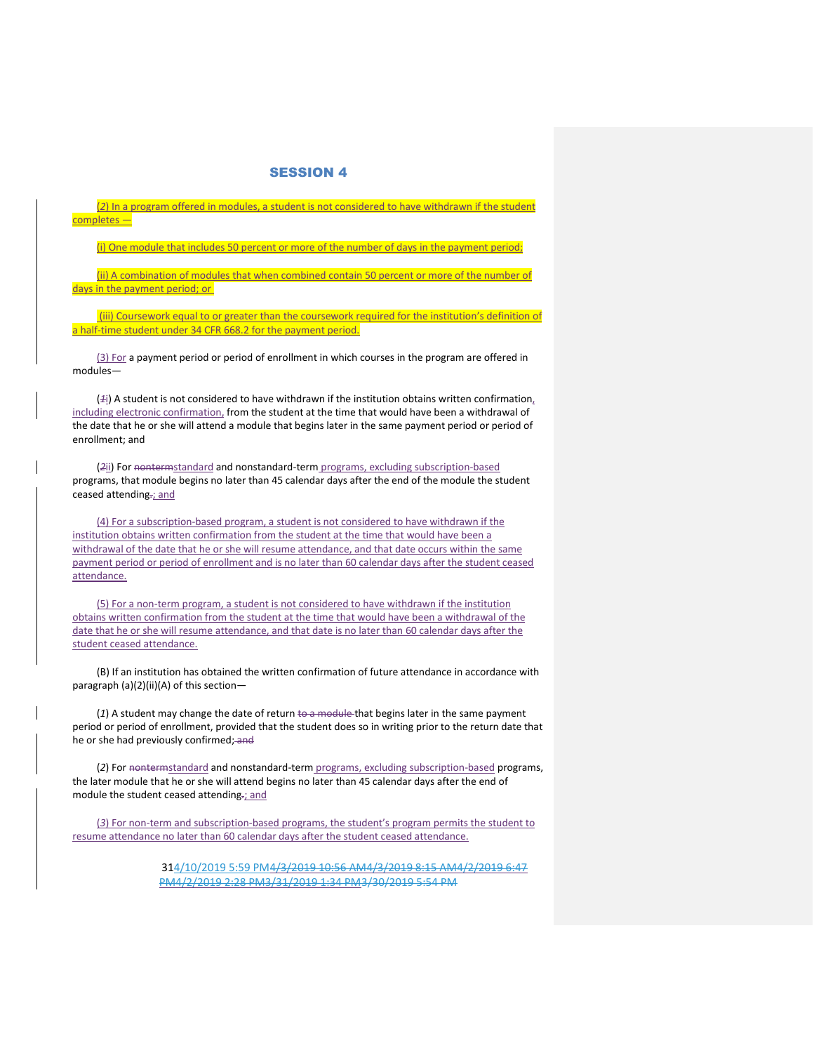## SESSION 4

(*2*) In a program offered in modules, a student is not considered to have withdrawn if the student completes —

(i) One module that includes 50 percent or more of the number of days in the payment period;

(ii) A combination of modules that when combined contain 50 percent or more of the number of days in the payment period; or

(iii) Coursework equal to or greater than the coursework required for the institution's definition of a half-time student under 34 CFR 668.2 for the payment period.

(3) For a payment period or period of enrollment in which courses in the program are offered in modules—

(~~*1*~~i) A student is not considered to have withdrawn if the institution obtains written confirmation, including electronic confirmation, from the student at the time that would have been a withdrawal of the date that he or she will attend a module that begins later in the same payment period or period of enrollment; and

(~~*2*~~ii) For ~~nonterm~~standard and nonstandard-term programs, excluding subscription-based programs, that module begins no later than 45 calendar days after the end of the module the student ceased attending~~.~~; and

(4) For a subscription-based program, a student is not considered to have withdrawn if the institution obtains written confirmation from the student at the time that would have been a withdrawal of the date that he or she will resume attendance, and that date occurs within the same payment period or period of enrollment and is no later than 60 calendar days after the student ceased attendance.

(5) For a non-term program, a student is not considered to have withdrawn if the institution obtains written confirmation from the student at the time that would have been a withdrawal of the date that he or she will resume attendance, and that date is no later than 60 calendar days after the student ceased attendance.

(B) If an institution has obtained the written confirmation of future attendance in accordance with paragraph (a)(2)(ii)(A) of this section—

(*1*) A student may change the date of return ~~to a module~~ that begins later in the same payment period or period of enrollment, provided that the student does so in writing prior to the return date that he or she had previously confirmed; ~~and~~

(*2*) For ~~nonterm~~standard and nonstandard-term programs, excluding subscription-based programs, the later module that he or she will attend begins no later than 45 calendar days after the end of module the student ceased attending~~.~~; and

(*3*) For non-term and subscription-based programs, the student's program permits the student to resume attendance no later than 60 calendar days after the student ceased attendance.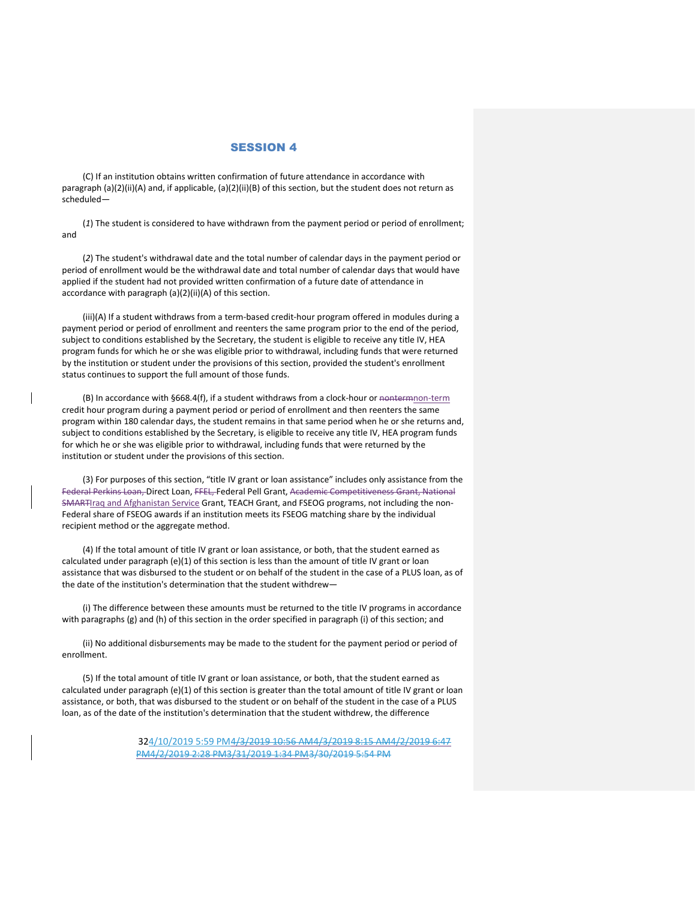## SESSION 4

(C) If an institution obtains written confirmation of future attendance in accordance with paragraph (a)(2)(ii)(A) and, if applicable, (a)(2)(ii)(B) of this section, but the student does not return as scheduled—

(*1*) The student is considered to have withdrawn from the payment period or period of enrollment; and

(*2*) The student's withdrawal date and the total number of calendar days in the payment period or period of enrollment would be the withdrawal date and total number of calendar days that would have applied if the student had not provided written confirmation of a future date of attendance in accordance with paragraph (a)(2)(ii)(A) of this section.

(iii)(A) If a student withdraws from a term-based credit-hour program offered in modules during a payment period or period of enrollment and reenters the same program prior to the end of the period, subject to conditions established by the Secretary, the student is eligible to receive any title IV, HEA program funds for which he or she was eligible prior to withdrawal, including funds that were returned by the institution or student under the provisions of this section, provided the student's enrollment status continues to support the full amount of those funds.

(B) In accordance with §668.4(f), if a student withdraws from a clock-hour or ~~nonterm~~non-term credit hour program during a payment period or period of enrollment and then reenters the same program within 180 calendar days, the student remains in that same period when he or she returns and, subject to conditions established by the Secretary, is eligible to receive any title IV, HEA program funds for which he or she was eligible prior to withdrawal, including funds that were returned by the institution or student under the provisions of this section.

(3) For purposes of this section, "title IV grant or loan assistance" includes only assistance from the ~~Federal Perkins Loan,~~ Direct Loan, ~~FFEL,~~ Federal Pell Grant, ~~Academic Competitiveness Grant, National SMART~~Iraq and Afghanistan Service Grant, TEACH Grant, and FSEOG programs, not including the non-Federal share of FSEOG awards if an institution meets its FSEOG matching share by the individual recipient method or the aggregate method.

(4) If the total amount of title IV grant or loan assistance, or both, that the student earned as calculated under paragraph (e)(1) of this section is less than the amount of title IV grant or loan assistance that was disbursed to the student or on behalf of the student in the case of a PLUS loan, as of the date of the institution's determination that the student withdrew—

(i) The difference between these amounts must be returned to the title IV programs in accordance with paragraphs (g) and (h) of this section in the order specified in paragraph (i) of this section; and

(ii) No additional disbursements may be made to the student for the payment period or period of enrollment.

(5) If the total amount of title IV grant or loan assistance, or both, that the student earned as calculated under paragraph (e)(1) of this section is greater than the total amount of title IV grant or loan assistance, or both, that was disbursed to the student or on behalf of the student in the case of a PLUS loan, as of the date of the institution's determination that the student withdrew, the difference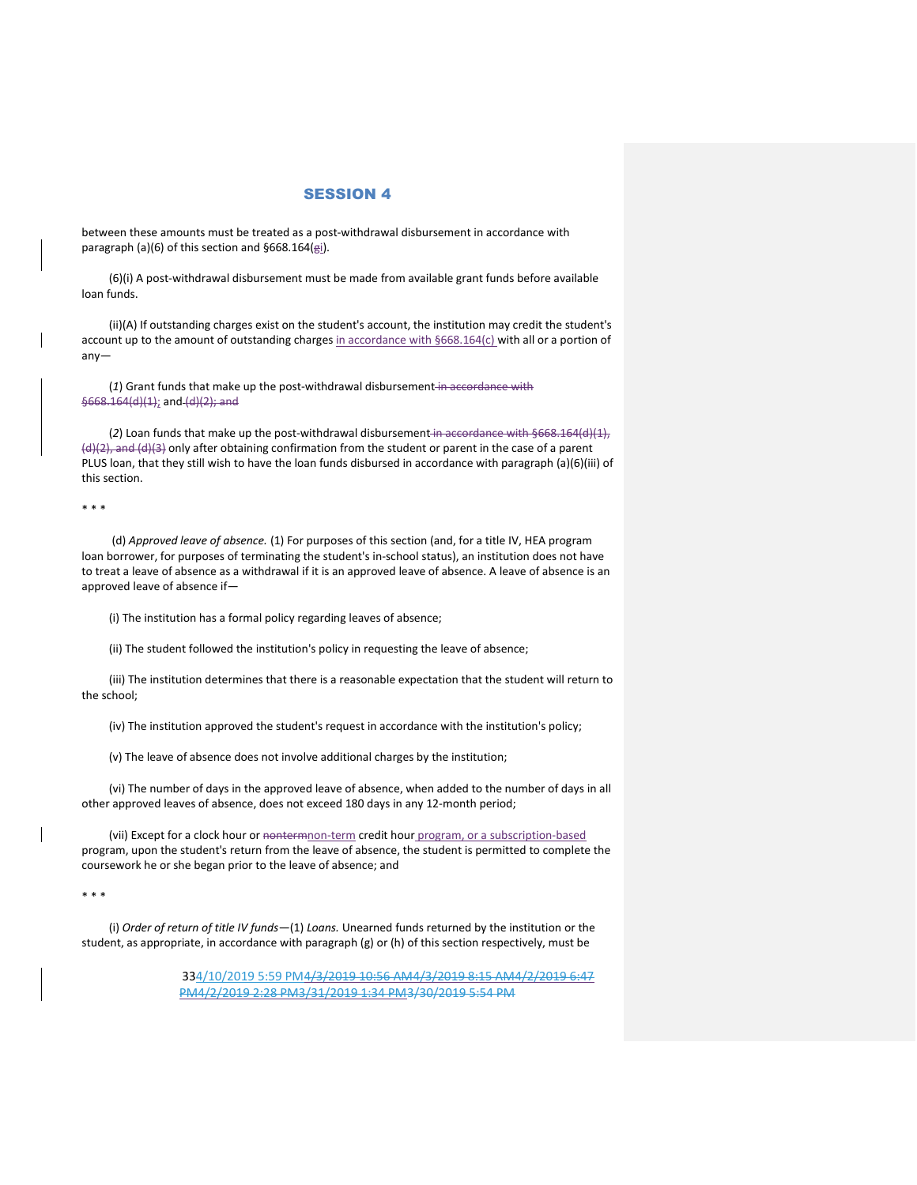# SESSION 4

between these amounts must be treated as a post-withdrawal disbursement in accordance with paragraph (a)(6) of this section and §668.164(gi).

(6)(i) A post-withdrawal disbursement must be made from available grant funds before available loan funds.

(ii)(A) If outstanding charges exist on the student's account, the institution may credit the student's account up to the amount of outstanding charges in accordance with §668.164(c) with all or a portion of any—

(*1*) Grant funds that make up the post-withdrawal disbursement in accordance with §668.164(d)(1); and (d)(2); and

(*2*) Loan funds that make up the post-withdrawal disbursement in accordance with §668.164(d)(1), (d)(2), and (d)(3) only after obtaining confirmation from the student or parent in the case of a parent PLUS loan, that they still wish to have the loan funds disbursed in accordance with paragraph (a)(6)(iii) of this section.

* * *

(d) *Approved leave of absence.* (1) For purposes of this section (and, for a title IV, HEA program loan borrower, for purposes of terminating the student's in-school status), an institution does not have to treat a leave of absence as a withdrawal if it is an approved leave of absence. A leave of absence is an approved leave of absence if—

(i) The institution has a formal policy regarding leaves of absence;

(ii) The student followed the institution's policy in requesting the leave of absence;

(iii) The institution determines that there is a reasonable expectation that the student will return to the school;

(iv) The institution approved the student's request in accordance with the institution's policy;

(v) The leave of absence does not involve additional charges by the institution;

(vi) The number of days in the approved leave of absence, when added to the number of days in all other approved leaves of absence, does not exceed 180 days in any 12-month period;

(vii) Except for a clock hour or nontermnon-term credit hour program, or a subscription-based program, upon the student's return from the leave of absence, the student is permitted to complete the coursework he or she began prior to the leave of absence; and

* * *

(i) *Order of return of title IV funds*—(1) *Loans.* Unearned funds returned by the institution or the student, as appropriate, in accordance with paragraph (g) or (h) of this section respectively, must be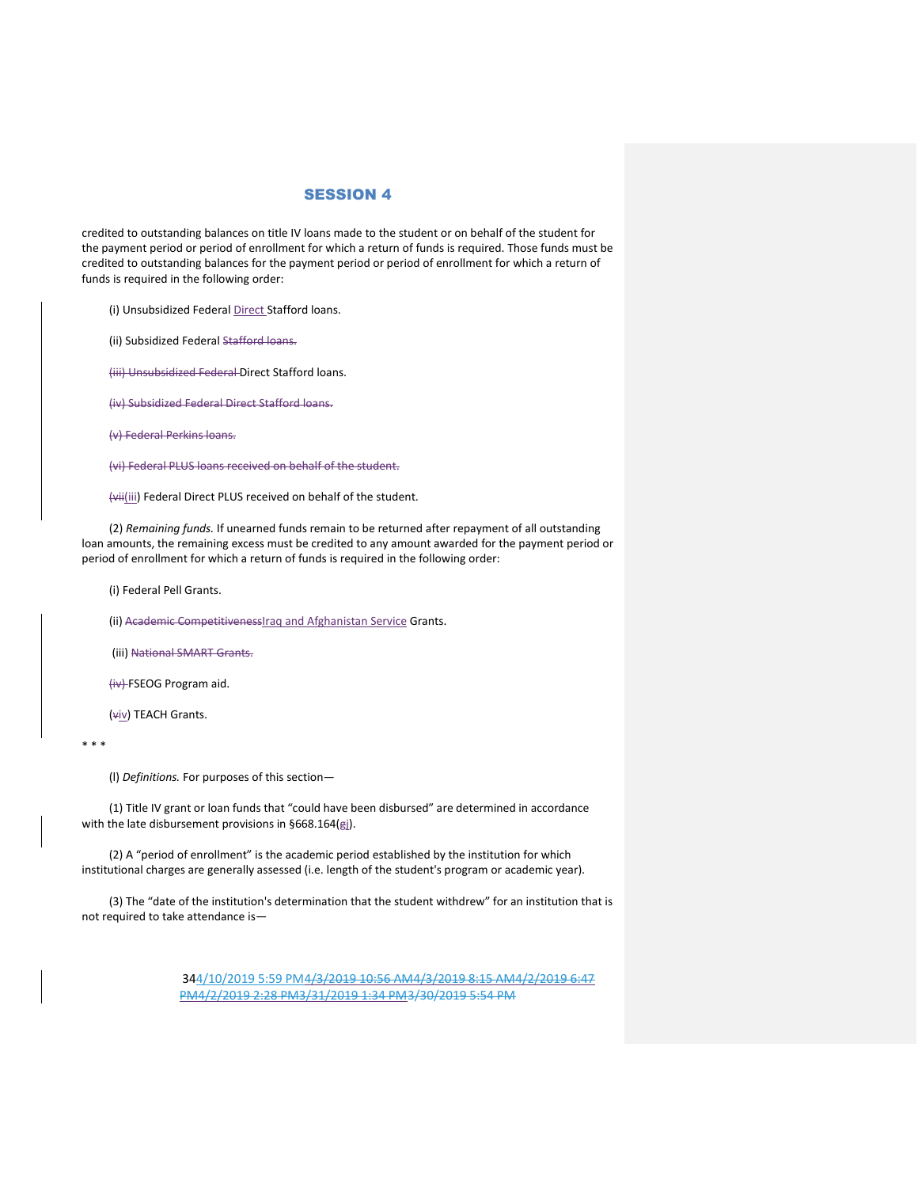credited to outstanding balances on title IV loans made to the student or on behalf of the student for the payment period or period of enrollment for which a return of funds is required. Those funds must be credited to outstanding balances for the payment period or period of enrollment for which a return of funds is required in the following order:

(i) Unsubsidized Federal Direct Stafford loans.

(ii) Subsidized Federal ~~Stafford loans.~~

~~(iii) Unsubsidized Federal~~ Direct Stafford loans.

~~(iv) Subsidized Federal Direct Stafford loans.~~

~~(v) Federal Perkins loans.~~

~~(vi) Federal PLUS loans received on behalf of the student.~~

(~~vii~~iii) Federal Direct PLUS received on behalf of the student.

(2) *Remaining funds.* If unearned funds remain to be returned after repayment of all outstanding loan amounts, the remaining excess must be credited to any amount awarded for the payment period or period of enrollment for which a return of funds is required in the following order:

(i) Federal Pell Grants.

(ii) ~~Academic Competitiveness~~Iraq and Afghanistan Service Grants.

(iii) ~~National SMART Grants.~~

~~(iv)~~ FSEOG Program aid.

(~~v~~iv) TEACH Grants.

\* \* \*

(l) *Definitions.* For purposes of this section—

(1) Title IV grant or loan funds that "could have been disbursed" are determined in accordance with the late disbursement provisions in §668.164(~~g~~j).

(2) A "period of enrollment" is the academic period established by the institution for which institutional charges are generally assessed (i.e. length of the student's program or academic year).

(3) The "date of the institution's determination that the student withdrew" for an institution that is not required to take attendance is—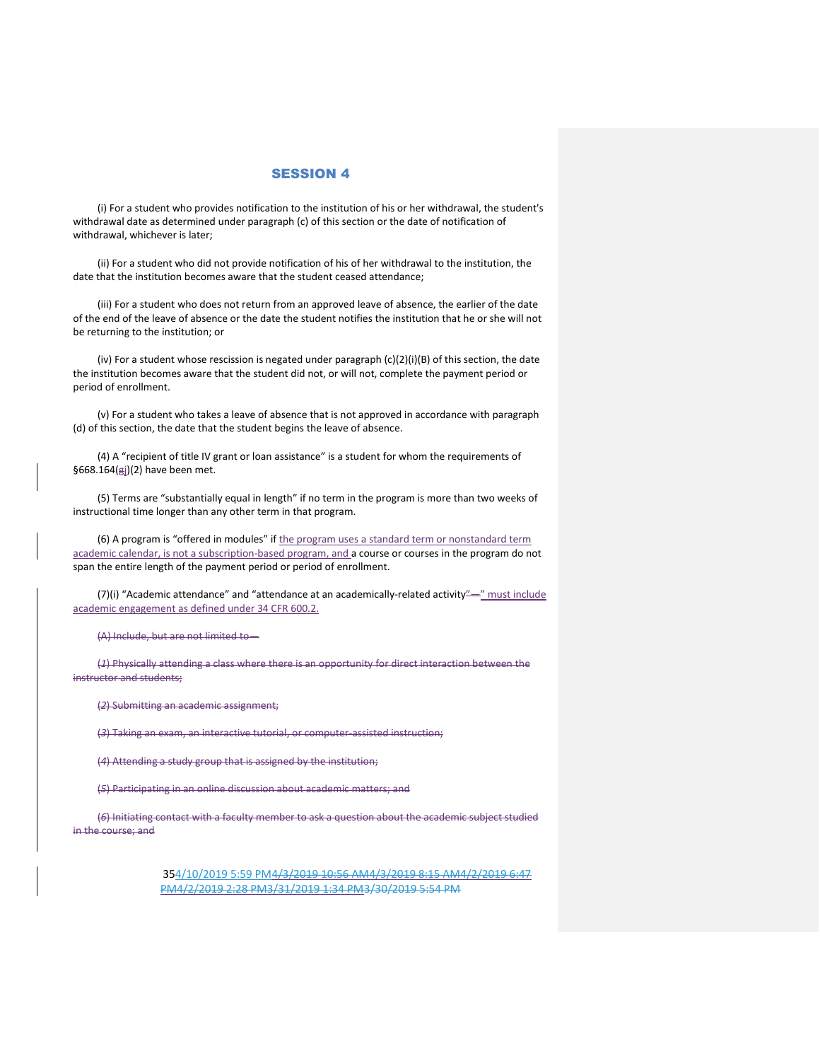## SESSION 4

(i) For a student who provides notification to the institution of his or her withdrawal, the student's withdrawal date as determined under paragraph (c) of this section or the date of notification of withdrawal, whichever is later;

(ii) For a student who did not provide notification of his of her withdrawal to the institution, the date that the institution becomes aware that the student ceased attendance;

(iii) For a student who does not return from an approved leave of absence, the earlier of the date of the end of the leave of absence or the date the student notifies the institution that he or she will not be returning to the institution; or

(iv) For a student whose rescission is negated under paragraph (c)(2)(i)(B) of this section, the date the institution becomes aware that the student did not, or will not, complete the payment period or period of enrollment.

(v) For a student who takes a leave of absence that is not approved in accordance with paragraph (d) of this section, the date that the student begins the leave of absence.

(4) A "recipient of title IV grant or loan assistance" is a student for whom the requirements of §668.164(~~g~~j)(2) have been met.

(5) Terms are "substantially equal in length" if no term in the program is more than two weeks of instructional time longer than any other term in that program.

(6) A program is "offered in modules" if the program uses a standard term or nonstandard term academic calendar, is not a subscription-based program, and a course or courses in the program do not span the entire length of the payment period or period of enrollment.

(7)(i) "Academic attendance" and "attendance at an academically-related activity~~"—~~" must include academic engagement as defined under 34 CFR 600.2.

~~(A) Include, but are not limited to—~~

~~(1) Physically attending a class where there is an opportunity for direct interaction between the instructor and students;~~

~~(2) Submitting an academic assignment;~~

~~(3) Taking an exam, an interactive tutorial, or computer-assisted instruction;~~

~~(4) Attending a study group that is assigned by the institution;~~

~~(5) Participating in an online discussion about academic matters; and~~

~~(6) Initiating contact with a faculty member to ask a question about the academic subject studied in the course; and~~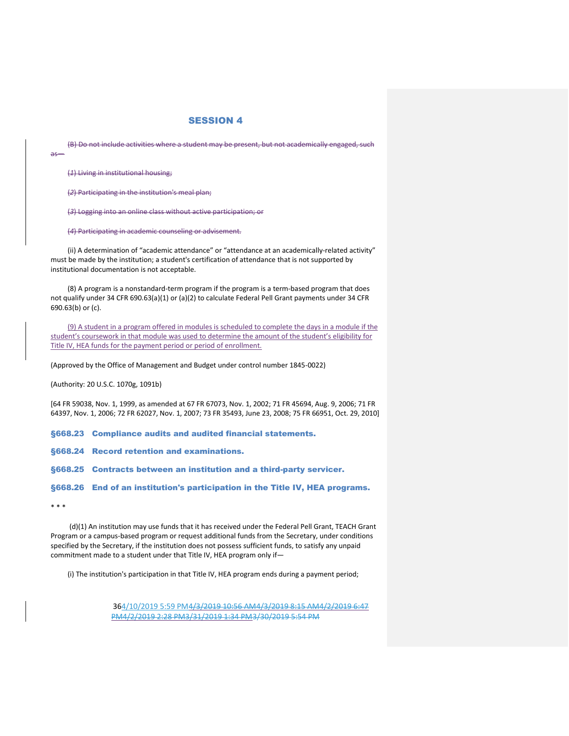## SESSION 4

~~(B) Do not include activities where a student may be present, but not academically engaged, such as—~~

~~(*1*) Living in institutional housing;~~

~~(*2*) Participating in the institution's meal plan;~~

~~(*3*) Logging into an online class without active participation; or~~

~~(*4*) Participating in academic counseling or advisement.~~

(ii) A determination of "academic attendance" or "attendance at an academically-related activity" must be made by the institution; a student's certification of attendance that is not supported by institutional documentation is not acceptable.

(8) A program is a nonstandard-term program if the program is a term-based program that does not qualify under 34 CFR 690.63(a)(1) or (a)(2) to calculate Federal Pell Grant payments under 34 CFR 690.63(b) or (c).

(9) A student in a program offered in modules is scheduled to complete the days in a module if the student's coursework in that module was used to determine the amount of the student's eligibility for Title IV, HEA funds for the payment period or period of enrollment.

(Approved by the Office of Management and Budget under control number 1845-0022)

(Authority: 20 U.S.C. 1070g, 1091b)

[64 FR 59038, Nov. 1, 1999, as amended at 67 FR 67073, Nov. 1, 2002; 71 FR 45694, Aug. 9, 2006; 71 FR 64397, Nov. 1, 2006; 72 FR 62027, Nov. 1, 2007; 73 FR 35493, June 23, 2008; 75 FR 66951, Oct. 29, 2010]

### §668.23 Compliance audits and audited financial statements.

### §668.24 Record retention and examinations.

### §668.25 Contracts between an institution and a third-party servicer.

### §668.26 End of an institution's participation in the Title IV, HEA programs.

\* \* \*

(d)(1) An institution may use funds that it has received under the Federal Pell Grant, TEACH Grant Program or a campus-based program or request additional funds from the Secretary, under conditions specified by the Secretary, if the institution does not possess sufficient funds, to satisfy any unpaid commitment made to a student under that Title IV, HEA program only if—

(i) The institution's participation in that Title IV, HEA program ends during a payment period;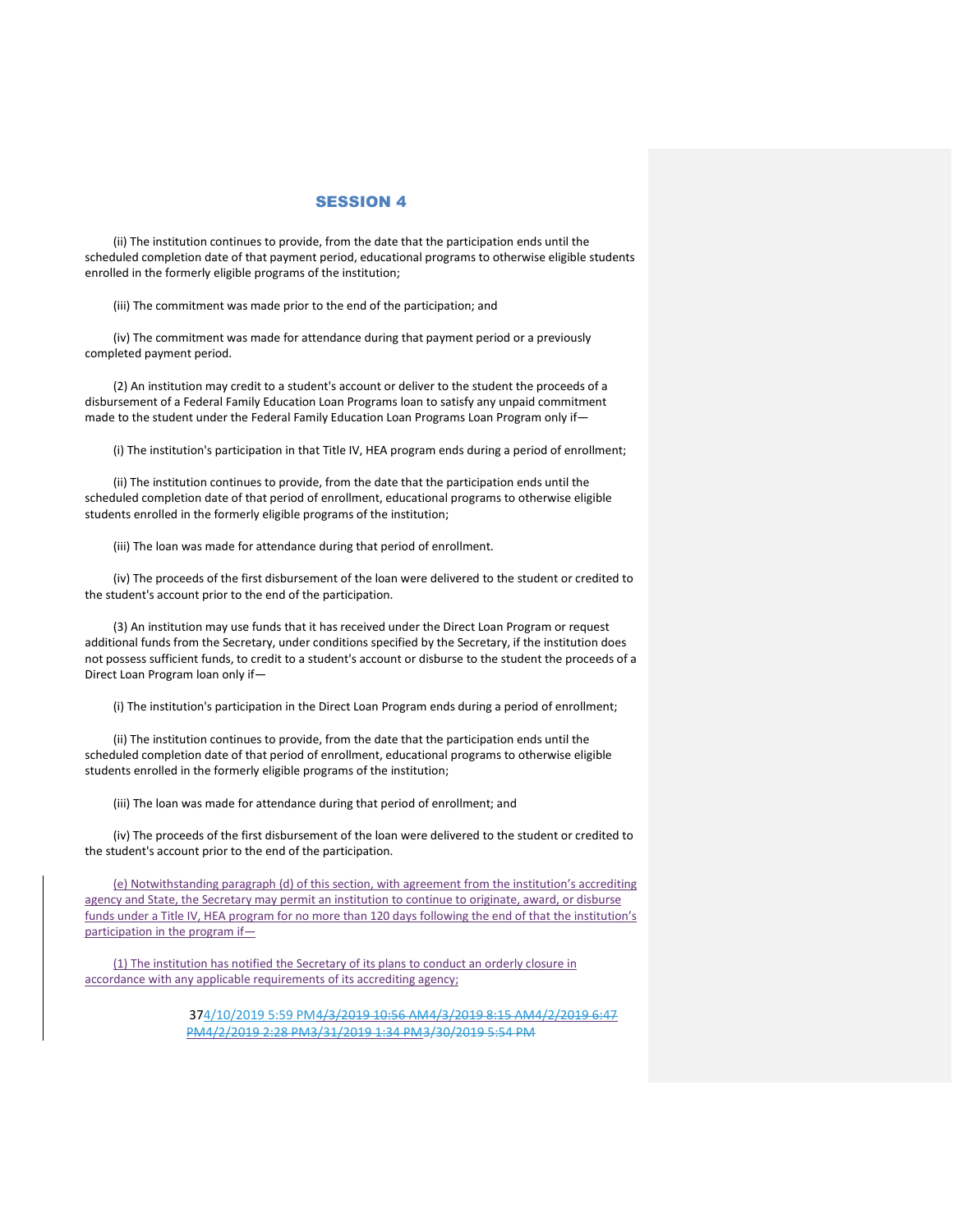## SESSION 4

(ii) The institution continues to provide, from the date that the participation ends until the scheduled completion date of that payment period, educational programs to otherwise eligible students enrolled in the formerly eligible programs of the institution;

(iii) The commitment was made prior to the end of the participation; and

(iv) The commitment was made for attendance during that payment period or a previously completed payment period.

(2) An institution may credit to a student's account or deliver to the student the proceeds of a disbursement of a Federal Family Education Loan Programs loan to satisfy any unpaid commitment made to the student under the Federal Family Education Loan Programs Loan Program only if—

(i) The institution's participation in that Title IV, HEA program ends during a period of enrollment;

(ii) The institution continues to provide, from the date that the participation ends until the scheduled completion date of that period of enrollment, educational programs to otherwise eligible students enrolled in the formerly eligible programs of the institution;

(iii) The loan was made for attendance during that period of enrollment.

(iv) The proceeds of the first disbursement of the loan were delivered to the student or credited to the student's account prior to the end of the participation.

(3) An institution may use funds that it has received under the Direct Loan Program or request additional funds from the Secretary, under conditions specified by the Secretary, if the institution does not possess sufficient funds, to credit to a student's account or disburse to the student the proceeds of a Direct Loan Program loan only if—

(i) The institution's participation in the Direct Loan Program ends during a period of enrollment;

(ii) The institution continues to provide, from the date that the participation ends until the scheduled completion date of that period of enrollment, educational programs to otherwise eligible students enrolled in the formerly eligible programs of the institution;

(iii) The loan was made for attendance during that period of enrollment; and

(iv) The proceeds of the first disbursement of the loan were delivered to the student or credited to the student's account prior to the end of the participation.

(e) Notwithstanding paragraph (d) of this section, with agreement from the institution's accrediting agency and State, the Secretary may permit an institution to continue to originate, award, or disburse funds under a Title IV, HEA program for no more than 120 days following the end of that the institution's participation in the program if—

(1) The institution has notified the Secretary of its plans to conduct an orderly closure in accordance with any applicable requirements of its accrediting agency;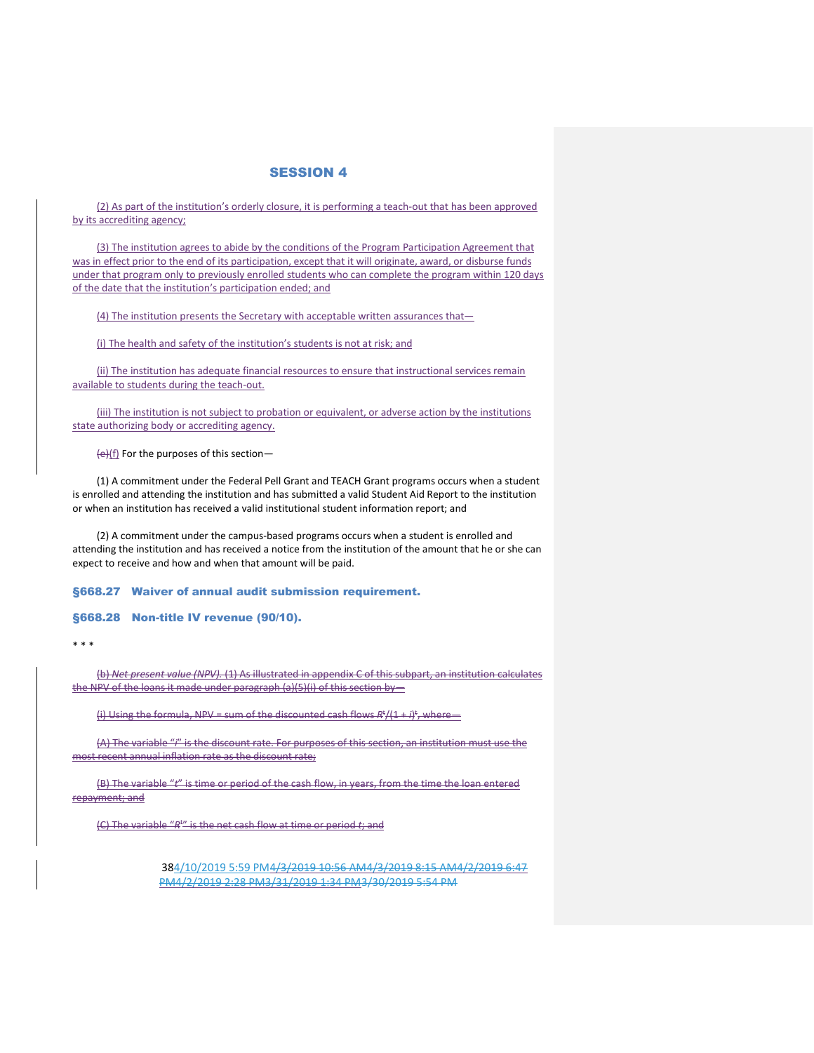## SESSION 4

(2) As part of the institution's orderly closure, it is performing a teach-out that has been approved by its accrediting agency;

(3) The institution agrees to abide by the conditions of the Program Participation Agreement that was in effect prior to the end of its participation, except that it will originate, award, or disburse funds under that program only to previously enrolled students who can complete the program within 120 days of the date that the institution's participation ended; and

(4) The institution presents the Secretary with acceptable written assurances that—

(i) The health and safety of the institution's students is not at risk; and

(ii) The institution has adequate financial resources to ensure that instructional services remain available to students during the teach-out.

(iii) The institution is not subject to probation or equivalent, or adverse action by the institutions state authorizing body or accrediting agency.

~~(e)~~(f) For the purposes of this section—

(1) A commitment under the Federal Pell Grant and TEACH Grant programs occurs when a student is enrolled and attending the institution and has submitted a valid Student Aid Report to the institution or when an institution has received a valid institutional student information report; and

(2) A commitment under the campus-based programs occurs when a student is enrolled and attending the institution and has received a notice from the institution of the amount that he or she can expect to receive and how and when that amount will be paid.

### §668.27 Waiver of annual audit submission requirement.

### §668.28 Non-title IV revenue (90/10).

\* \* \*

~~(b) *Net present value (NPV).* (1) As illustrated in appendix C of this subpart, an institution calculates the NPV of the loans it made under paragraph (a)(5)(i) of this section by—~~

~~(i) Using the formula, NPV = sum of the discounted cash flows $R^t/(1+i)^t$, where—~~

~~(A) The variable "*i*" is the discount rate. For purposes of this section, an institution must use the most recent annual inflation rate as the discount rate;~~

~~(B) The variable "*t*" is time or period of the cash flow, in years, from the time the loan entered repayment; and~~

~~(C) The variable "$R^t$" is the net cash flow at time or period *t*; and~~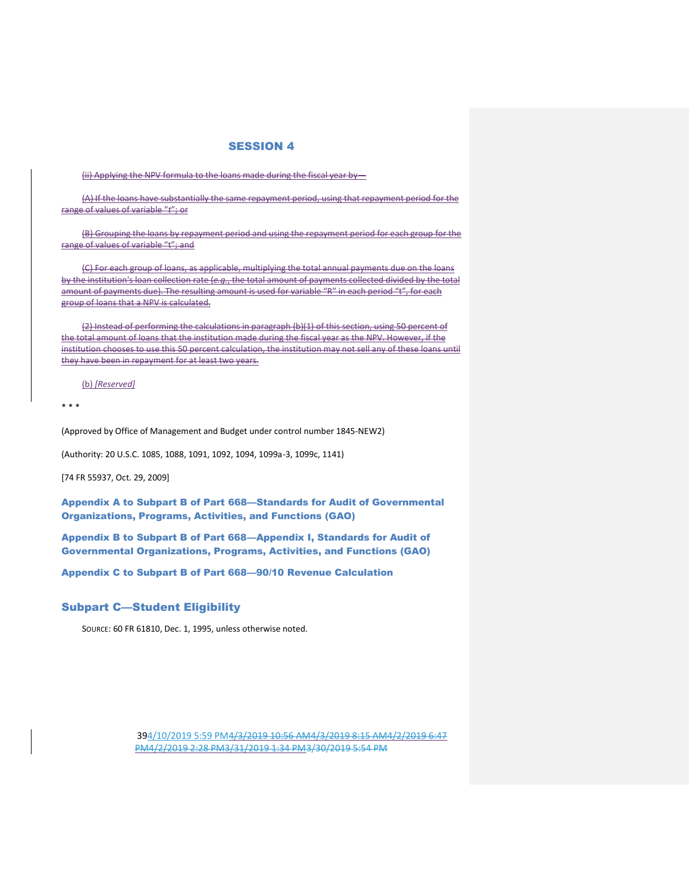## SESSION 4

~~(ii) Applying the NPV formula to the loans made during the fiscal year by—~~

~~(A) If the loans have substantially the same repayment period, using that repayment period for the range of values of variable "t"; or~~

~~(B) Grouping the loans by repayment period and using the repayment period for each group for the range of values of variable "t"; and~~

~~(C) For each group of loans, as applicable, multiplying the total annual payments due on the loans by the institution's loan collection rate (*e.g.*, the total amount of payments collected divided by the total amount of payments due). The resulting amount is used for variable "R" in each period "t", for each group of loans that a NPV is calculated.~~

~~(2) Instead of performing the calculations in paragraph (b)(1) of this section, using 50 percent of the total amount of loans that the institution made during the fiscal year as the NPV. However, if the institution chooses to use this 50 percent calculation, the institution may not sell any of these loans until they have been in repayment for at least two years.~~

(b) *[Reserved]*

\* \* \*

(Approved by Office of Management and Budget under control number 1845-NEW2)

(Authority: 20 U.S.C. 1085, 1088, 1091, 1092, 1094, 1099a-3, 1099c, 1141)

[74 FR 55937, Oct. 29, 2009]

### Appendix A to Subpart B of Part 668—Standards for Audit of Governmental Organizations, Programs, Activities, and Functions (GAO)

### Appendix B to Subpart B of Part 668—Appendix I, Standards for Audit of Governmental Organizations, Programs, Activities, and Functions (GAO)

### Appendix C to Subpart B of Part 668—90/10 Revenue Calculation

## Subpart C—Student Eligibility

SOURCE: 60 FR 61810, Dec. 1, 1995, unless otherwise noted.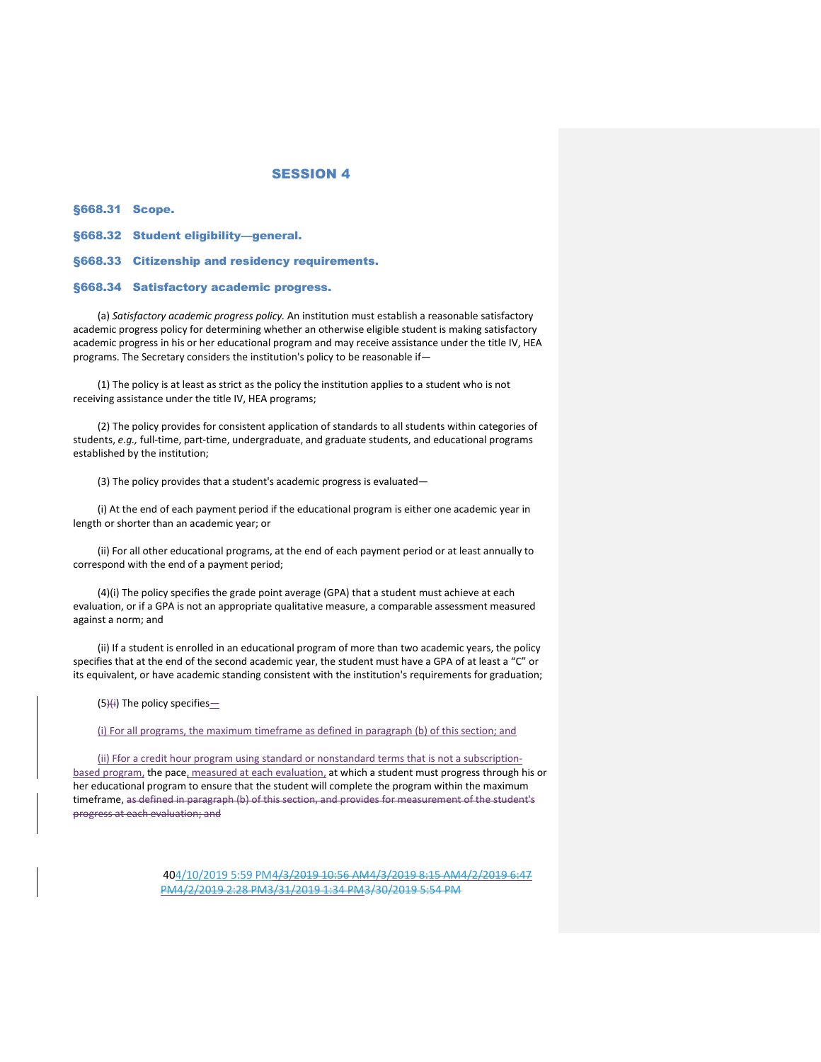## SESSION 4

### §668.31 Scope.

### §668.32 Student eligibility—general.

### §668.33 Citizenship and residency requirements.

### §668.34 Satisfactory academic progress.

(a) *Satisfactory academic progress policy.* An institution must establish a reasonable satisfactory academic progress policy for determining whether an otherwise eligible student is making satisfactory academic progress in his or her educational program and may receive assistance under the title IV, HEA programs. The Secretary considers the institution's policy to be reasonable if—

(1) The policy is at least as strict as the policy the institution applies to a student who is not receiving assistance under the title IV, HEA programs;

(2) The policy provides for consistent application of standards to all students within categories of students, *e.g.,* full-time, part-time, undergraduate, and graduate students, and educational programs established by the institution;

(3) The policy provides that a student's academic progress is evaluated—

(i) At the end of each payment period if the educational program is either one academic year in length or shorter than an academic year; or

(ii) For all other educational programs, at the end of each payment period or at least annually to correspond with the end of a payment period;

(4)(i) The policy specifies the grade point average (GPA) that a student must achieve at each evaluation, or if a GPA is not an appropriate qualitative measure, a comparable assessment measured against a norm; and

(ii) If a student is enrolled in an educational program of more than two academic years, the policy specifies that at the end of the second academic year, the student must have a GPA of at least a "C" or its equivalent, or have academic standing consistent with the institution's requirements for graduation;

(5)~~(i)~~ The policy specifies—

(i) For all programs, the maximum timeframe as defined in paragraph (b) of this section; and

(ii) ~~F~~for a credit hour program using standard or nonstandard terms that is not a subscription-based program, the pace, measured at each evaluation, at which a student must progress through his or her educational program to ensure that the student will complete the program within the maximum timeframe, ~~as defined in paragraph (b) of this section, and provides for measurement of the student's progress at each evaluation; and~~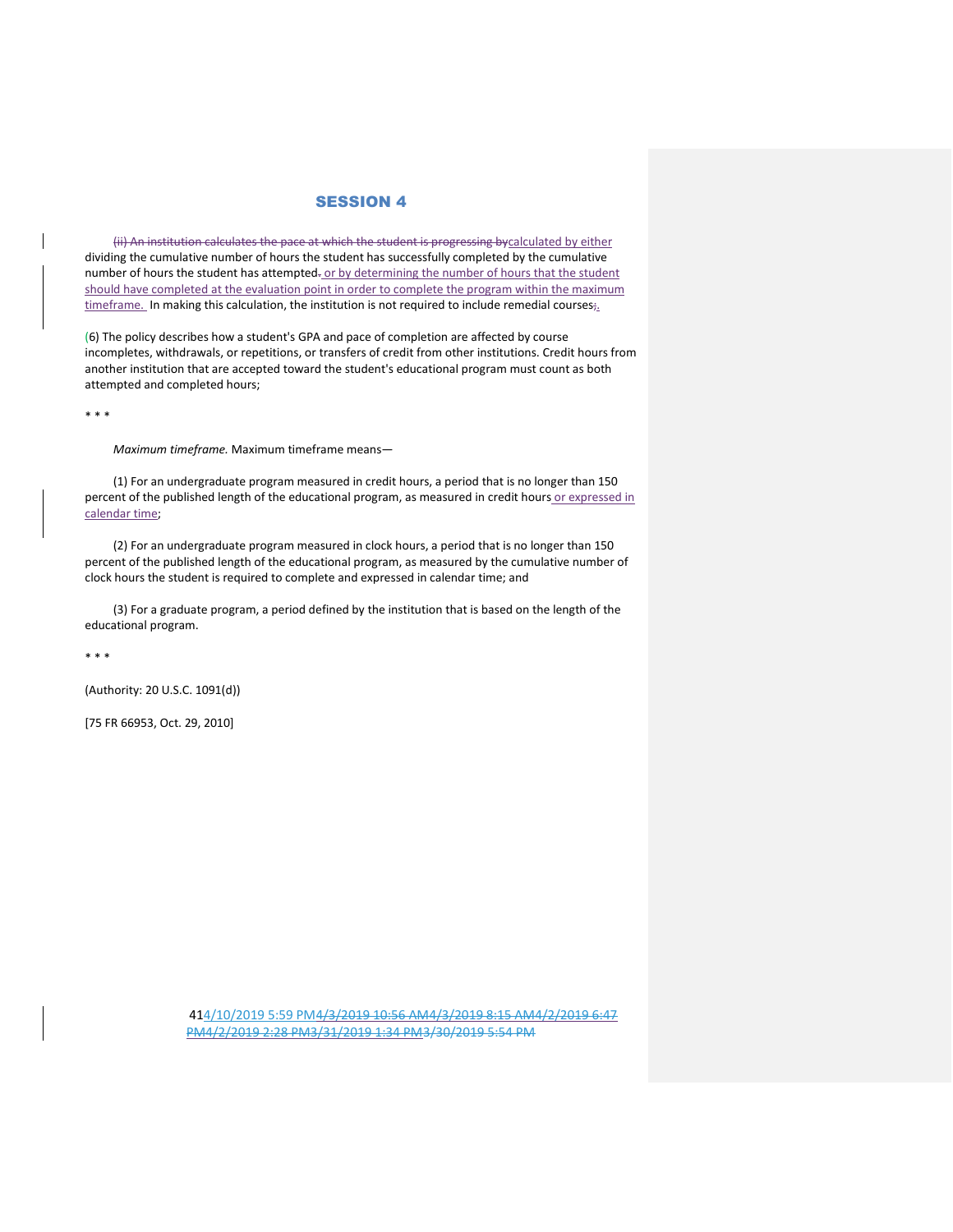## SESSION 4

~~(ii) An institution calculates the pace at which the student is progressing by~~calculated by either dividing the cumulative number of hours the student has successfully completed by the cumulative number of hours the student has attempted~~.~~ or by determining the number of hours that the student should have completed at the evaluation point in order to complete the program within the maximum timeframe. In making this calculation, the institution is not required to include remedial courses~~;~~.

(6) The policy describes how a student's GPA and pace of completion are affected by course incompletes, withdrawals, or repetitions, or transfers of credit from other institutions. Credit hours from another institution that are accepted toward the student's educational program must count as both attempted and completed hours;

* * *

*Maximum timeframe.* Maximum timeframe means—

(1) For an undergraduate program measured in credit hours, a period that is no longer than 150 percent of the published length of the educational program, as measured in credit hours or expressed in calendar time;

(2) For an undergraduate program measured in clock hours, a period that is no longer than 150 percent of the published length of the educational program, as measured by the cumulative number of clock hours the student is required to complete and expressed in calendar time; and

(3) For a graduate program, a period defined by the institution that is based on the length of the educational program.

* * *

(Authority: 20 U.S.C. 1091(d))

[75 FR 66953, Oct. 29, 2010]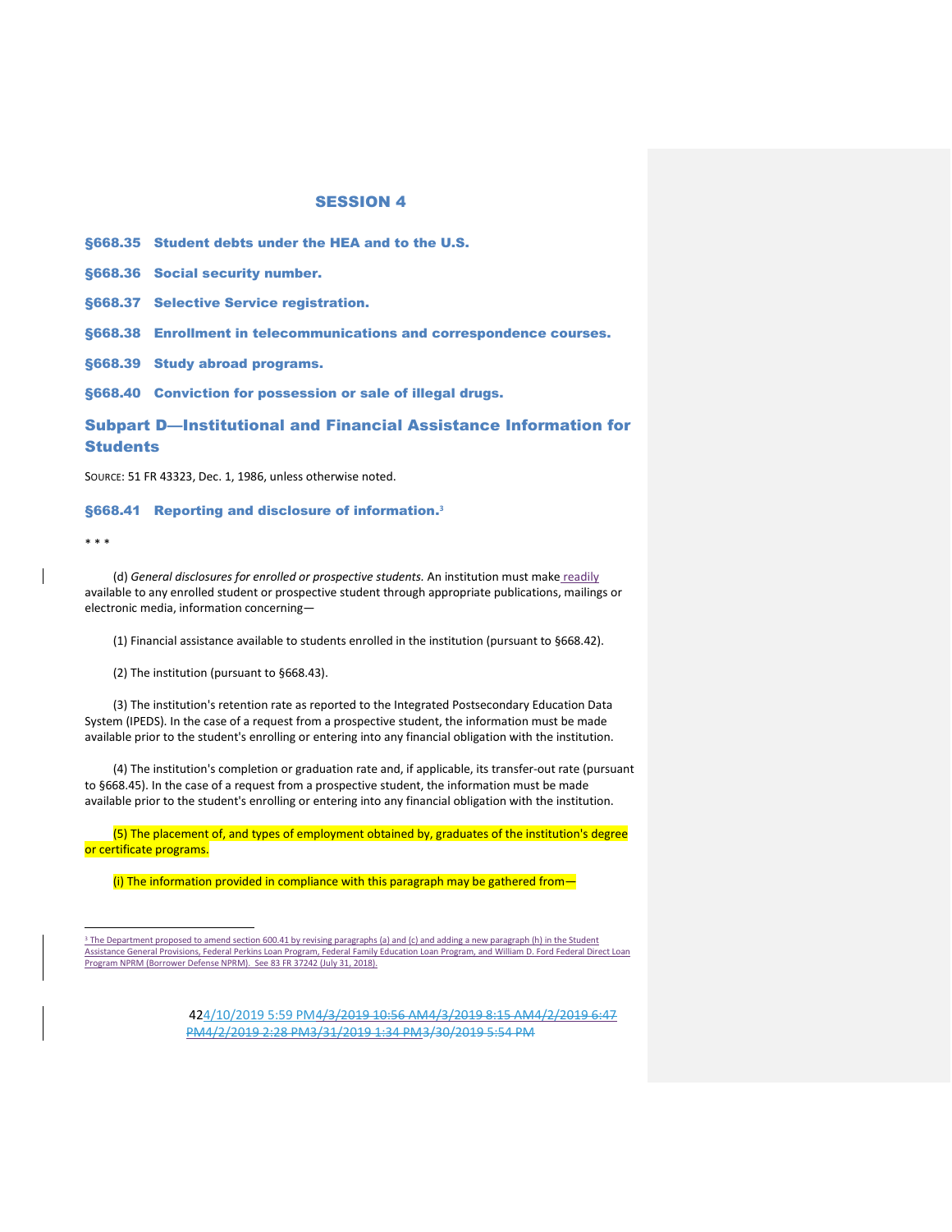## SESSION 4

### §668.35 Student debts under the HEA and to the U.S.

### §668.36 Social security number.

### §668.37 Selective Service registration.

### §668.38 Enrollment in telecommunications and correspondence courses.

### §668.39 Study abroad programs.

### §668.40 Conviction for possession or sale of illegal drugs.

## Subpart D—Institutional and Financial Assistance Information for Students

SOURCE: 51 FR 43323, Dec. 1, 1986, unless otherwise noted.

### §668.41 Reporting and disclosure of information.[3]

\* \* \*

(d) *General disclosures for enrolled or prospective students.* An institution must make readily available to any enrolled student or prospective student through appropriate publications, mailings or electronic media, information concerning—

(1) Financial assistance available to students enrolled in the institution (pursuant to §668.42).

(2) The institution (pursuant to §668.43).

(3) The institution's retention rate as reported to the Integrated Postsecondary Education Data System (IPEDS). In the case of a request from a prospective student, the information must be made available prior to the student's enrolling or entering into any financial obligation with the institution.

(4) The institution's completion or graduation rate and, if applicable, its transfer-out rate (pursuant to §668.45). In the case of a request from a prospective student, the information must be made available prior to the student's enrolling or entering into any financial obligation with the institution.

(5) The placement of, and types of employment obtained by, graduates of the institution's degree or certificate programs.

(i) The information provided in compliance with this paragraph may be gathered from—

---

[3] The Department proposed to amend section 600.41 by revising paragraphs (a) and (c) and adding a new paragraph (h) in the Student Assistance General Provisions, Federal Perkins Loan Program, Federal Family Education Loan Program, and William D. Ford Federal Direct Loan Program NPRM (Borrower Defense NPRM). See 83 FR 37242 (July 31, 2018).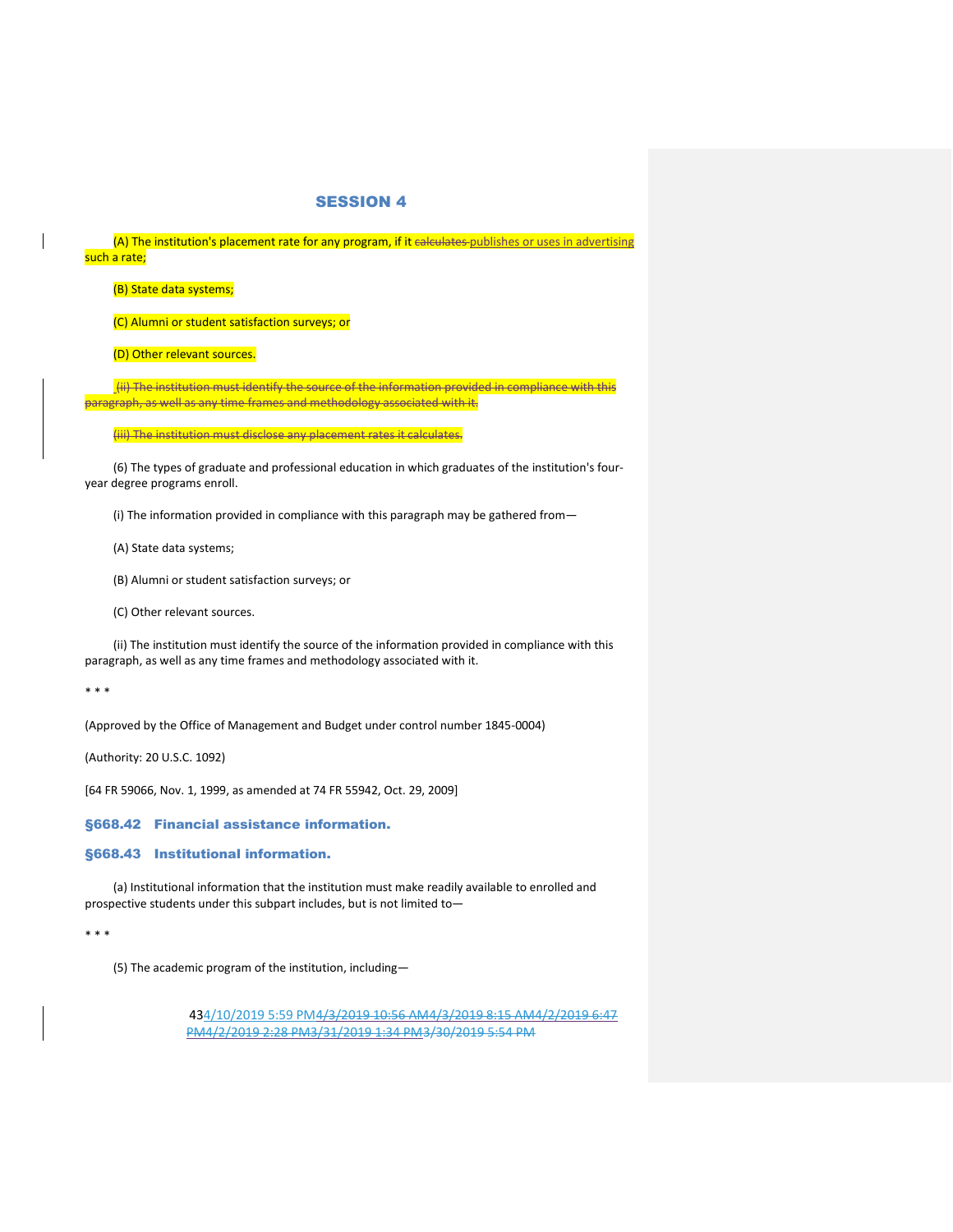## SESSION 4

(A) The institution's placement rate for any program, if it ~~calculates~~ publishes or uses in advertising such a rate;

(B) State data systems;

(C) Alumni or student satisfaction surveys; or

(D) Other relevant sources.

~~(ii) The institution must identify the source of the information provided in compliance with this paragraph, as well as any time frames and methodology associated with it.~~

~~(iii) The institution must disclose any placement rates it calculates.~~

(6) The types of graduate and professional education in which graduates of the institution's four-year degree programs enroll.

(i) The information provided in compliance with this paragraph may be gathered from—

(A) State data systems;

(B) Alumni or student satisfaction surveys; or

(C) Other relevant sources.

(ii) The institution must identify the source of the information provided in compliance with this paragraph, as well as any time frames and methodology associated with it.

* * *

(Approved by the Office of Management and Budget under control number 1845-0004)

(Authority: 20 U.S.C. 1092)

[64 FR 59066, Nov. 1, 1999, as amended at 74 FR 55942, Oct. 29, 2009]

### §668.42 Financial assistance information.

### §668.43 Institutional information.

(a) Institutional information that the institution must make readily available to enrolled and prospective students under this subpart includes, but is not limited to—

* * *

(5) The academic program of the institution, including—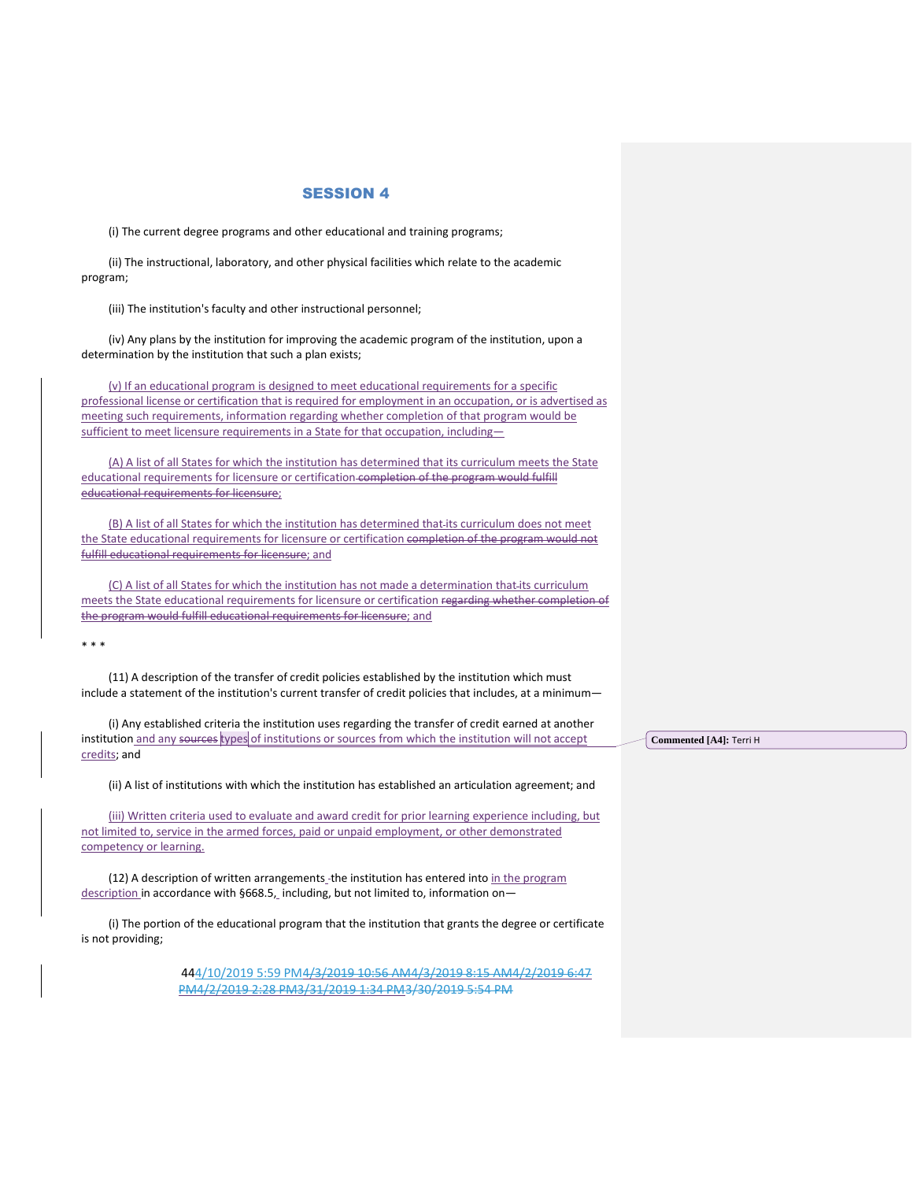# SESSION 4

(i) The current degree programs and other educational and training programs;

(ii) The instructional, laboratory, and other physical facilities which relate to the academic program;

(iii) The institution's faculty and other instructional personnel;

(iv) Any plans by the institution for improving the academic program of the institution, upon a determination by the institution that such a plan exists;

(v) If an educational program is designed to meet educational requirements for a specific professional license or certification that is required for employment in an occupation, or is advertised as meeting such requirements, information regarding whether completion of that program would be sufficient to meet licensure requirements in a State for that occupation, including—

(A) A list of all States for which the institution has determined that its curriculum meets the State educational requirements for licensure or certification completion of the program would fulfill educational requirements for licensure;

(B) A list of all States for which the institution has determined that its curriculum does not meet the State educational requirements for licensure or certification completion of the program would not fulfill educational requirements for licensure; and

(C) A list of all States for which the institution has not made a determination that its curriculum meets the State educational requirements for licensure or certification regarding whether completion of the program would fulfill educational requirements for licensure; and

* * *

(11) A description of the transfer of credit policies established by the institution which must include a statement of the institution's current transfer of credit policies that includes, at a minimum—

(i) Any established criteria the institution uses regarding the transfer of credit earned at another institution and any sources types of institutions or sources from which the institution will not accept credits; and

Commented [A4]: Terri H

(ii) A list of institutions with which the institution has established an articulation agreement; and

(iii) Written criteria used to evaluate and award credit for prior learning experience including, but not limited to, service in the armed forces, paid or unpaid employment, or other demonstrated competency or learning.

(12) A description of written arrangements the institution has entered into in the program description in accordance with §668.5, including, but not limited to, information on—

(i) The portion of the educational program that the institution that grants the degree or certificate is not providing;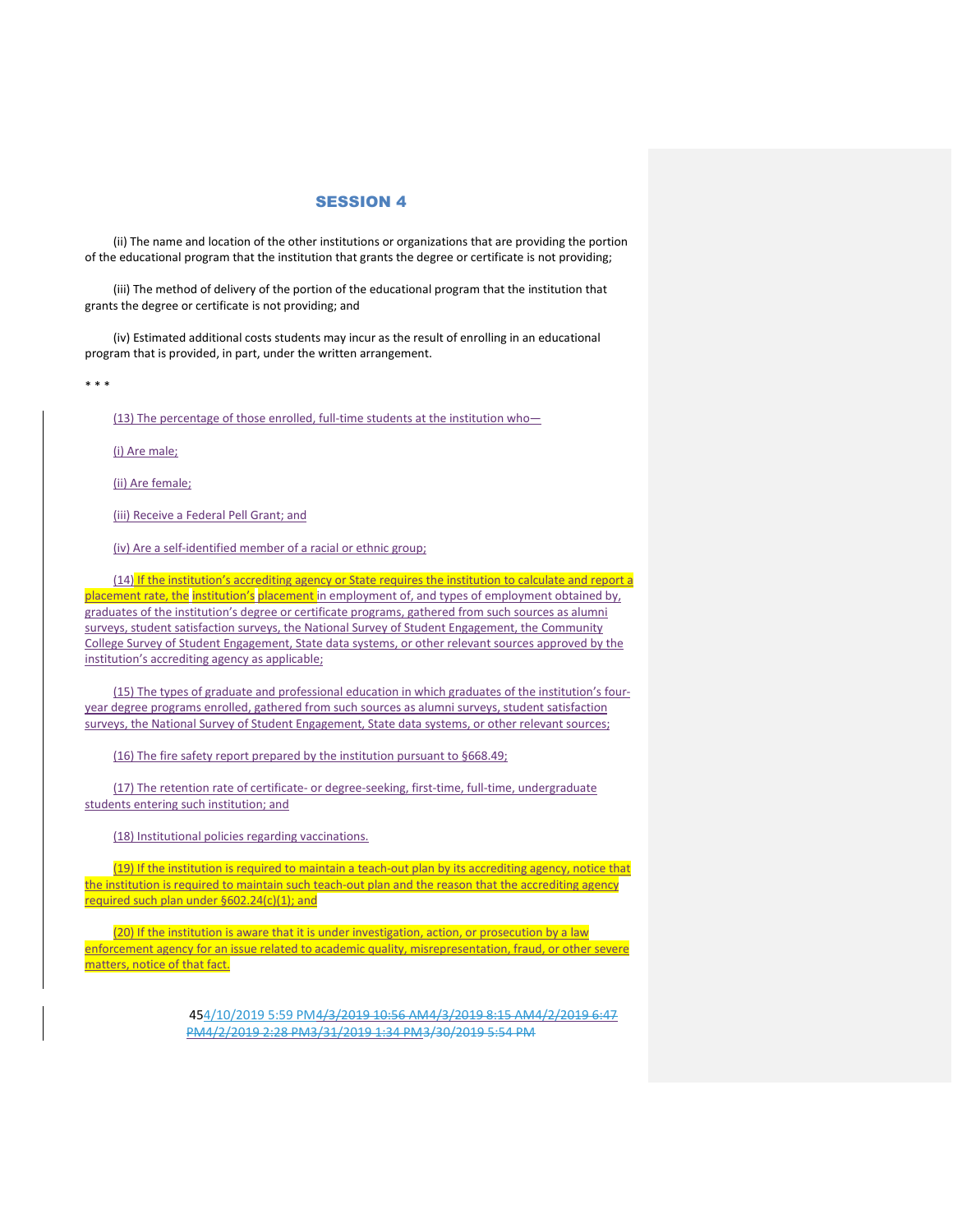## SESSION 4

(ii) The name and location of the other institutions or organizations that are providing the portion of the educational program that the institution that grants the degree or certificate is not providing;

(iii) The method of delivery of the portion of the educational program that the institution that grants the degree or certificate is not providing; and

(iv) Estimated additional costs students may incur as the result of enrolling in an educational program that is provided, in part, under the written arrangement.

* * *

(13) The percentage of those enrolled, full-time students at the institution who—

(i) Are male;

(ii) Are female;

(iii) Receive a Federal Pell Grant; and

(iv) Are a self-identified member of a racial or ethnic group;

(14) If the institution's accrediting agency or State requires the institution to calculate and report a placement rate, the institution's placement in employment of, and types of employment obtained by, graduates of the institution's degree or certificate programs, gathered from such sources as alumni surveys, student satisfaction surveys, the National Survey of Student Engagement, the Community College Survey of Student Engagement, State data systems, or other relevant sources approved by the institution's accrediting agency as applicable;

(15) The types of graduate and professional education in which graduates of the institution's four-year degree programs enrolled, gathered from such sources as alumni surveys, student satisfaction surveys, the National Survey of Student Engagement, State data systems, or other relevant sources;

(16) The fire safety report prepared by the institution pursuant to §668.49;

(17) The retention rate of certificate- or degree-seeking, first-time, full-time, undergraduate students entering such institution; and

(18) Institutional policies regarding vaccinations.

(19) If the institution is required to maintain a teach-out plan by its accrediting agency, notice that the institution is required to maintain such teach-out plan and the reason that the accrediting agency required such plan under §602.24(c)(1); and

(20) If the institution is aware that it is under investigation, action, or prosecution by a law enforcement agency for an issue related to academic quality, misrepresentation, fraud, or other severe matters, notice of that fact.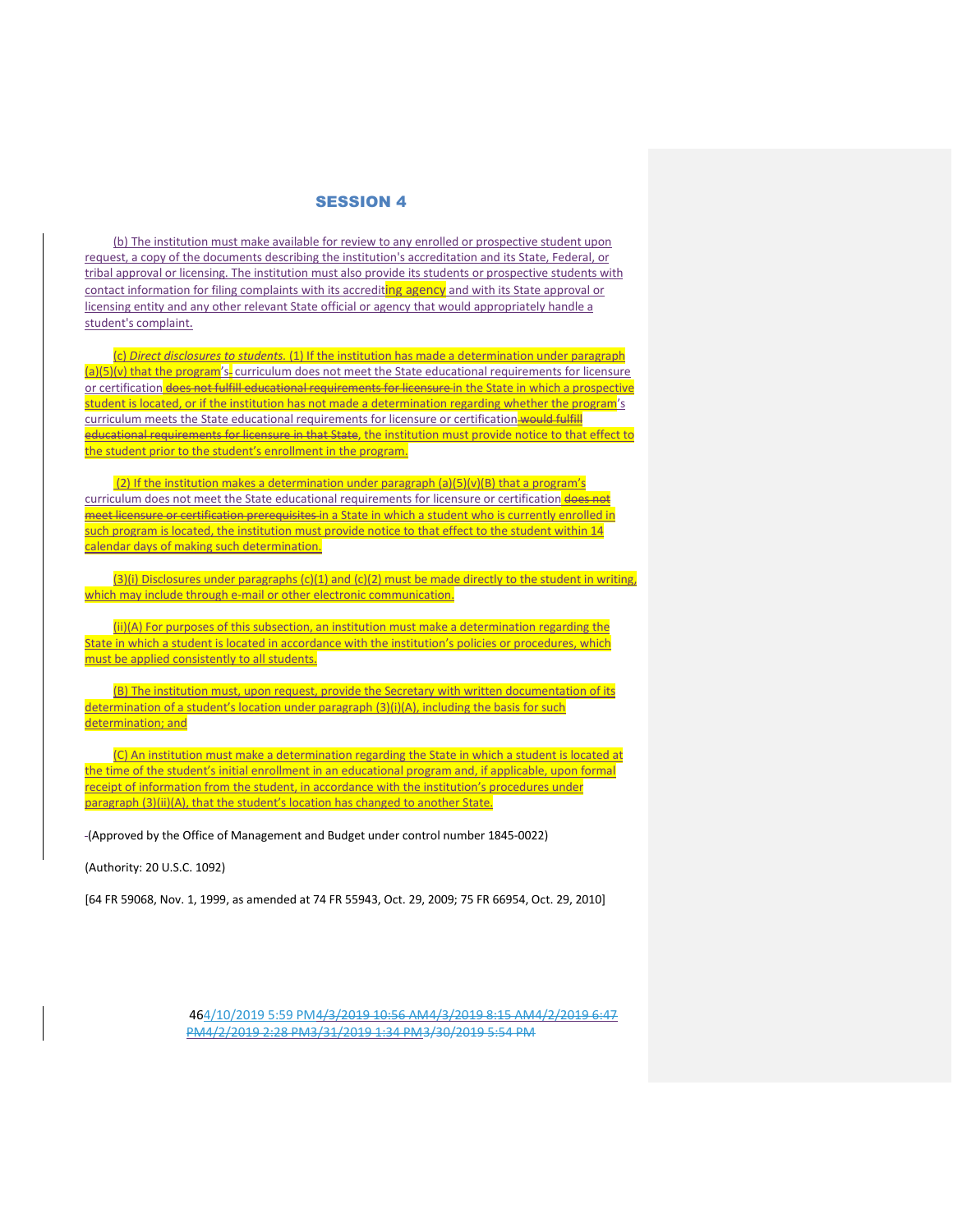(b) The institution must make available for review to any enrolled or prospective student upon request, a copy of the documents describing the institution's accreditation and its State, Federal, or tribal approval or licensing. The institution must also provide its students or prospective students with contact information for filing complaints with its accrediting agency and with its State approval or licensing entity and any other relevant State official or agency that would appropriately handle a student's complaint.

(c) *Direct disclosures to students.* (1) If the institution has made a determination under paragraph (a)(5)(v) that the program's~~-~~ curriculum does not meet the State educational requirements for licensure or certification ~~does not fulfill educational requirements for licensure~~ in the State in which a prospective student is located, or if the institution has not made a determination regarding whether the program's curriculum meets the State educational requirements for licensure or certification ~~would fulfill educational requirements for licensure in that State~~, the institution must provide notice to that effect to the student prior to the student's enrollment in the program.

(2) If the institution makes a determination under paragraph (a)(5)(v)(B) that a program's curriculum does not meet the State educational requirements for licensure or certification ~~does not meet licensure or certification prerequisites~~ in a State in which a student who is currently enrolled in such program is located, the institution must provide notice to that effect to the student within 14 calendar days of making such determination.

(3)(i) Disclosures under paragraphs (c)(1) and (c)(2) must be made directly to the student in writing, which may include through e-mail or other electronic communication.

(ii)(A) For purposes of this subsection, an institution must make a determination regarding the State in which a student is located in accordance with the institution's policies or procedures, which must be applied consistently to all students.

(B) The institution must, upon request, provide the Secretary with written documentation of its determination of a student's location under paragraph (3)(i)(A), including the basis for such determination; and

(C) An institution must make a determination regarding the State in which a student is located at the time of the student's initial enrollment in an educational program and, if applicable, upon formal receipt of information from the student, in accordance with the institution's procedures under paragraph (3)(ii)(A), that the student's location has changed to another State.

(Approved by the Office of Management and Budget under control number 1845-0022)

(Authority: 20 U.S.C. 1092)

[64 FR 59068, Nov. 1, 1999, as amended at 74 FR 55943, Oct. 29, 2009; 75 FR 66954, Oct. 29, 2010]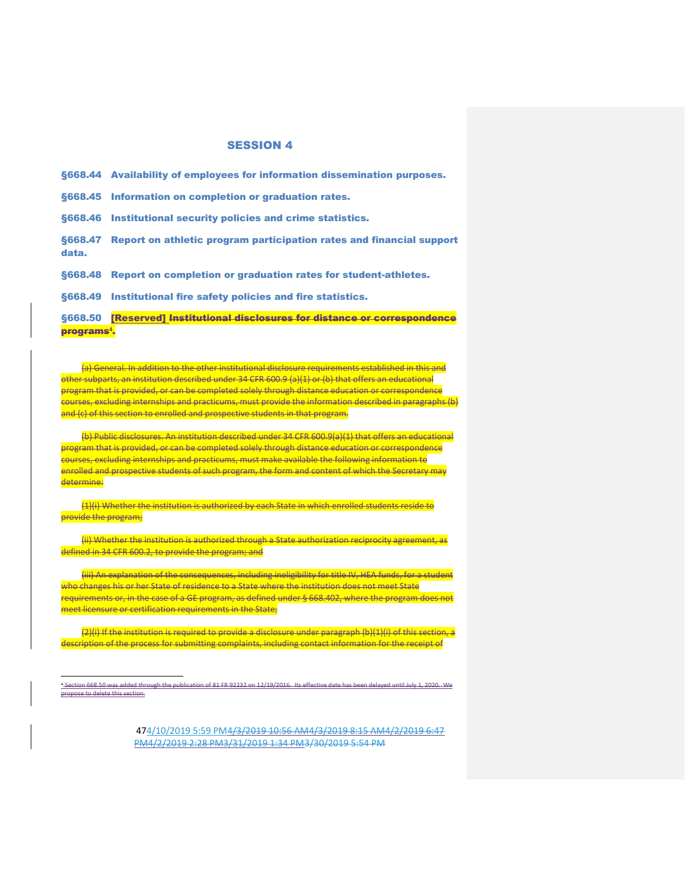## SESSION 4

**§668.44 Availability of employees for information dissemination purposes.**

**§668.45 Information on completion or graduation rates.**

**§668.46 Institutional security policies and crime statistics.**

**§668.47 Report on athletic program participation rates and financial support data.**

**§668.48 Report on completion or graduation rates for student-athletes.**

**§668.49 Institutional fire safety policies and fire statistics.**

**§668.50 [Reserved] ~~Institutional disclosures for distance or correspondence programs~~[4].**

~~(a) General. In addition to the other institutional disclosure requirements established in this and other subparts, an institution described under 34 CFR 600.9 (a)(1) or (b) that offers an educational program that is provided, or can be completed solely through distance education or correspondence courses, excluding internships and practicums, must provide the information described in paragraphs (b) and (c) of this section to enrolled and prospective students in that program.~~

~~(b) Public disclosures. An institution described under 34 CFR 600.9(a)(1) that offers an educational program that is provided, or can be completed solely through distance education or correspondence courses, excluding internships and practicums, must make available the following information to enrolled and prospective students of such program, the form and content of which the Secretary may determine:~~

~~(1)(i) Whether the institution is authorized by each State in which enrolled students reside to provide the program;~~

~~(ii) Whether the institution is authorized through a State authorization reciprocity agreement, as defined in 34 CFR 600.2, to provide the program; and~~

~~(iii) An explanation of the consequences, including ineligibility for title IV, HEA funds, for a student who changes his or her State of residence to a State where the institution does not meet State requirements or, in the case of a GE program, as defined under § 668.402, where the program does not meet licensure or certification requirements in the State;~~

~~(2)(i) If the institution is required to provide a disclosure under paragraph (b)(1)(i) of this section, a description of the process for submitting complaints, including contact information for the receipt of~~

---

[4] ~~Section 668.50 was added through the publication of 81 FR 92232 on 12/19/2016. Its effective date has been delayed until July 1, 2020. We propose to delete this section.~~

4/10/2019 5:59 PM~~4/3/2019 10:56 AM4/3/2019 8:15 AM4/2/2019 6:47 PM4/2/2019 2:28 PM3/31/2019 1:34 PM3/30/2019 5:54 PM~~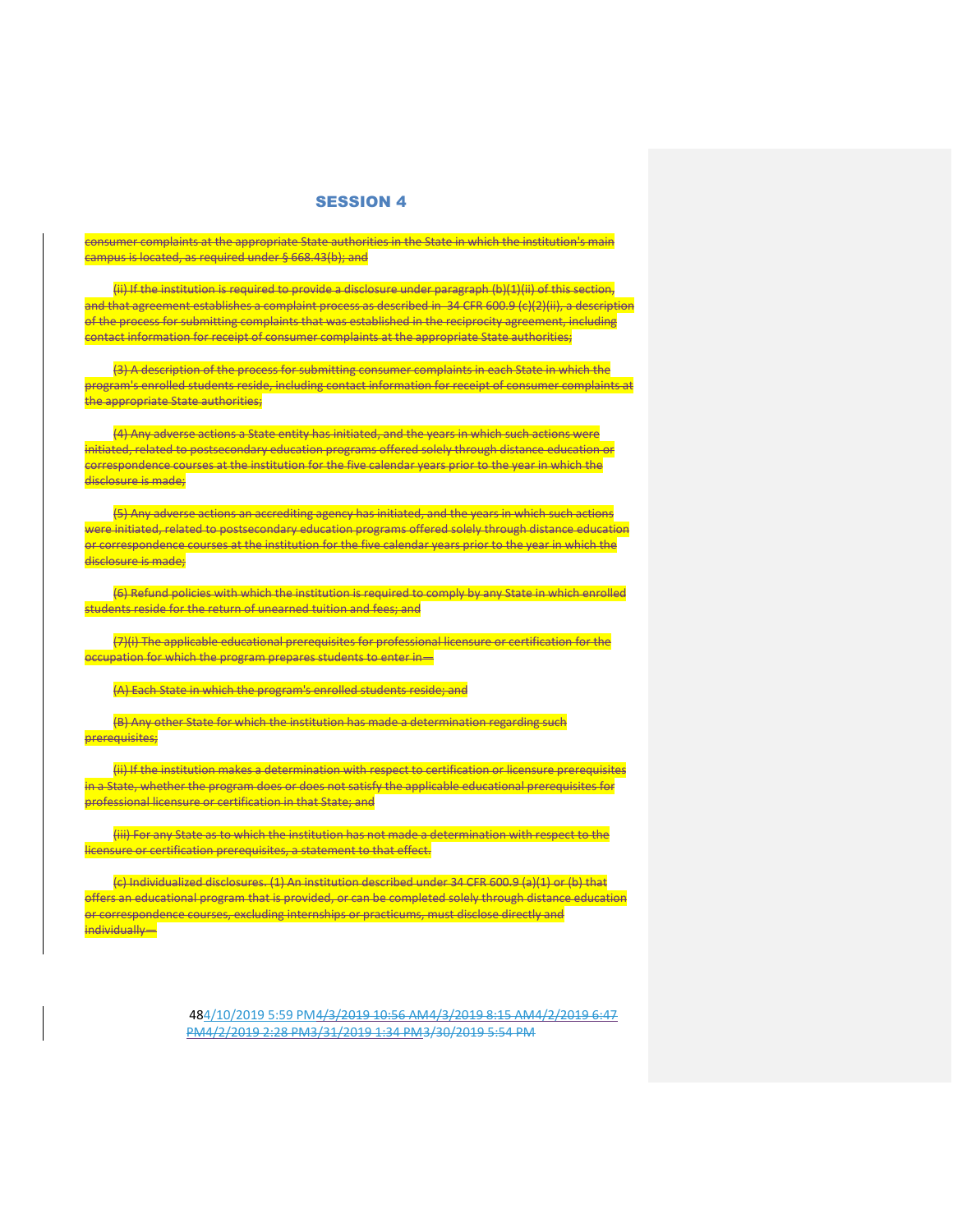# SESSION 4

~~consumer complaints at the appropriate State authorities in the State in which the institution's main campus is located, as required under § 668.43(b); and~~

~~(ii) If the institution is required to provide a disclosure under paragraph (b)(1)(ii) of this section, and that agreement establishes a complaint process as described in 34 CFR 600.9 (c)(2)(ii), a description of the process for submitting complaints that was established in the reciprocity agreement, including contact information for receipt of consumer complaints at the appropriate State authorities;~~

~~(3) A description of the process for submitting consumer complaints in each State in which the program's enrolled students reside, including contact information for receipt of consumer complaints at the appropriate State authorities;~~

~~(4) Any adverse actions a State entity has initiated, and the years in which such actions were initiated, related to postsecondary education programs offered solely through distance education or correspondence courses at the institution for the five calendar years prior to the year in which the disclosure is made;~~

~~(5) Any adverse actions an accrediting agency has initiated, and the years in which such actions were initiated, related to postsecondary education programs offered solely through distance education or correspondence courses at the institution for the five calendar years prior to the year in which the disclosure is made;~~

~~(6) Refund policies with which the institution is required to comply by any State in which enrolled students reside for the return of unearned tuition and fees; and~~

~~(7)(i) The applicable educational prerequisites for professional licensure or certification for the occupation for which the program prepares students to enter in—~~

~~(A) Each State in which the program's enrolled students reside; and~~

~~(B) Any other State for which the institution has made a determination regarding such prerequisites;~~

~~(ii) If the institution makes a determination with respect to certification or licensure prerequisites in a State, whether the program does or does not satisfy the applicable educational prerequisites for professional licensure or certification in that State; and~~

~~(iii) For any State as to which the institution has not made a determination with respect to the licensure or certification prerequisites, a statement to that effect.~~

~~(c) Individualized disclosures. (1) An institution described under 34 CFR 600.9 (a)(1) or (b) that offers an educational program that is provided, or can be completed solely through distance education or correspondence courses, excluding internships or practicums, must disclose directly and individually—~~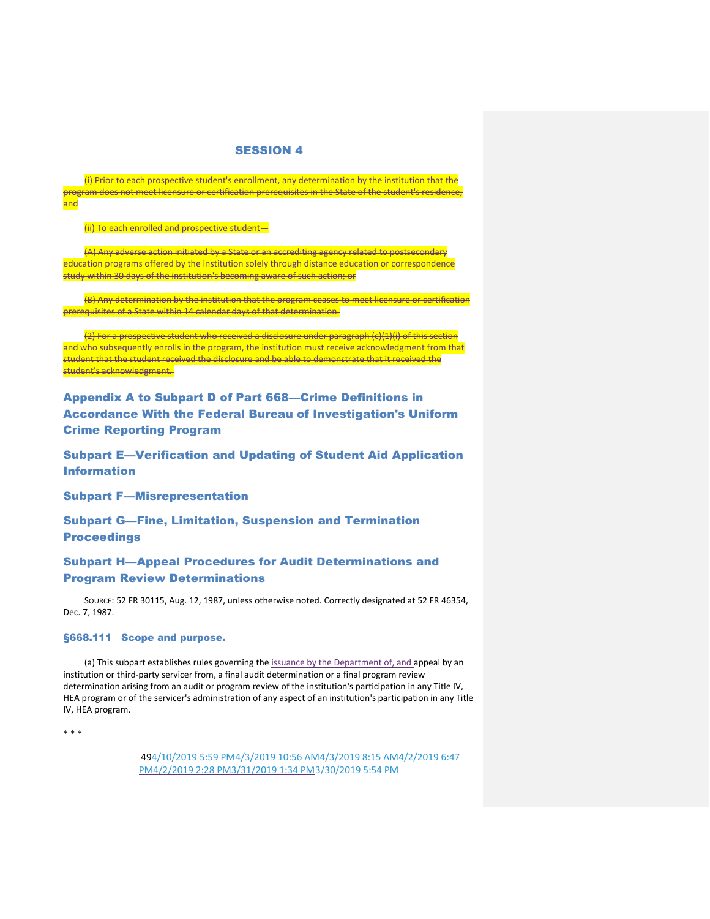# SESSION 4

~~(i) Prior to each prospective student's enrollment, any determination by the institution that the program does not meet licensure or certification prerequisites in the State of the student's residence; and~~

~~(ii) To each enrolled and prospective student—~~

~~(A) Any adverse action initiated by a State or an accrediting agency related to postsecondary education programs offered by the institution solely through distance education or correspondence study within 30 days of the institution's becoming aware of such action; or~~

~~(B) Any determination by the institution that the program ceases to meet licensure or certification prerequisites of a State within 14 calendar days of that determination.~~

~~(2) For a prospective student who received a disclosure under paragraph (c)(1)(i) of this section and who subsequently enrolls in the program, the institution must receive acknowledgment from that student that the student received the disclosure and be able to demonstrate that it received the student's acknowledgment.~~

## Appendix A to Subpart D of Part 668—Crime Definitions in Accordance With the Federal Bureau of Investigation's Uniform Crime Reporting Program

## Subpart E—Verification and Updating of Student Aid Application Information

## Subpart F—Misrepresentation

## Subpart G—Fine, Limitation, Suspension and Termination Proceedings

## Subpart H—Appeal Procedures for Audit Determinations and Program Review Determinations

SOURCE: 52 FR 30115, Aug. 12, 1987, unless otherwise noted. Correctly designated at 52 FR 46354, Dec. 7, 1987.

### §668.111 Scope and purpose.

(a) This subpart establishes rules governing the issuance by the Department of, and appeal by an institution or third-party servicer from, a final audit determination or a final program review determination arising from an audit or program review of the institution's participation in any Title IV, HEA program or of the servicer's administration of any aspect of an institution's participation in any Title IV, HEA program.

* * *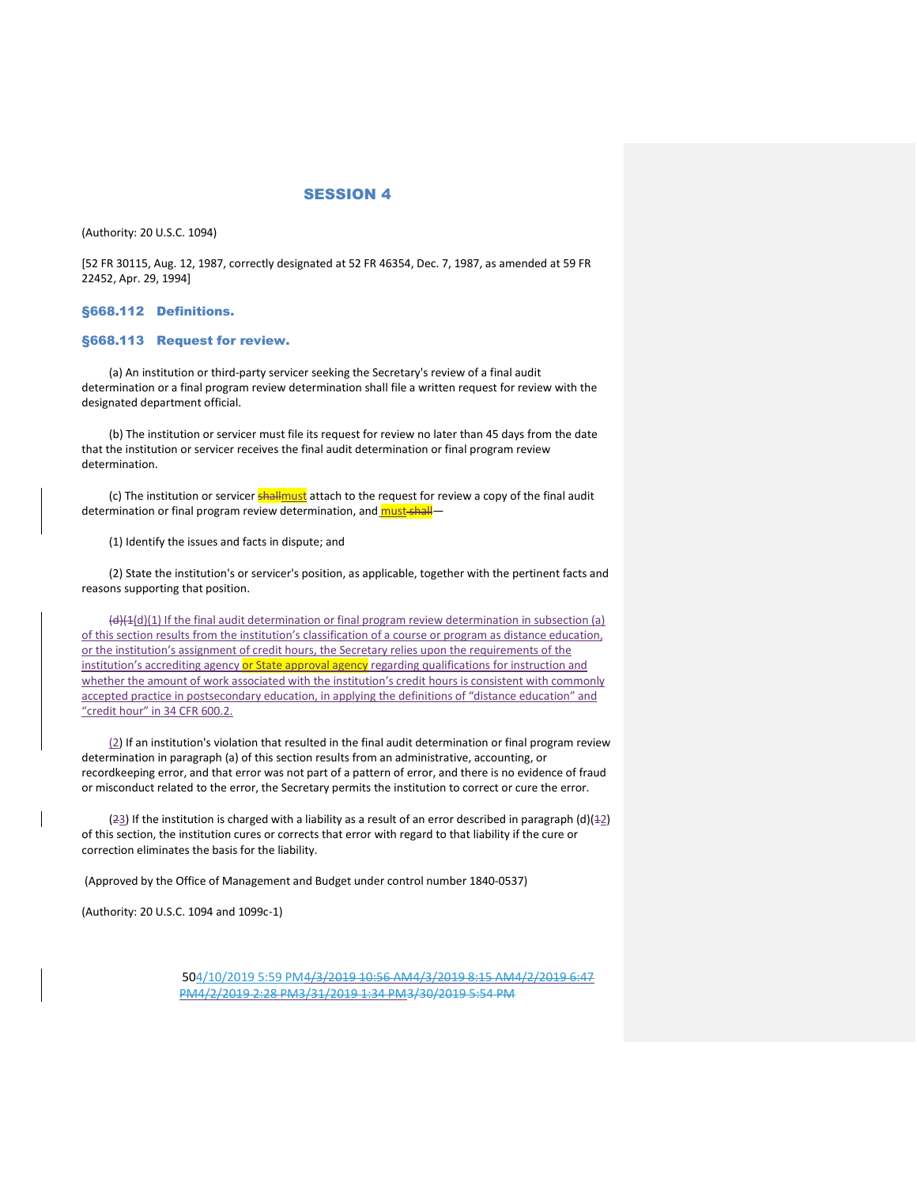# SESSION 4

(Authority: 20 U.S.C. 1094)

[52 FR 30115, Aug. 12, 1987, correctly designated at 52 FR 46354, Dec. 7, 1987, as amended at 59 FR 22452, Apr. 29, 1994]

### §668.112 Definitions.

### §668.113 Request for review.

(a) An institution or third-party servicer seeking the Secretary's review of a final audit determination or a final program review determination shall file a written request for review with the designated department official.

(b) The institution or servicer must file its request for review no later than 45 days from the date that the institution or servicer receives the final audit determination or final program review determination.

(c) The institution or servicer ~~shall~~must attach to the request for review a copy of the final audit determination or final program review determination, and must ~~shall~~—

(1) Identify the issues and facts in dispute; and

(2) State the institution's or servicer's position, as applicable, together with the pertinent facts and reasons supporting that position.

~~(d)(1~~(d)(1) If the final audit determination or final program review determination in subsection (a) of this section results from the institution's classification of a course or program as distance education, or the institution's assignment of credit hours, the Secretary relies upon the requirements of the institution's accrediting agency or State approval agency regarding qualifications for instruction and whether the amount of work associated with the institution's credit hours is consistent with commonly accepted practice in postsecondary education, in applying the definitions of "distance education" and "credit hour" in 34 CFR 600.2.

(2) If an institution's violation that resulted in the final audit determination or final program review determination in paragraph (a) of this section results from an administrative, accounting, or recordkeeping error, and that error was not part of a pattern of error, and there is no evidence of fraud or misconduct related to the error, the Secretary permits the institution to correct or cure the error.

(~~2~~3) If the institution is charged with a liability as a result of an error described in paragraph (d)(~~1~~2) of this section, the institution cures or corrects that error with regard to that liability if the cure or correction eliminates the basis for the liability.

(Approved by the Office of Management and Budget under control number 1840-0537)

(Authority: 20 U.S.C. 1094 and 1099c-1)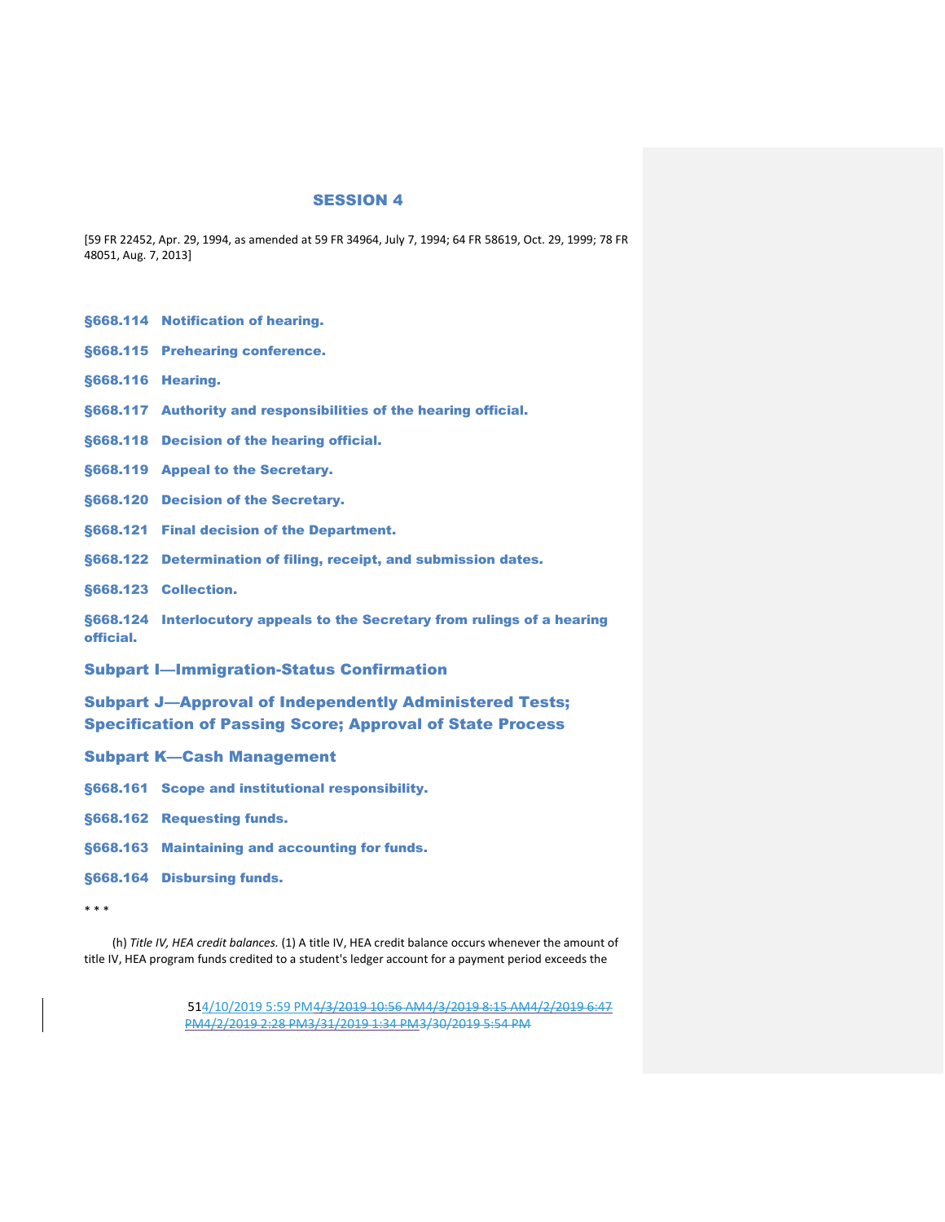# SESSION 4

[59 FR 22452, Apr. 29, 1994, as amended at 59 FR 34964, July 7, 1994; 64 FR 58619, Oct. 29, 1999; 78 FR 48051, Aug. 7, 2013]

### §668.114 Notification of hearing.

### §668.115 Prehearing conference.

### §668.116 Hearing.

### §668.117 Authority and responsibilities of the hearing official.

### §668.118 Decision of the hearing official.

### §668.119 Appeal to the Secretary.

### §668.120 Decision of the Secretary.

### §668.121 Final decision of the Department.

### §668.122 Determination of filing, receipt, and submission dates.

### §668.123 Collection.

### §668.124 Interlocutory appeals to the Secretary from rulings of a hearing official.

## Subpart I—Immigration-Status Confirmation

## Subpart J—Approval of Independently Administered Tests; Specification of Passing Score; Approval of State Process

## Subpart K—Cash Management

### §668.161 Scope and institutional responsibility.

### §668.162 Requesting funds.

### §668.163 Maintaining and accounting for funds.

### §668.164 Disbursing funds.

* * *

(h) *Title IV, HEA credit balances.* (1) A title IV, HEA credit balance occurs whenever the amount of title IV, HEA program funds credited to a student's ledger account for a payment period exceeds the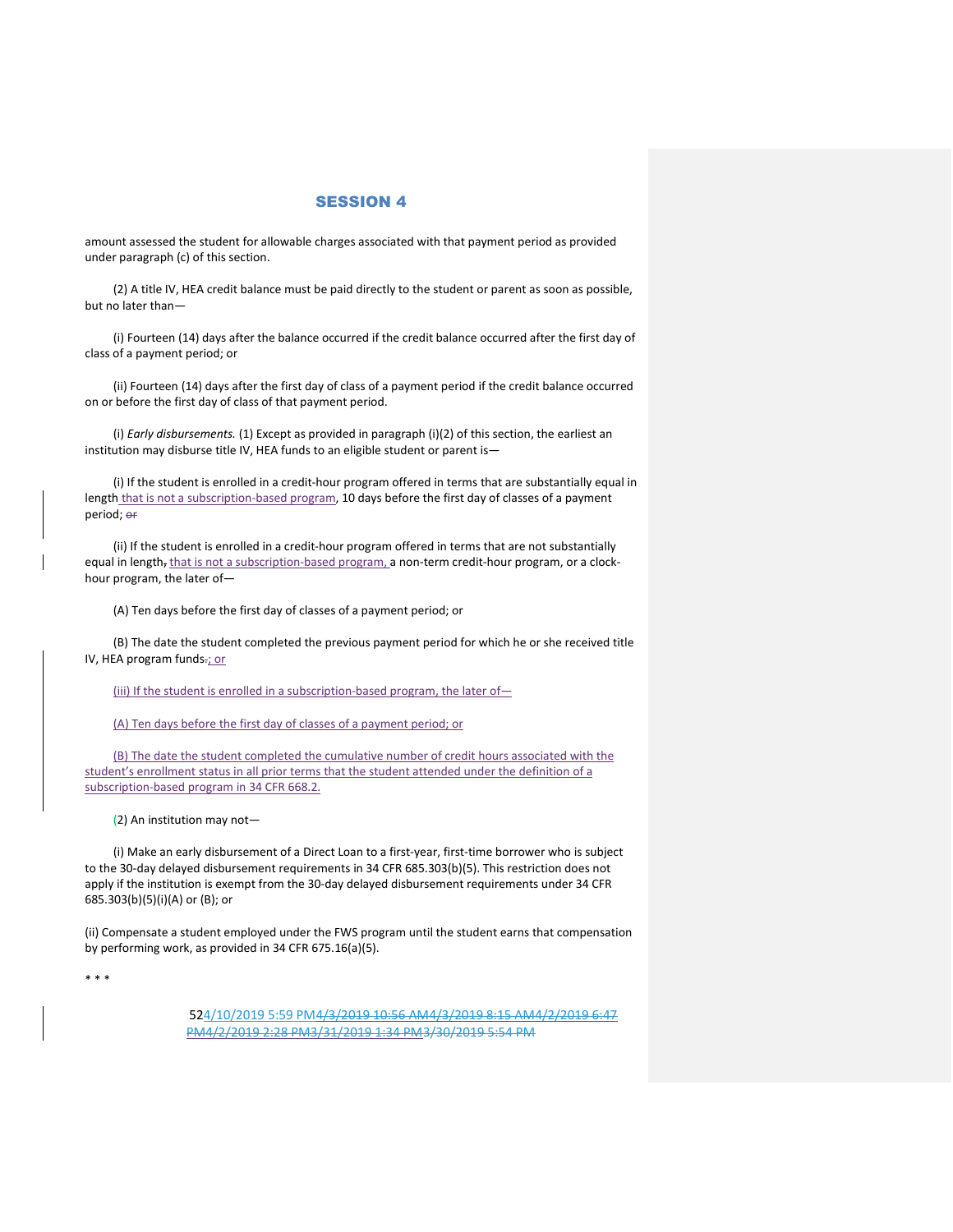amount assessed the student for allowable charges associated with that payment period as provided under paragraph (c) of this section.

(2) A title IV, HEA credit balance must be paid directly to the student or parent as soon as possible, but no later than—

(i) Fourteen (14) days after the balance occurred if the credit balance occurred after the first day of class of a payment period; or

(ii) Fourteen (14) days after the first day of class of a payment period if the credit balance occurred on or before the first day of class of that payment period.

(i) *Early disbursements.* (1) Except as provided in paragraph (i)(2) of this section, the earliest an institution may disburse title IV, HEA funds to an eligible student or parent is—

(i) If the student is enrolled in a credit-hour program offered in terms that are substantially equal in length that is not a subscription-based program, 10 days before the first day of classes of a payment period; ~~or~~

(ii) If the student is enrolled in a credit-hour program offered in terms that are not substantially equal in length~~,~~ that is not a subscription-based program, a non-term credit-hour program, or a clock-hour program, the later of—

(A) Ten days before the first day of classes of a payment period; or

(B) The date the student completed the previous payment period for which he or she received title IV, HEA program funds~~.~~; or

(iii) If the student is enrolled in a subscription-based program, the later of—

(A) Ten days before the first day of classes of a payment period; or

(B) The date the student completed the cumulative number of credit hours associated with the student's enrollment status in all prior terms that the student attended under the definition of a subscription-based program in 34 CFR 668.2.

(2) An institution may not—

(i) Make an early disbursement of a Direct Loan to a first-year, first-time borrower who is subject to the 30-day delayed disbursement requirements in 34 CFR 685.303(b)(5). This restriction does not apply if the institution is exempt from the 30-day delayed disbursement requirements under 34 CFR 685.303(b)(5)(i)(A) or (B); or

(ii) Compensate a student employed under the FWS program until the student earns that compensation by performing work, as provided in 34 CFR 675.16(a)(5).

* * *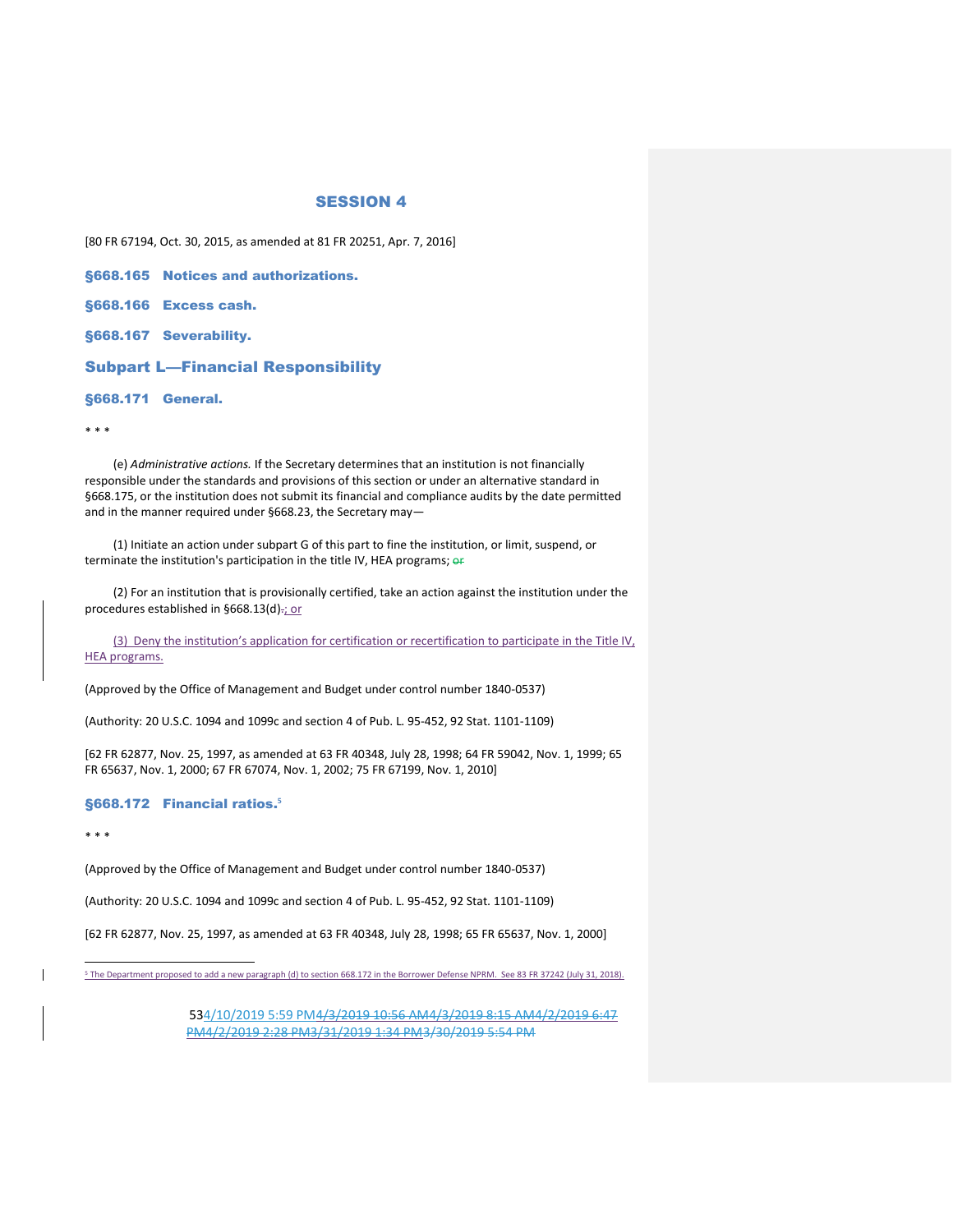# SESSION 4

[80 FR 67194, Oct. 30, 2015, as amended at 81 FR 20251, Apr. 7, 2016]

### §668.165 Notices and authorizations.

### §668.166 Excess cash.

### §668.167 Severability.

## Subpart L—Financial Responsibility

### §668.171 General.

* * *

(e) *Administrative actions.* If the Secretary determines that an institution is not financially responsible under the standards and provisions of this section or under an alternative standard in §668.175, or the institution does not submit its financial and compliance audits by the date permitted and in the manner required under §668.23, the Secretary may—

(1) Initiate an action under subpart G of this part to fine the institution, or limit, suspend, or terminate the institution's participation in the title IV, HEA programs; ~~or~~

(2) For an institution that is provisionally certified, take an action against the institution under the procedures established in §668.13(d)~~.~~; or

(3) Deny the institution's application for certification or recertification to participate in the Title IV, HEA programs.

(Approved by the Office of Management and Budget under control number 1840-0537)

(Authority: 20 U.S.C. 1094 and 1099c and section 4 of Pub. L. 95-452, 92 Stat. 1101-1109)

[62 FR 62877, Nov. 25, 1997, as amended at 63 FR 40348, July 28, 1998; 64 FR 59042, Nov. 1, 1999; 65 FR 65637, Nov. 1, 2000; 67 FR 67074, Nov. 1, 2002; 75 FR 67199, Nov. 1, 2010]

### §668.172 Financial ratios.[5]

* * *

(Approved by the Office of Management and Budget under control number 1840-0537)

(Authority: 20 U.S.C. 1094 and 1099c and section 4 of Pub. L. 95-452, 92 Stat. 1101-1109)

[62 FR 62877, Nov. 25, 1997, as amended at 63 FR 40348, July 28, 1998; 65 FR 65637, Nov. 1, 2000]

---

[5] The Department proposed to add a new paragraph (d) to section 668.172 in the Borrower Defense NPRM. See 83 FR 37242 (July 31, 2018).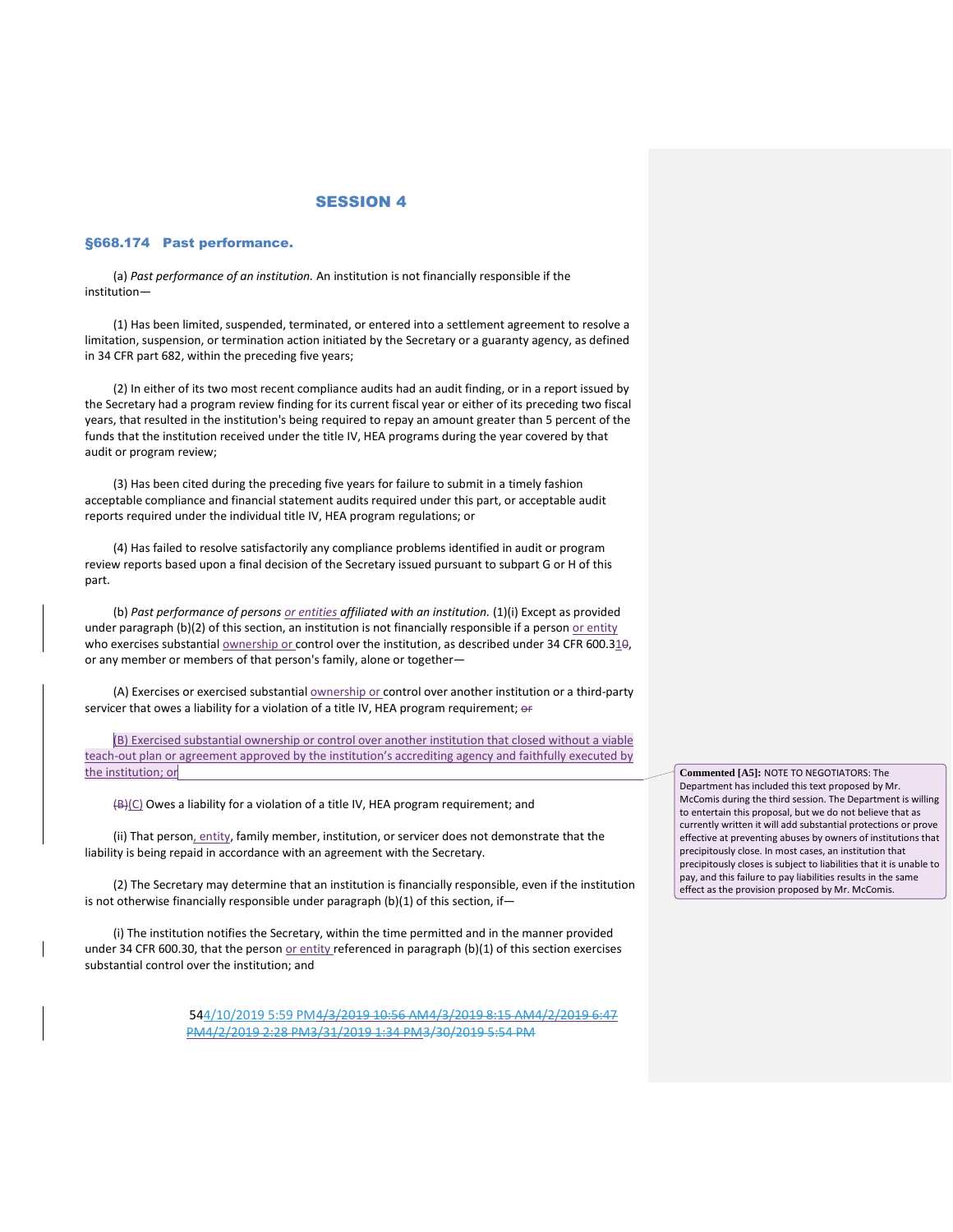# SESSION 4

## §668.174 Past performance.

(a) *Past performance of an institution.* An institution is not financially responsible if the institution—

(1) Has been limited, suspended, terminated, or entered into a settlement agreement to resolve a limitation, suspension, or termination action initiated by the Secretary or a guaranty agency, as defined in 34 CFR part 682, within the preceding five years;

(2) In either of its two most recent compliance audits had an audit finding, or in a report issued by the Secretary had a program review finding for its current fiscal year or either of its preceding two fiscal years, that resulted in the institution's being required to repay an amount greater than 5 percent of the funds that the institution received under the title IV, HEA programs during the year covered by that audit or program review;

(3) Has been cited during the preceding five years for failure to submit in a timely fashion acceptable compliance and financial statement audits required under this part, or acceptable audit reports required under the individual title IV, HEA program regulations; or

(4) Has failed to resolve satisfactorily any compliance problems identified in audit or program review reports based upon a final decision of the Secretary issued pursuant to subpart G or H of this part.

(b) *Past performance of persons or entities affiliated with an institution.* (1)(i) Except as provided under paragraph (b)(2) of this section, an institution is not financially responsible if a person or entity who exercises substantial ownership or control over the institution, as described under 34 CFR 600.31~~0~~, or any member or members of that person's family, alone or together—

(A) Exercises or exercised substantial ownership or control over another institution or a third-party servicer that owes a liability for a violation of a title IV, HEA program requirement; ~~or~~

(B) Exercised substantial ownership or control over another institution that closed without a viable teach-out plan or agreement approved by the institution's accrediting agency and faithfully executed by the institution; or

~~(B)~~(C) Owes a liability for a violation of a title IV, HEA program requirement; and

(ii) That person, entity, family member, institution, or servicer does not demonstrate that the liability is being repaid in accordance with an agreement with the Secretary.

(2) The Secretary may determine that an institution is financially responsible, even if the institution is not otherwise financially responsible under paragraph (b)(1) of this section, if—

(i) The institution notifies the Secretary, within the time permitted and in the manner provided under 34 CFR 600.30, that the person or entity referenced in paragraph (b)(1) of this section exercises substantial control over the institution; and

**Commented [A5]:** NOTE TO NEGOTIATORS: The Department has included this text proposed by Mr. McComis during the third session. The Department is willing to entertain this proposal, but we do not believe that as currently written it will add substantial protections or prove effective at preventing abuses by owners of institutions that precipitously close. In most cases, an institution that precipitously closes is subject to liabilities that it is unable to pay, and this failure to pay liabilities results in the same effect as the provision proposed by Mr. McComis.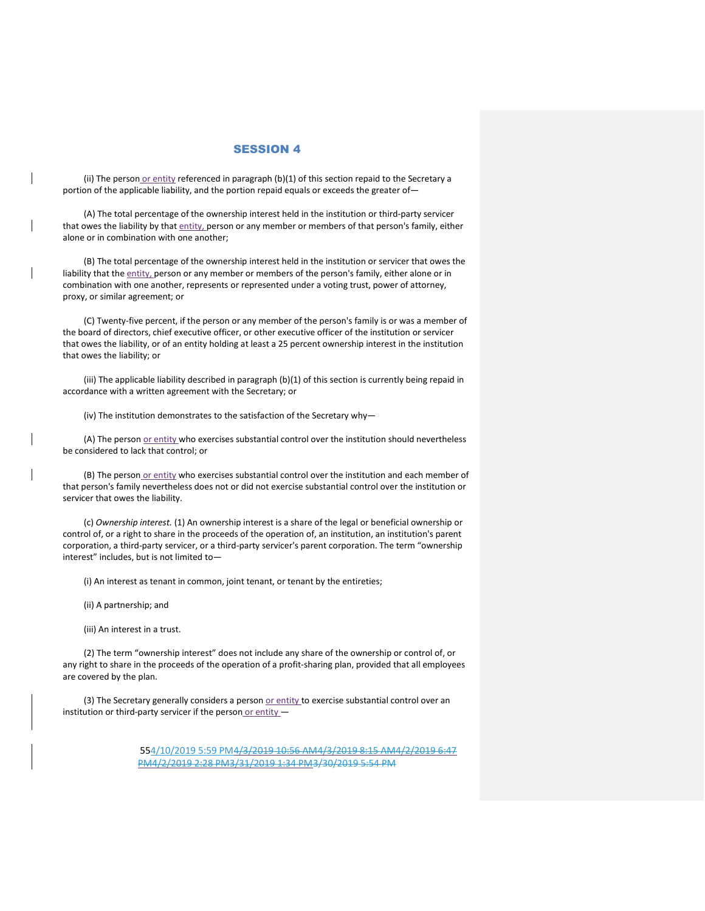## SESSION 4

(ii) The person or entity referenced in paragraph (b)(1) of this section repaid to the Secretary a portion of the applicable liability, and the portion repaid equals or exceeds the greater of—

(A) The total percentage of the ownership interest held in the institution or third-party servicer that owes the liability by that entity, person or any member or members of that person's family, either alone or in combination with one another;

(B) The total percentage of the ownership interest held in the institution or servicer that owes the liability that the entity, person or any member or members of the person's family, either alone or in combination with one another, represents or represented under a voting trust, power of attorney, proxy, or similar agreement; or

(C) Twenty-five percent, if the person or any member of the person's family is or was a member of the board of directors, chief executive officer, or other executive officer of the institution or servicer that owes the liability, or of an entity holding at least a 25 percent ownership interest in the institution that owes the liability; or

(iii) The applicable liability described in paragraph (b)(1) of this section is currently being repaid in accordance with a written agreement with the Secretary; or

(iv) The institution demonstrates to the satisfaction of the Secretary why—

(A) The person or entity who exercises substantial control over the institution should nevertheless be considered to lack that control; or

(B) The person or entity who exercises substantial control over the institution and each member of that person's family nevertheless does not or did not exercise substantial control over the institution or servicer that owes the liability.

(c) *Ownership interest.* (1) An ownership interest is a share of the legal or beneficial ownership or control of, or a right to share in the proceeds of the operation of, an institution, an institution's parent corporation, a third-party servicer, or a third-party servicer's parent corporation. The term "ownership interest" includes, but is not limited to—

(i) An interest as tenant in common, joint tenant, or tenant by the entireties;

(ii) A partnership; and

(iii) An interest in a trust.

(2) The term "ownership interest" does not include any share of the ownership or control of, or any right to share in the proceeds of the operation of a profit-sharing plan, provided that all employees are covered by the plan.

(3) The Secretary generally considers a person or entity to exercise substantial control over an institution or third-party servicer if the person or entity —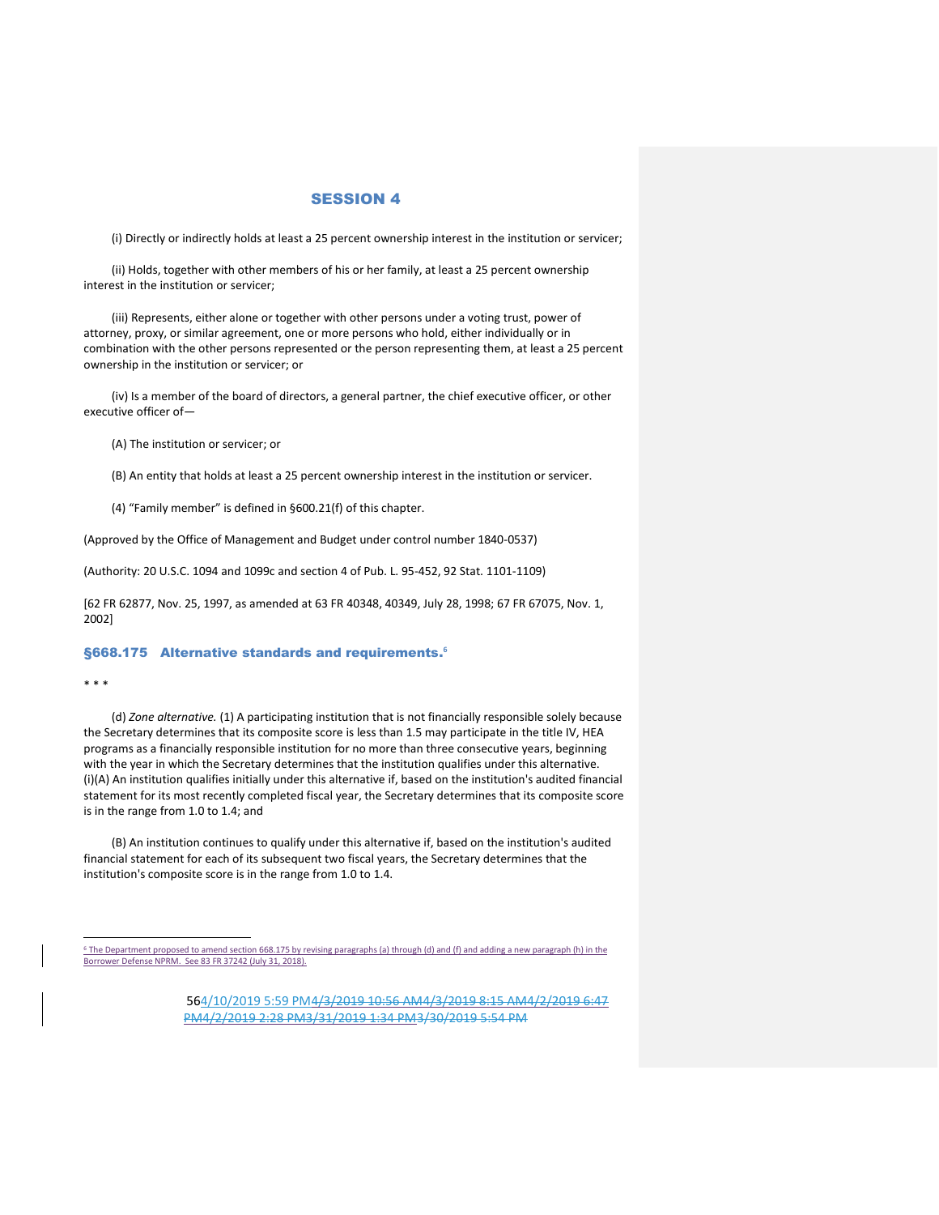## SESSION 4

(i) Directly or indirectly holds at least a 25 percent ownership interest in the institution or servicer;

(ii) Holds, together with other members of his or her family, at least a 25 percent ownership interest in the institution or servicer;

(iii) Represents, either alone or together with other persons under a voting trust, power of attorney, proxy, or similar agreement, one or more persons who hold, either individually or in combination with the other persons represented or the person representing them, at least a 25 percent ownership in the institution or servicer; or

(iv) Is a member of the board of directors, a general partner, the chief executive officer, or other executive officer of—

(A) The institution or servicer; or

(B) An entity that holds at least a 25 percent ownership interest in the institution or servicer.

(4) "Family member" is defined in §600.21(f) of this chapter.

(Approved by the Office of Management and Budget under control number 1840-0537)

(Authority: 20 U.S.C. 1094 and 1099c and section 4 of Pub. L. 95-452, 92 Stat. 1101-1109)

[62 FR 62877, Nov. 25, 1997, as amended at 63 FR 40348, 40349, July 28, 1998; 67 FR 67075, Nov. 1, 2002]

### §668.175 Alternative standards and requirements.[6]

\* \* \*

(d) *Zone alternative.* (1) A participating institution that is not financially responsible solely because the Secretary determines that its composite score is less than 1.5 may participate in the title IV, HEA programs as a financially responsible institution for no more than three consecutive years, beginning with the year in which the Secretary determines that the institution qualifies under this alternative. (i)(A) An institution qualifies initially under this alternative if, based on the institution's audited financial statement for its most recently completed fiscal year, the Secretary determines that its composite score is in the range from 1.0 to 1.4; and

(B) An institution continues to qualify under this alternative if, based on the institution's audited financial statement for each of its subsequent two fiscal years, the Secretary determines that the institution's composite score is in the range from 1.0 to 1.4.

---

[6] The Department proposed to amend section 668.175 by revising paragraphs (a) through (d) and (f) and adding a new paragraph (h) in the Borrower Defense NPRM. See 83 FR 37242 (July 31, 2018).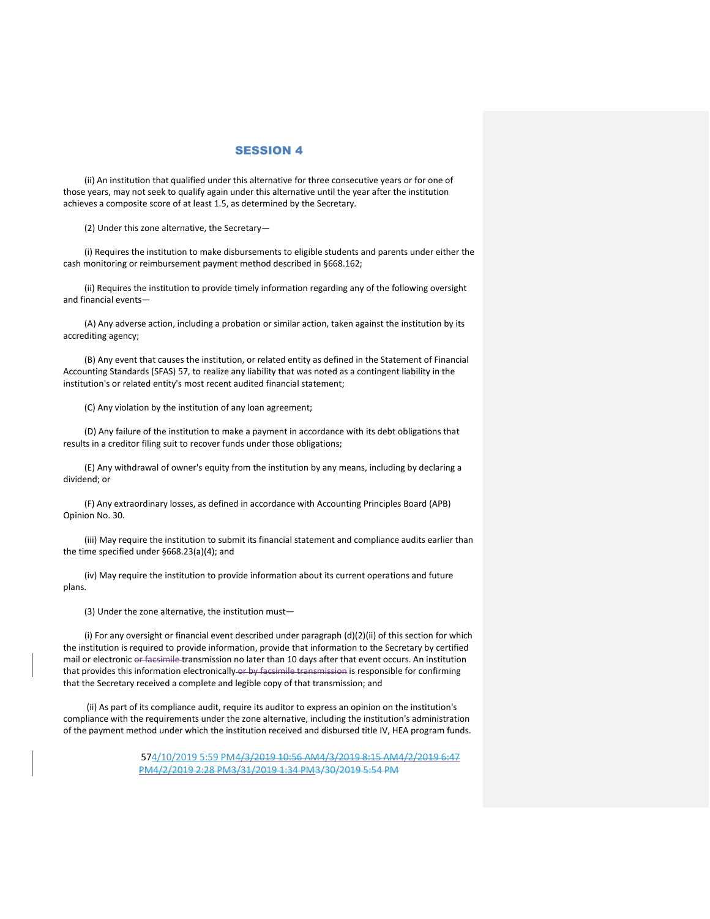## SESSION 4

(ii) An institution that qualified under this alternative for three consecutive years or for one of those years, may not seek to qualify again under this alternative until the year after the institution achieves a composite score of at least 1.5, as determined by the Secretary.

(2) Under this zone alternative, the Secretary—

(i) Requires the institution to make disbursements to eligible students and parents under either the cash monitoring or reimbursement payment method described in §668.162;

(ii) Requires the institution to provide timely information regarding any of the following oversight and financial events—

(A) Any adverse action, including a probation or similar action, taken against the institution by its accrediting agency;

(B) Any event that causes the institution, or related entity as defined in the Statement of Financial Accounting Standards (SFAS) 57, to realize any liability that was noted as a contingent liability in the institution's or related entity's most recent audited financial statement;

(C) Any violation by the institution of any loan agreement;

(D) Any failure of the institution to make a payment in accordance with its debt obligations that results in a creditor filing suit to recover funds under those obligations;

(E) Any withdrawal of owner's equity from the institution by any means, including by declaring a dividend; or

(F) Any extraordinary losses, as defined in accordance with Accounting Principles Board (APB) Opinion No. 30.

(iii) May require the institution to submit its financial statement and compliance audits earlier than the time specified under §668.23(a)(4); and

(iv) May require the institution to provide information about its current operations and future plans.

(3) Under the zone alternative, the institution must—

(i) For any oversight or financial event described under paragraph (d)(2)(ii) of this section for which the institution is required to provide information, provide that information to the Secretary by certified mail or electronic ~~or facsimile~~ transmission no later than 10 days after that event occurs. An institution that provides this information electronically ~~or by facsimile transmission~~ is responsible for confirming that the Secretary received a complete and legible copy of that transmission; and

(ii) As part of its compliance audit, require its auditor to express an opinion on the institution's compliance with the requirements under the zone alternative, including the institution's administration of the payment method under which the institution received and disbursed title IV, HEA program funds.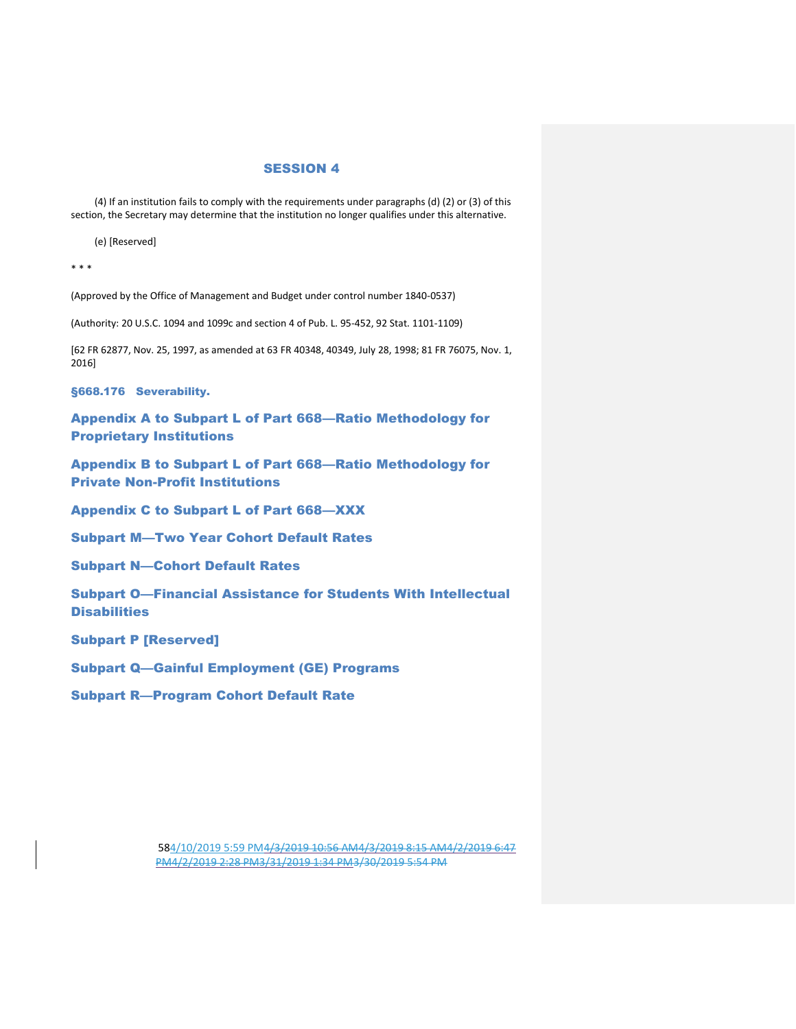## SESSION 4

(4) If an institution fails to comply with the requirements under paragraphs (d) (2) or (3) of this section, the Secretary may determine that the institution no longer qualifies under this alternative.

(e) [Reserved]

* * *

(Approved by the Office of Management and Budget under control number 1840-0537)

(Authority: 20 U.S.C. 1094 and 1099c and section 4 of Pub. L. 95-452, 92 Stat. 1101-1109)

[62 FR 62877, Nov. 25, 1997, as amended at 63 FR 40348, 40349, July 28, 1998; 81 FR 76075, Nov. 1, 2016]

### §668.176 Severability.

### Appendix A to Subpart L of Part 668—Ratio Methodology for Proprietary Institutions

### Appendix B to Subpart L of Part 668—Ratio Methodology for Private Non-Profit Institutions

### Appendix C to Subpart L of Part 668—XXX

### Subpart M—Two Year Cohort Default Rates

### Subpart N—Cohort Default Rates

### Subpart O—Financial Assistance for Students With Intellectual Disabilities

### Subpart P [Reserved]

### Subpart Q—Gainful Employment (GE) Programs

### Subpart R—Program Cohort Default Rate